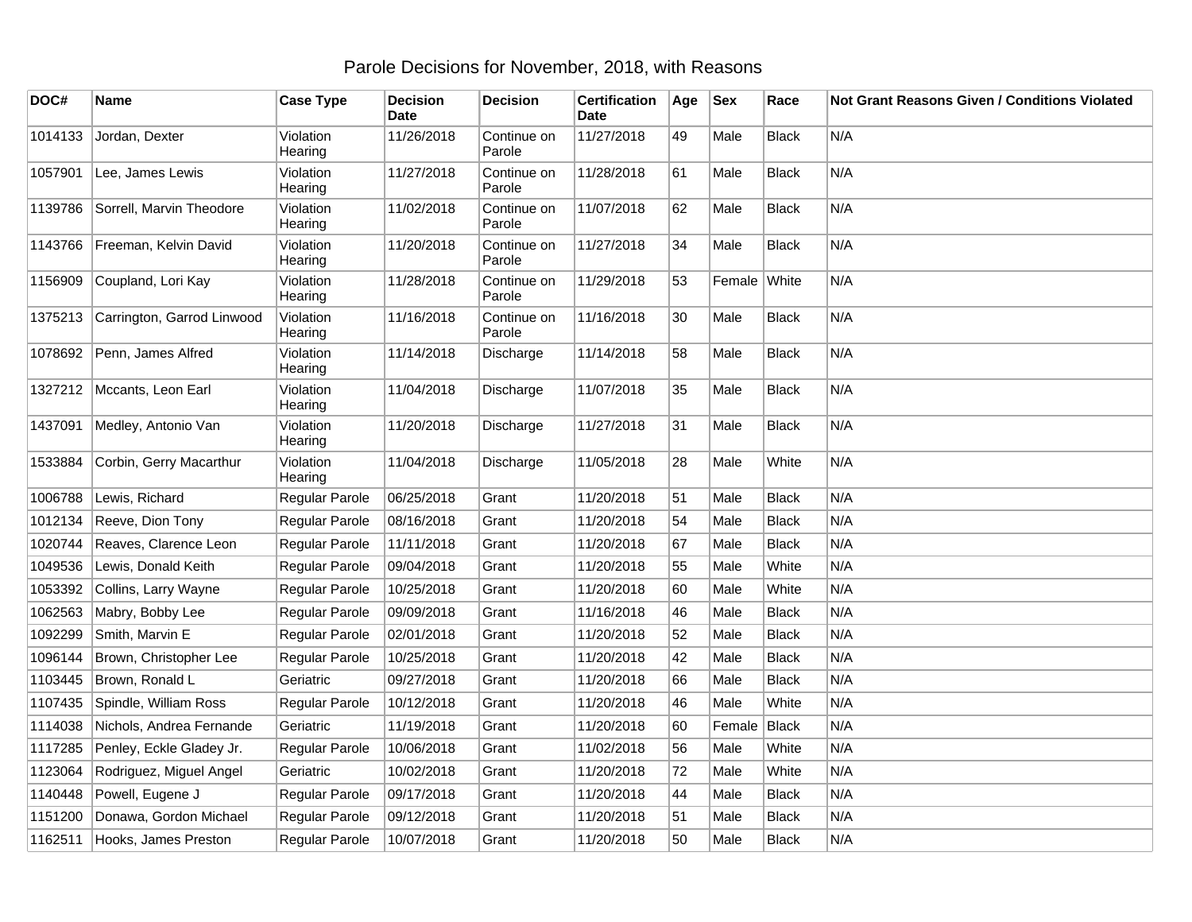# Parole Decisions for November, 2018, with Reasons

| DOC# | Name | Case Type | Decision Date | Decision | Certification Date | Age | Sex | Race | Not Grant Reasons Given / Conditions Violated |
|---|---|---|---|---|---|---|---|---|---|
| 1014133 | Jordan, Dexter | Violation Hearing | 11/26/2018 | Continue on Parole | 11/27/2018 | 49 | Male | Black | N/A |
| 1057901 | Lee, James Lewis | Violation Hearing | 11/27/2018 | Continue on Parole | 11/28/2018 | 61 | Male | Black | N/A |
| 1139786 | Sorrell, Marvin Theodore | Violation Hearing | 11/02/2018 | Continue on Parole | 11/07/2018 | 62 | Male | Black | N/A |
| 1143766 | Freeman, Kelvin David | Violation Hearing | 11/20/2018 | Continue on Parole | 11/27/2018 | 34 | Male | Black | N/A |
| 1156909 | Coupland, Lori Kay | Violation Hearing | 11/28/2018 | Continue on Parole | 11/29/2018 | 53 | Female | White | N/A |
| 1375213 | Carrington, Garrod Linwood | Violation Hearing | 11/16/2018 | Continue on Parole | 11/16/2018 | 30 | Male | Black | N/A |
| 1078692 | Penn, James Alfred | Violation Hearing | 11/14/2018 | Discharge | 11/14/2018 | 58 | Male | Black | N/A |
| 1327212 | Mccants, Leon Earl | Violation Hearing | 11/04/2018 | Discharge | 11/07/2018 | 35 | Male | Black | N/A |
| 1437091 | Medley, Antonio Van | Violation Hearing | 11/20/2018 | Discharge | 11/27/2018 | 31 | Male | Black | N/A |
| 1533884 | Corbin, Gerry Macarthur | Violation Hearing | 11/04/2018 | Discharge | 11/05/2018 | 28 | Male | White | N/A |
| 1006788 | Lewis, Richard | Regular Parole | 06/25/2018 | Grant | 11/20/2018 | 51 | Male | Black | N/A |
| 1012134 | Reeve, Dion Tony | Regular Parole | 08/16/2018 | Grant | 11/20/2018 | 54 | Male | Black | N/A |
| 1020744 | Reaves, Clarence Leon | Regular Parole | 11/11/2018 | Grant | 11/20/2018 | 67 | Male | Black | N/A |
| 1049536 | Lewis, Donald Keith | Regular Parole | 09/04/2018 | Grant | 11/20/2018 | 55 | Male | White | N/A |
| 1053392 | Collins, Larry Wayne | Regular Parole | 10/25/2018 | Grant | 11/20/2018 | 60 | Male | White | N/A |
| 1062563 | Mabry, Bobby Lee | Regular Parole | 09/09/2018 | Grant | 11/16/2018 | 46 | Male | Black | N/A |
| 1092299 | Smith, Marvin E | Regular Parole | 02/01/2018 | Grant | 11/20/2018 | 52 | Male | Black | N/A |
| 1096144 | Brown, Christopher Lee | Regular Parole | 10/25/2018 | Grant | 11/20/2018 | 42 | Male | Black | N/A |
| 1103445 | Brown, Ronald L | Geriatric | 09/27/2018 | Grant | 11/20/2018 | 66 | Male | Black | N/A |
| 1107435 | Spindle, William Ross | Regular Parole | 10/12/2018 | Grant | 11/20/2018 | 46 | Male | White | N/A |
| 1114038 | Nichols, Andrea Fernande | Geriatric | 11/19/2018 | Grant | 11/20/2018 | 60 | Female | Black | N/A |
| 1117285 | Penley, Eckle Gladey Jr. | Regular Parole | 10/06/2018 | Grant | 11/02/2018 | 56 | Male | White | N/A |
| 1123064 | Rodriguez, Miguel Angel | Geriatric | 10/02/2018 | Grant | 11/20/2018 | 72 | Male | White | N/A |
| 1140448 | Powell, Eugene J | Regular Parole | 09/17/2018 | Grant | 11/20/2018 | 44 | Male | Black | N/A |
| 1151200 | Donawa, Gordon Michael | Regular Parole | 09/12/2018 | Grant | 11/20/2018 | 51 | Male | Black | N/A |
| 1162511 | Hooks, James Preston | Regular Parole | 10/07/2018 | Grant | 11/20/2018 | 50 | Male | Black | N/A |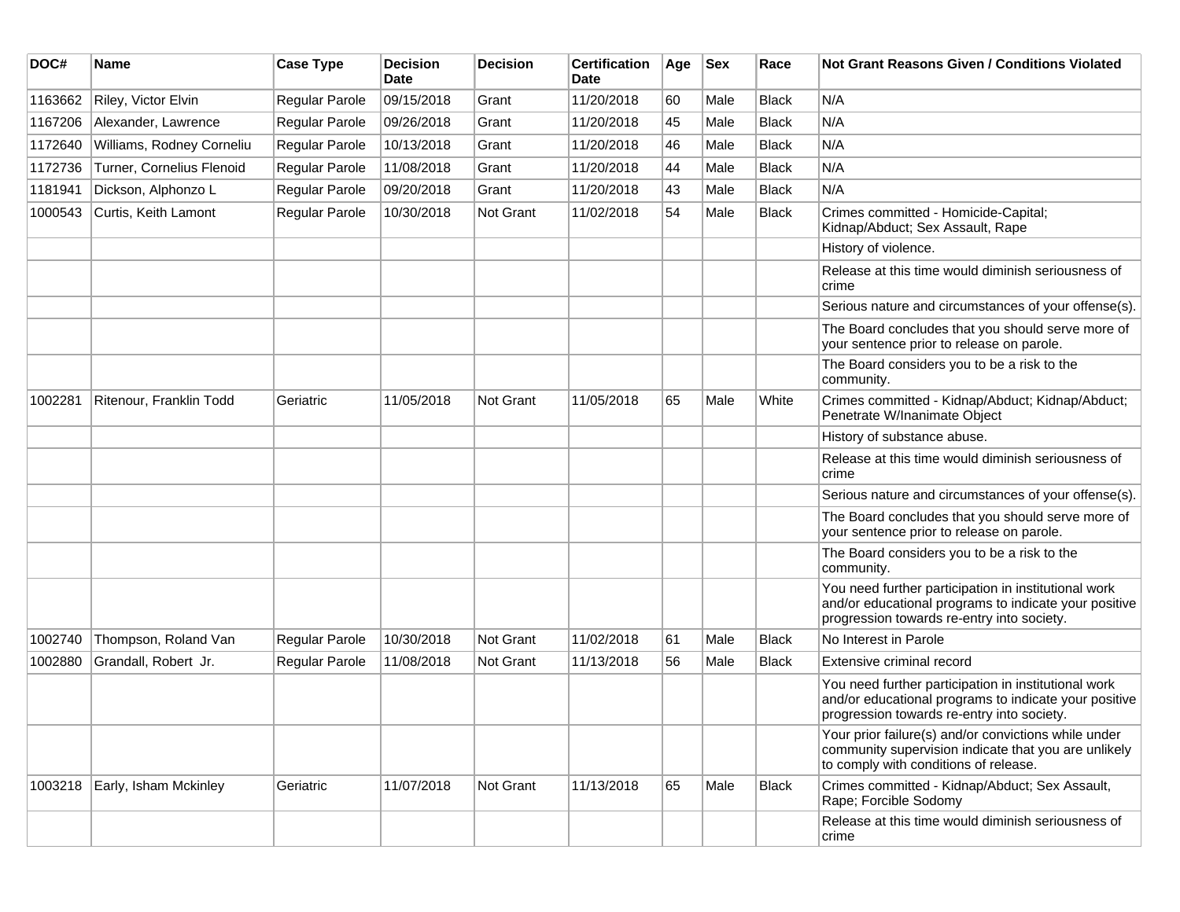| DOC# | Name | Case Type | Decision Date | Decision | Certification Date | Age | Sex | Race | Not Grant Reasons Given / Conditions Violated |
|---|---|---|---|---|---|---|---|---|---|
| 1163662 | Riley, Victor Elvin | Regular Parole | 09/15/2018 | Grant | 11/20/2018 | 60 | Male | Black | N/A |
| 1167206 | Alexander, Lawrence | Regular Parole | 09/26/2018 | Grant | 11/20/2018 | 45 | Male | Black | N/A |
| 1172640 | Williams, Rodney Corneliu | Regular Parole | 10/13/2018 | Grant | 11/20/2018 | 46 | Male | Black | N/A |
| 1172736 | Turner, Cornelius Flenoid | Regular Parole | 11/08/2018 | Grant | 11/20/2018 | 44 | Male | Black | N/A |
| 1181941 | Dickson, Alphonzo L | Regular Parole | 09/20/2018 | Grant | 11/20/2018 | 43 | Male | Black | N/A |
| 1000543 | Curtis, Keith Lamont | Regular Parole | 10/30/2018 | Not Grant | 11/02/2018 | 54 | Male | Black | Crimes committed - Homicide-Capital; Kidnap/Abduct; Sex Assault, Rape |
| | | | | | | | | | History of violence. |
| | | | | | | | | | Release at this time would diminish seriousness of crime |
| | | | | | | | | | Serious nature and circumstances of your offense(s). |
| | | | | | | | | | The Board concludes that you should serve more of your sentence prior to release on parole. |
| | | | | | | | | | The Board considers you to be a risk to the community. |
| 1002281 | Ritenour, Franklin Todd | Geriatric | 11/05/2018 | Not Grant | 11/05/2018 | 65 | Male | White | Crimes committed - Kidnap/Abduct; Kidnap/Abduct; Penetrate W/Inanimate Object |
| | | | | | | | | | History of substance abuse. |
| | | | | | | | | | Release at this time would diminish seriousness of crime |
| | | | | | | | | | Serious nature and circumstances of your offense(s). |
| | | | | | | | | | The Board concludes that you should serve more of your sentence prior to release on parole. |
| | | | | | | | | | The Board considers you to be a risk to the community. |
| | | | | | | | | | You need further participation in institutional work and/or educational programs to indicate your positive progression towards re-entry into society. |
| 1002740 | Thompson, Roland Van | Regular Parole | 10/30/2018 | Not Grant | 11/02/2018 | 61 | Male | Black | No Interest in Parole |
| 1002880 | Grandall, Robert Jr. | Regular Parole | 11/08/2018 | Not Grant | 11/13/2018 | 56 | Male | Black | Extensive criminal record |
| | | | | | | | | | You need further participation in institutional work and/or educational programs to indicate your positive progression towards re-entry into society. |
| | | | | | | | | | Your prior failure(s) and/or convictions while under community supervision indicate that you are unlikely to comply with conditions of release. |
| 1003218 | Early, Isham Mckinley | Geriatric | 11/07/2018 | Not Grant | 11/13/2018 | 65 | Male | Black | Crimes committed - Kidnap/Abduct; Sex Assault, Rape; Forcible Sodomy |
| | | | | | | | | | Release at this time would diminish seriousness of crime |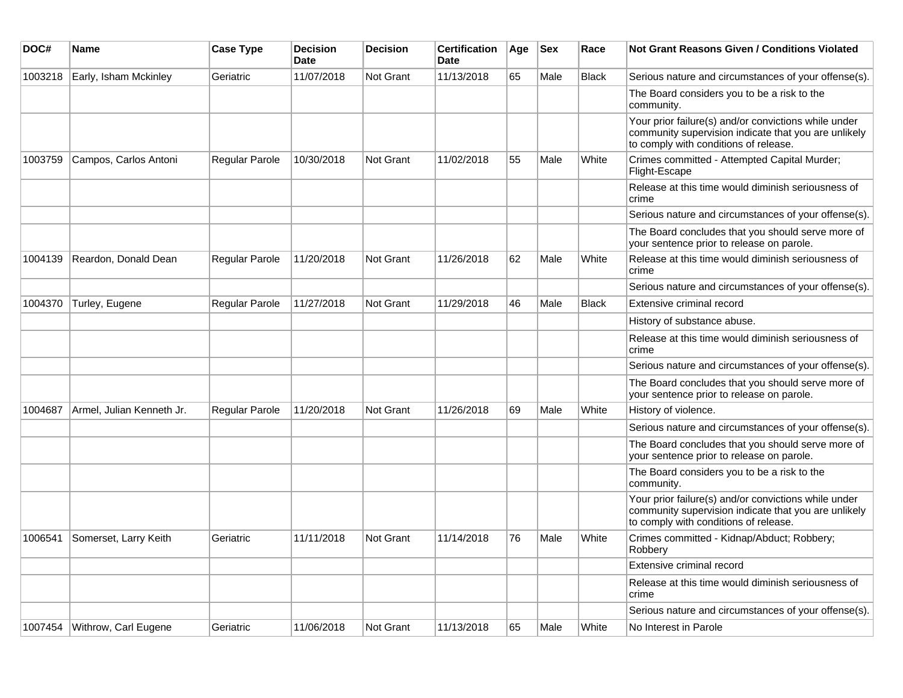| DOC# | Name | Case Type | Decision Date | Decision | Certification Date | Age | Sex | Race | Not Grant Reasons Given / Conditions Violated |
|---|---|---|---|---|---|---|---|---|---|
| 1003218 | Early, Isham Mckinley | Geriatric | 11/07/2018 | Not Grant | 11/13/2018 | 65 | Male | Black | Serious nature and circumstances of your offense(s). |
| | | | | | | | | | The Board considers you to be a risk to the community. |
| | | | | | | | | | Your prior failure(s) and/or convictions while under community supervision indicate that you are unlikely to comply with conditions of release. |
| 1003759 | Campos, Carlos Antoni | Regular Parole | 10/30/2018 | Not Grant | 11/02/2018 | 55 | Male | White | Crimes committed - Attempted Capital Murder; Flight-Escape |
| | | | | | | | | | Release at this time would diminish seriousness of crime |
| | | | | | | | | | Serious nature and circumstances of your offense(s). |
| | | | | | | | | | The Board concludes that you should serve more of your sentence prior to release on parole. |
| 1004139 | Reardon, Donald Dean | Regular Parole | 11/20/2018 | Not Grant | 11/26/2018 | 62 | Male | White | Release at this time would diminish seriousness of crime |
| | | | | | | | | | Serious nature and circumstances of your offense(s). |
| 1004370 | Turley, Eugene | Regular Parole | 11/27/2018 | Not Grant | 11/29/2018 | 46 | Male | Black | Extensive criminal record |
| | | | | | | | | | History of substance abuse. |
| | | | | | | | | | Release at this time would diminish seriousness of crime |
| | | | | | | | | | Serious nature and circumstances of your offense(s). |
| | | | | | | | | | The Board concludes that you should serve more of your sentence prior to release on parole. |
| 1004687 | Armel, Julian Kenneth Jr. | Regular Parole | 11/20/2018 | Not Grant | 11/26/2018 | 69 | Male | White | History of violence. |
| | | | | | | | | | Serious nature and circumstances of your offense(s). |
| | | | | | | | | | The Board concludes that you should serve more of your sentence prior to release on parole. |
| | | | | | | | | | The Board considers you to be a risk to the community. |
| | | | | | | | | | Your prior failure(s) and/or convictions while under community supervision indicate that you are unlikely to comply with conditions of release. |
| 1006541 | Somerset, Larry Keith | Geriatric | 11/11/2018 | Not Grant | 11/14/2018 | 76 | Male | White | Crimes committed - Kidnap/Abduct; Robbery; Robbery |
| | | | | | | | | | Extensive criminal record |
| | | | | | | | | | Release at this time would diminish seriousness of crime |
| | | | | | | | | | Serious nature and circumstances of your offense(s). |
| 1007454 | Withrow, Carl Eugene | Geriatric | 11/06/2018 | Not Grant | 11/13/2018 | 65 | Male | White | No Interest in Parole |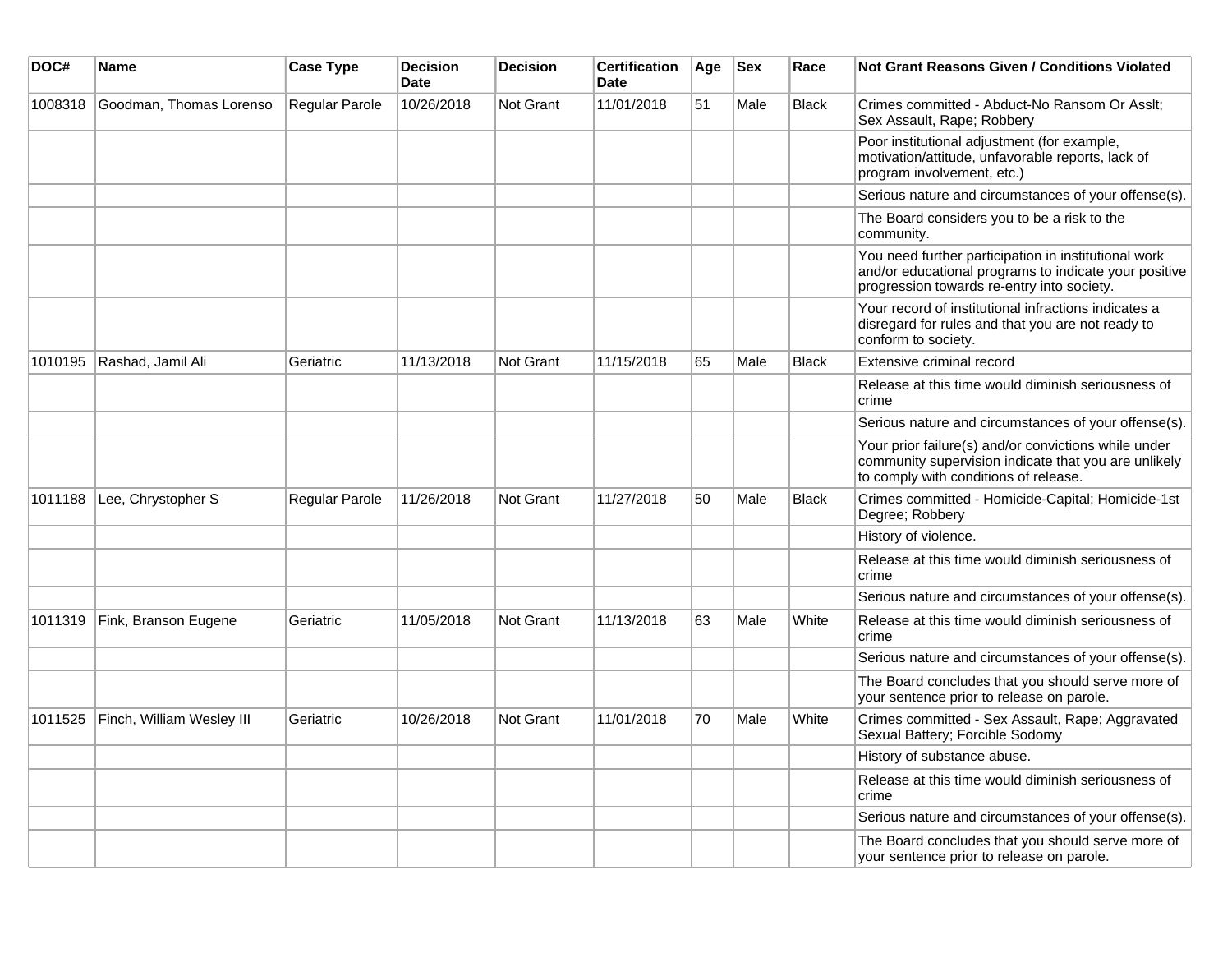| DOC# | Name | Case Type | Decision Date | Decision | Certification Date | Age | Sex | Race | Not Grant Reasons Given / Conditions Violated |
| --- | --- | --- | --- | --- | --- | --- | --- | --- | --- |
| 1008318 | Goodman, Thomas Lorenso | Regular Parole | 10/26/2018 | Not Grant | 11/01/2018 | 51 | Male | Black | Crimes committed - Abduct-No Ransom Or Asslt; Sex Assault, Rape; Robbery |
| | | | | | | | | | Poor institutional adjustment (for example, motivation/attitude, unfavorable reports, lack of program involvement, etc.) |
| | | | | | | | | | Serious nature and circumstances of your offense(s). |
| | | | | | | | | | The Board considers you to be a risk to the community. |
| | | | | | | | | | You need further participation in institutional work and/or educational programs to indicate your positive progression towards re-entry into society. |
| | | | | | | | | | Your record of institutional infractions indicates a disregard for rules and that you are not ready to conform to society. |
| 1010195 | Rashad, Jamil Ali | Geriatric | 11/13/2018 | Not Grant | 11/15/2018 | 65 | Male | Black | Extensive criminal record |
| | | | | | | | | | Release at this time would diminish seriousness of crime |
| | | | | | | | | | Serious nature and circumstances of your offense(s). |
| | | | | | | | | | Your prior failure(s) and/or convictions while under community supervision indicate that you are unlikely to comply with conditions of release. |
| 1011188 | Lee, Chrystopher S | Regular Parole | 11/26/2018 | Not Grant | 11/27/2018 | 50 | Male | Black | Crimes committed - Homicide-Capital; Homicide-1st Degree; Robbery |
| | | | | | | | | | History of violence. |
| | | | | | | | | | Release at this time would diminish seriousness of crime |
| | | | | | | | | | Serious nature and circumstances of your offense(s). |
| 1011319 | Fink, Branson Eugene | Geriatric | 11/05/2018 | Not Grant | 11/13/2018 | 63 | Male | White | Release at this time would diminish seriousness of crime |
| | | | | | | | | | Serious nature and circumstances of your offense(s). |
| | | | | | | | | | The Board concludes that you should serve more of your sentence prior to release on parole. |
| 1011525 | Finch, William Wesley III | Geriatric | 10/26/2018 | Not Grant | 11/01/2018 | 70 | Male | White | Crimes committed - Sex Assault, Rape; Aggravated Sexual Battery; Forcible Sodomy |
| | | | | | | | | | History of substance abuse. |
| | | | | | | | | | Release at this time would diminish seriousness of crime |
| | | | | | | | | | Serious nature and circumstances of your offense(s). |
| | | | | | | | | | The Board concludes that you should serve more of your sentence prior to release on parole. |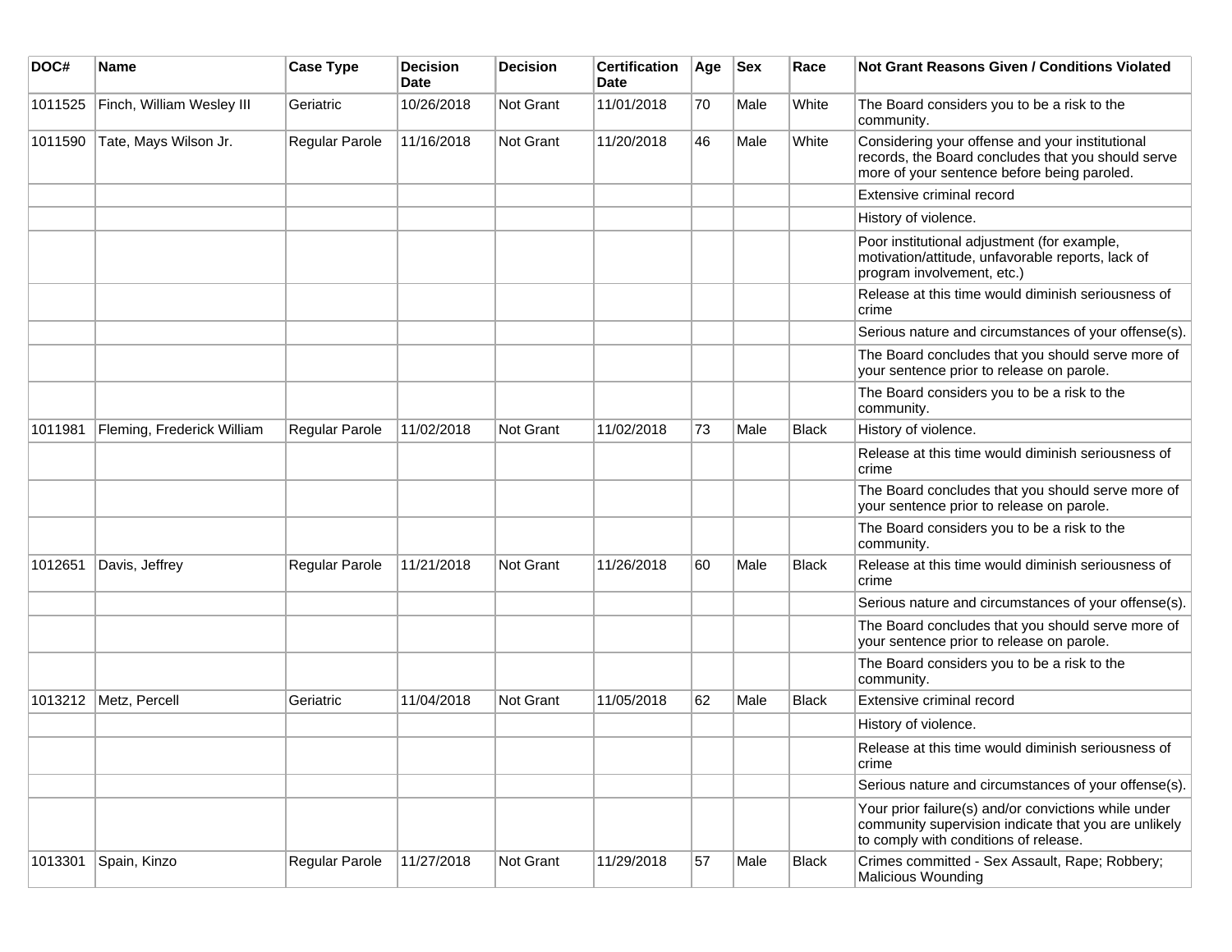| DOC# | Name | Case Type | Decision Date | Decision | Certification Date | Age | Sex | Race | Not Grant Reasons Given / Conditions Violated |
|---|---|---|---|---|---|---|---|---|---|
| 1011525 | Finch, William Wesley III | Geriatric | 10/26/2018 | Not Grant | 11/01/2018 | 70 | Male | White | The Board considers you to be a risk to the community. |
| 1011590 | Tate, Mays Wilson Jr. | Regular Parole | 11/16/2018 | Not Grant | 11/20/2018 | 46 | Male | White | Considering your offense and your institutional records, the Board concludes that you should serve more of your sentence before being paroled. |
| | | | | | | | | | Extensive criminal record |
| | | | | | | | | | History of violence. |
| | | | | | | | | | Poor institutional adjustment (for example, motivation/attitude, unfavorable reports, lack of program involvement, etc.) |
| | | | | | | | | | Release at this time would diminish seriousness of crime |
| | | | | | | | | | Serious nature and circumstances of your offense(s). |
| | | | | | | | | | The Board concludes that you should serve more of your sentence prior to release on parole. |
| | | | | | | | | | The Board considers you to be a risk to the community. |
| 1011981 | Fleming, Frederick William | Regular Parole | 11/02/2018 | Not Grant | 11/02/2018 | 73 | Male | Black | History of violence. |
| | | | | | | | | | Release at this time would diminish seriousness of crime |
| | | | | | | | | | The Board concludes that you should serve more of your sentence prior to release on parole. |
| | | | | | | | | | The Board considers you to be a risk to the community. |
| 1012651 | Davis, Jeffrey | Regular Parole | 11/21/2018 | Not Grant | 11/26/2018 | 60 | Male | Black | Release at this time would diminish seriousness of crime |
| | | | | | | | | | Serious nature and circumstances of your offense(s). |
| | | | | | | | | | The Board concludes that you should serve more of your sentence prior to release on parole. |
| | | | | | | | | | The Board considers you to be a risk to the community. |
| 1013212 | Metz, Percell | Geriatric | 11/04/2018 | Not Grant | 11/05/2018 | 62 | Male | Black | Extensive criminal record |
| | | | | | | | | | History of violence. |
| | | | | | | | | | Release at this time would diminish seriousness of crime |
| | | | | | | | | | Serious nature and circumstances of your offense(s). |
| | | | | | | | | | Your prior failure(s) and/or convictions while under community supervision indicate that you are unlikely to comply with conditions of release. |
| 1013301 | Spain, Kinzo | Regular Parole | 11/27/2018 | Not Grant | 11/29/2018 | 57 | Male | Black | Crimes committed - Sex Assault, Rape; Robbery; Malicious Wounding |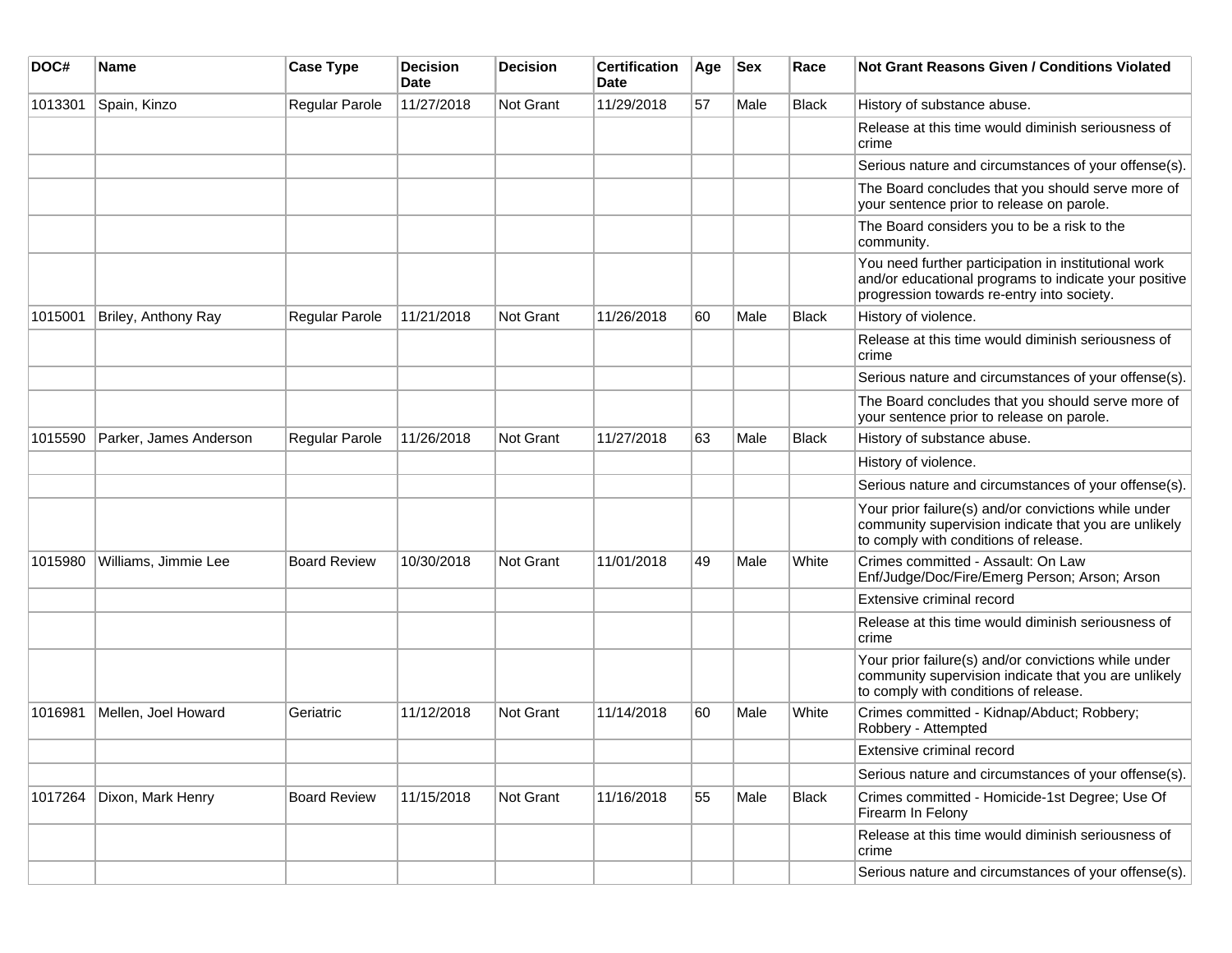| DOC# | Name | Case Type | Decision Date | Decision | Certification Date | Age | Sex | Race | Not Grant Reasons Given / Conditions Violated |
|---|---|---|---|---|---|---|---|---|---|
| 1013301 | Spain, Kinzo | Regular Parole | 11/27/2018 | Not Grant | 11/29/2018 | 57 | Male | Black | History of substance abuse. |
| | | | | | | | | | Release at this time would diminish seriousness of crime |
| | | | | | | | | | Serious nature and circumstances of your offense(s). |
| | | | | | | | | | The Board concludes that you should serve more of your sentence prior to release on parole. |
| | | | | | | | | | The Board considers you to be a risk to the community. |
| | | | | | | | | | You need further participation in institutional work and/or educational programs to indicate your positive progression towards re-entry into society. |
| 1015001 | Briley, Anthony Ray | Regular Parole | 11/21/2018 | Not Grant | 11/26/2018 | 60 | Male | Black | History of violence. |
| | | | | | | | | | Release at this time would diminish seriousness of crime |
| | | | | | | | | | Serious nature and circumstances of your offense(s). |
| | | | | | | | | | The Board concludes that you should serve more of your sentence prior to release on parole. |
| 1015590 | Parker, James Anderson | Regular Parole | 11/26/2018 | Not Grant | 11/27/2018 | 63 | Male | Black | History of substance abuse. |
| | | | | | | | | | History of violence. |
| | | | | | | | | | Serious nature and circumstances of your offense(s). |
| | | | | | | | | | Your prior failure(s) and/or convictions while under community supervision indicate that you are unlikely to comply with conditions of release. |
| 1015980 | Williams, Jimmie Lee | Board Review | 10/30/2018 | Not Grant | 11/01/2018 | 49 | Male | White | Crimes committed - Assault: On Law Enf/Judge/Doc/Fire/Emerg Person; Arson; Arson |
| | | | | | | | | | Extensive criminal record |
| | | | | | | | | | Release at this time would diminish seriousness of crime |
| | | | | | | | | | Your prior failure(s) and/or convictions while under community supervision indicate that you are unlikely to comply with conditions of release. |
| 1016981 | Mellen, Joel Howard | Geriatric | 11/12/2018 | Not Grant | 11/14/2018 | 60 | Male | White | Crimes committed - Kidnap/Abduct; Robbery; Robbery - Attempted |
| | | | | | | | | | Extensive criminal record |
| | | | | | | | | | Serious nature and circumstances of your offense(s). |
| 1017264 | Dixon, Mark Henry | Board Review | 11/15/2018 | Not Grant | 11/16/2018 | 55 | Male | Black | Crimes committed - Homicide-1st Degree; Use Of Firearm In Felony |
| | | | | | | | | | Release at this time would diminish seriousness of crime |
| | | | | | | | | | Serious nature and circumstances of your offense(s). |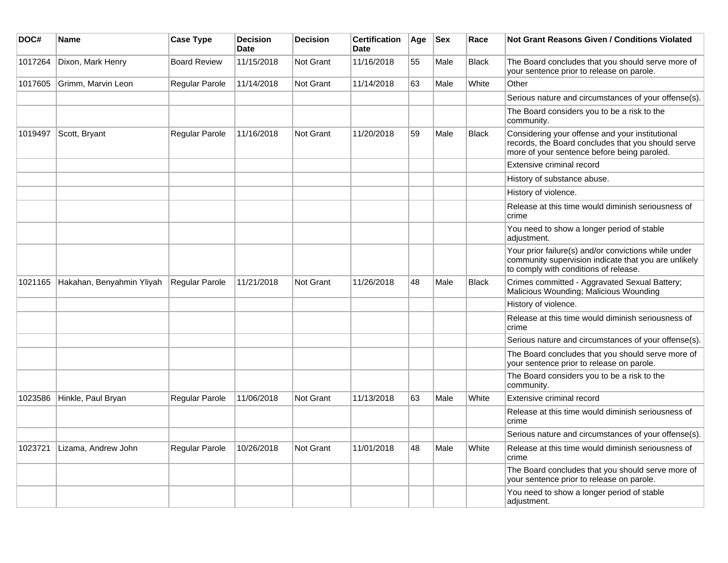| DOC# | Name | Case Type | Decision Date | Decision | Certification Date | Age | Sex | Race | Not Grant Reasons Given / Conditions Violated |
|---|---|---|---|---|---|---|---|---|---|
| 1017264 | Dixon, Mark Henry | Board Review | 11/15/2018 | Not Grant | 11/16/2018 | 55 | Male | Black | The Board concludes that you should serve more of your sentence prior to release on parole. |
| 1017605 | Grimm, Marvin Leon | Regular Parole | 11/14/2018 | Not Grant | 11/14/2018 | 63 | Male | White | Other |
| | | | | | | | | | Serious nature and circumstances of your offense(s). |
| | | | | | | | | | The Board considers you to be a risk to the community. |
| 1019497 | Scott, Bryant | Regular Parole | 11/16/2018 | Not Grant | 11/20/2018 | 59 | Male | Black | Considering your offense and your institutional records, the Board concludes that you should serve more of your sentence before being paroled. |
| | | | | | | | | | Extensive criminal record |
| | | | | | | | | | History of substance abuse. |
| | | | | | | | | | History of violence. |
| | | | | | | | | | Release at this time would diminish seriousness of crime |
| | | | | | | | | | You need to show a longer period of stable adjustment. |
| | | | | | | | | | Your prior failure(s) and/or convictions while under community supervision indicate that you are unlikely to comply with conditions of release. |
| 1021165 | Hakahan, Benyahmin Yliyah | Regular Parole | 11/21/2018 | Not Grant | 11/26/2018 | 48 | Male | Black | Crimes committed - Aggravated Sexual Battery; Malicious Wounding; Malicious Wounding |
| | | | | | | | | | History of violence. |
| | | | | | | | | | Release at this time would diminish seriousness of crime |
| | | | | | | | | | Serious nature and circumstances of your offense(s). |
| | | | | | | | | | The Board concludes that you should serve more of your sentence prior to release on parole. |
| | | | | | | | | | The Board considers you to be a risk to the community. |
| 1023586 | Hinkle, Paul Bryan | Regular Parole | 11/06/2018 | Not Grant | 11/13/2018 | 63 | Male | White | Extensive criminal record |
| | | | | | | | | | Release at this time would diminish seriousness of crime |
| | | | | | | | | | Serious nature and circumstances of your offense(s). |
| 1023721 | Lizama, Andrew John | Regular Parole | 10/26/2018 | Not Grant | 11/01/2018 | 48 | Male | White | Release at this time would diminish seriousness of crime |
| | | | | | | | | | The Board concludes that you should serve more of your sentence prior to release on parole. |
| | | | | | | | | | You need to show a longer period of stable adjustment. |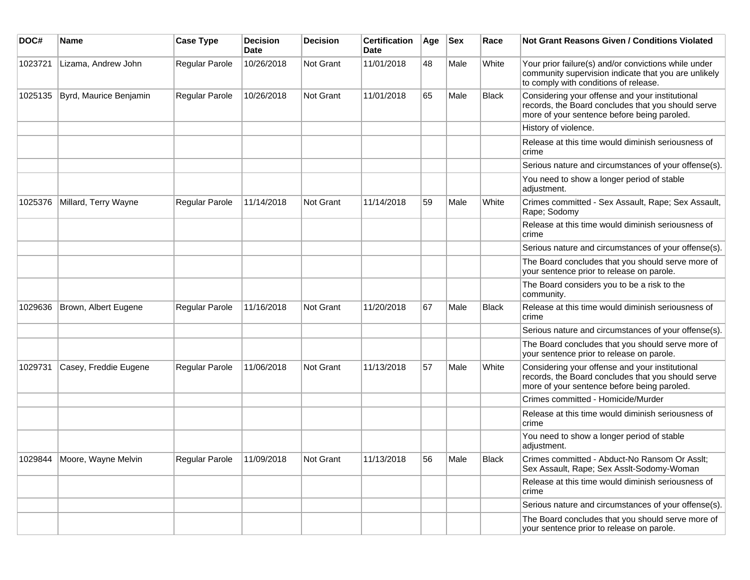| DOC# | Name | Case Type | Decision Date | Decision | Certification Date | Age | Sex | Race | Not Grant Reasons Given / Conditions Violated |
|---|---|---|---|---|---|---|---|---|---|
| 1023721 | Lizama, Andrew John | Regular Parole | 10/26/2018 | Not Grant | 11/01/2018 | 48 | Male | White | Your prior failure(s) and/or convictions while under community supervision indicate that you are unlikely to comply with conditions of release. |
| 1025135 | Byrd, Maurice Benjamin | Regular Parole | 10/26/2018 | Not Grant | 11/01/2018 | 65 | Male | Black | Considering your offense and your institutional records, the Board concludes that you should serve more of your sentence before being paroled. |
| | | | | | | | | | History of violence. |
| | | | | | | | | | Release at this time would diminish seriousness of crime |
| | | | | | | | | | Serious nature and circumstances of your offense(s). |
| | | | | | | | | | You need to show a longer period of stable adjustment. |
| 1025376 | Millard, Terry Wayne | Regular Parole | 11/14/2018 | Not Grant | 11/14/2018 | 59 | Male | White | Crimes committed - Sex Assault, Rape; Sex Assault, Rape; Sodomy |
| | | | | | | | | | Release at this time would diminish seriousness of crime |
| | | | | | | | | | Serious nature and circumstances of your offense(s). |
| | | | | | | | | | The Board concludes that you should serve more of your sentence prior to release on parole. |
| | | | | | | | | | The Board considers you to be a risk to the community. |
| 1029636 | Brown, Albert Eugene | Regular Parole | 11/16/2018 | Not Grant | 11/20/2018 | 67 | Male | Black | Release at this time would diminish seriousness of crime |
| | | | | | | | | | Serious nature and circumstances of your offense(s). |
| | | | | | | | | | The Board concludes that you should serve more of your sentence prior to release on parole. |
| 1029731 | Casey, Freddie Eugene | Regular Parole | 11/06/2018 | Not Grant | 11/13/2018 | 57 | Male | White | Considering your offense and your institutional records, the Board concludes that you should serve more of your sentence before being paroled. |
| | | | | | | | | | Crimes committed - Homicide/Murder |
| | | | | | | | | | Release at this time would diminish seriousness of crime |
| | | | | | | | | | You need to show a longer period of stable adjustment. |
| 1029844 | Moore, Wayne Melvin | Regular Parole | 11/09/2018 | Not Grant | 11/13/2018 | 56 | Male | Black | Crimes committed - Abduct-No Ransom Or Asslt; Sex Assault, Rape; Sex Asslt-Sodomy-Woman |
| | | | | | | | | | Release at this time would diminish seriousness of crime |
| | | | | | | | | | Serious nature and circumstances of your offense(s). |
| | | | | | | | | | The Board concludes that you should serve more of your sentence prior to release on parole. |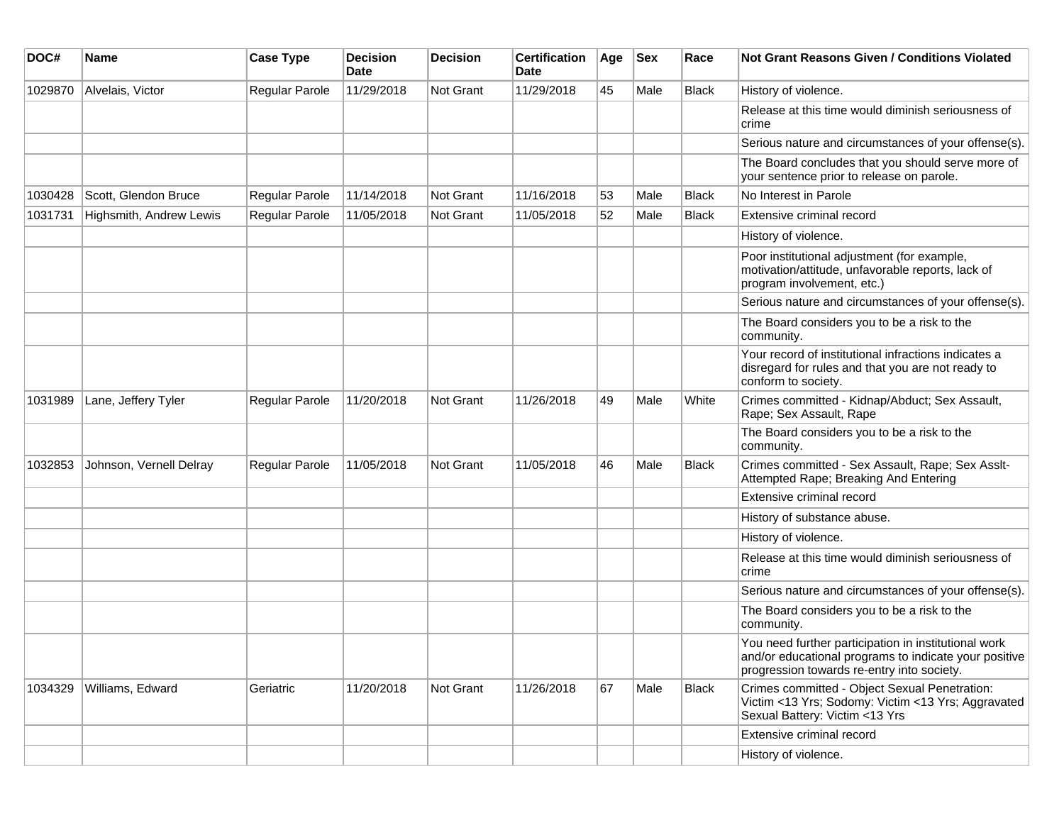| DOC# | Name | Case Type | Decision Date | Decision | Certification Date | Age | Sex | Race | Not Grant Reasons Given / Conditions Violated |
|---|---|---|---|---|---|---|---|---|---|
| 1029870 | Alvelais, Victor | Regular Parole | 11/29/2018 | Not Grant | 11/29/2018 | 45 | Male | Black | History of violence. |
| | | | | | | | | | Release at this time would diminish seriousness of crime |
| | | | | | | | | | Serious nature and circumstances of your offense(s). |
| | | | | | | | | | The Board concludes that you should serve more of your sentence prior to release on parole. |
| 1030428 | Scott, Glendon Bruce | Regular Parole | 11/14/2018 | Not Grant | 11/16/2018 | 53 | Male | Black | No Interest in Parole |
| 1031731 | Highsmith, Andrew Lewis | Regular Parole | 11/05/2018 | Not Grant | 11/05/2018 | 52 | Male | Black | Extensive criminal record |
| | | | | | | | | | History of violence. |
| | | | | | | | | | Poor institutional adjustment (for example, motivation/attitude, unfavorable reports, lack of program involvement, etc.) |
| | | | | | | | | | Serious nature and circumstances of your offense(s). |
| | | | | | | | | | The Board considers you to be a risk to the community. |
| | | | | | | | | | Your record of institutional infractions indicates a disregard for rules and that you are not ready to conform to society. |
| 1031989 | Lane, Jeffery Tyler | Regular Parole | 11/20/2018 | Not Grant | 11/26/2018 | 49 | Male | White | Crimes committed - Kidnap/Abduct; Sex Assault, Rape; Sex Assault, Rape |
| | | | | | | | | | The Board considers you to be a risk to the community. |
| 1032853 | Johnson, Vernell Delray | Regular Parole | 11/05/2018 | Not Grant | 11/05/2018 | 46 | Male | Black | Crimes committed - Sex Assault, Rape; Sex Asslt-Attempted Rape; Breaking And Entering |
| | | | | | | | | | Extensive criminal record |
| | | | | | | | | | History of substance abuse. |
| | | | | | | | | | History of violence. |
| | | | | | | | | | Release at this time would diminish seriousness of crime |
| | | | | | | | | | Serious nature and circumstances of your offense(s). |
| | | | | | | | | | The Board considers you to be a risk to the community. |
| | | | | | | | | | You need further participation in institutional work and/or educational programs to indicate your positive progression towards re-entry into society. |
| 1034329 | Williams, Edward | Geriatric | 11/20/2018 | Not Grant | 11/26/2018 | 67 | Male | Black | Crimes committed - Object Sexual Penetration: Victim <13 Yrs; Sodomy: Victim <13 Yrs; Aggravated Sexual Battery: Victim <13 Yrs |
| | | | | | | | | | Extensive criminal record |
| | | | | | | | | | History of violence. |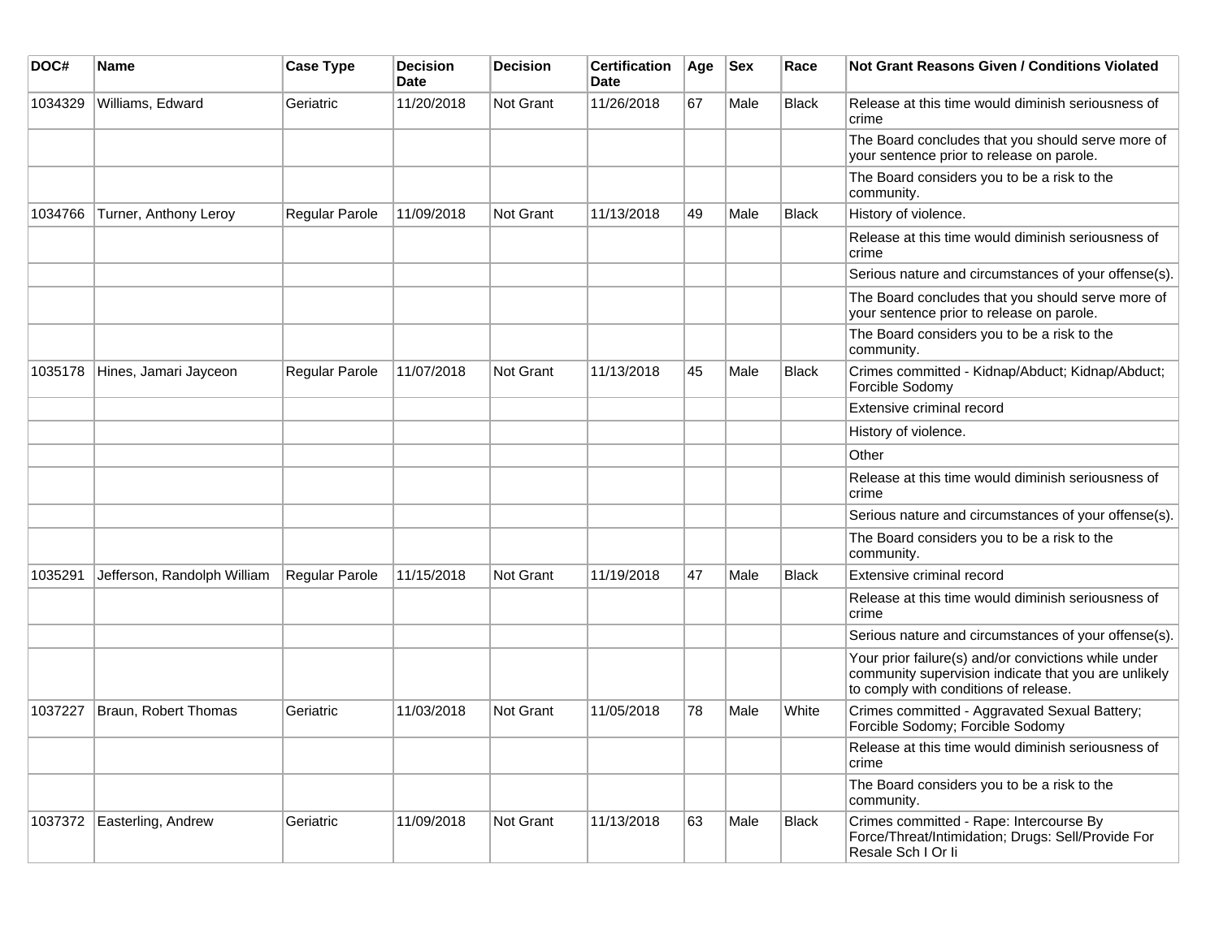| DOC# | Name | Case Type | Decision Date | Decision | Certification Date | Age | Sex | Race | Not Grant Reasons Given / Conditions Violated |
|---|---|---|---|---|---|---|---|---|---|
| 1034329 | Williams, Edward | Geriatric | 11/20/2018 | Not Grant | 11/26/2018 | 67 | Male | Black | Release at this time would diminish seriousness of crime |
| | | | | | | | | | The Board concludes that you should serve more of your sentence prior to release on parole. |
| | | | | | | | | | The Board considers you to be a risk to the community. |
| 1034766 | Turner, Anthony Leroy | Regular Parole | 11/09/2018 | Not Grant | 11/13/2018 | 49 | Male | Black | History of violence. |
| | | | | | | | | | Release at this time would diminish seriousness of crime |
| | | | | | | | | | Serious nature and circumstances of your offense(s). |
| | | | | | | | | | The Board concludes that you should serve more of your sentence prior to release on parole. |
| | | | | | | | | | The Board considers you to be a risk to the community. |
| 1035178 | Hines, Jamari Jayceon | Regular Parole | 11/07/2018 | Not Grant | 11/13/2018 | 45 | Male | Black | Crimes committed - Kidnap/Abduct; Kidnap/Abduct; Forcible Sodomy |
| | | | | | | | | | Extensive criminal record |
| | | | | | | | | | History of violence. |
| | | | | | | | | | Other |
| | | | | | | | | | Release at this time would diminish seriousness of crime |
| | | | | | | | | | Serious nature and circumstances of your offense(s). |
| | | | | | | | | | The Board considers you to be a risk to the community. |
| 1035291 | Jefferson, Randolph William | Regular Parole | 11/15/2018 | Not Grant | 11/19/2018 | 47 | Male | Black | Extensive criminal record |
| | | | | | | | | | Release at this time would diminish seriousness of crime |
| | | | | | | | | | Serious nature and circumstances of your offense(s). |
| | | | | | | | | | Your prior failure(s) and/or convictions while under community supervision indicate that you are unlikely to comply with conditions of release. |
| 1037227 | Braun, Robert Thomas | Geriatric | 11/03/2018 | Not Grant | 11/05/2018 | 78 | Male | White | Crimes committed - Aggravated Sexual Battery; Forcible Sodomy; Forcible Sodomy |
| | | | | | | | | | Release at this time would diminish seriousness of crime |
| | | | | | | | | | The Board considers you to be a risk to the community. |
| 1037372 | Easterling, Andrew | Geriatric | 11/09/2018 | Not Grant | 11/13/2018 | 63 | Male | Black | Crimes committed - Rape: Intercourse By Force/Threat/Intimidation; Drugs: Sell/Provide For Resale Sch I Or Ii |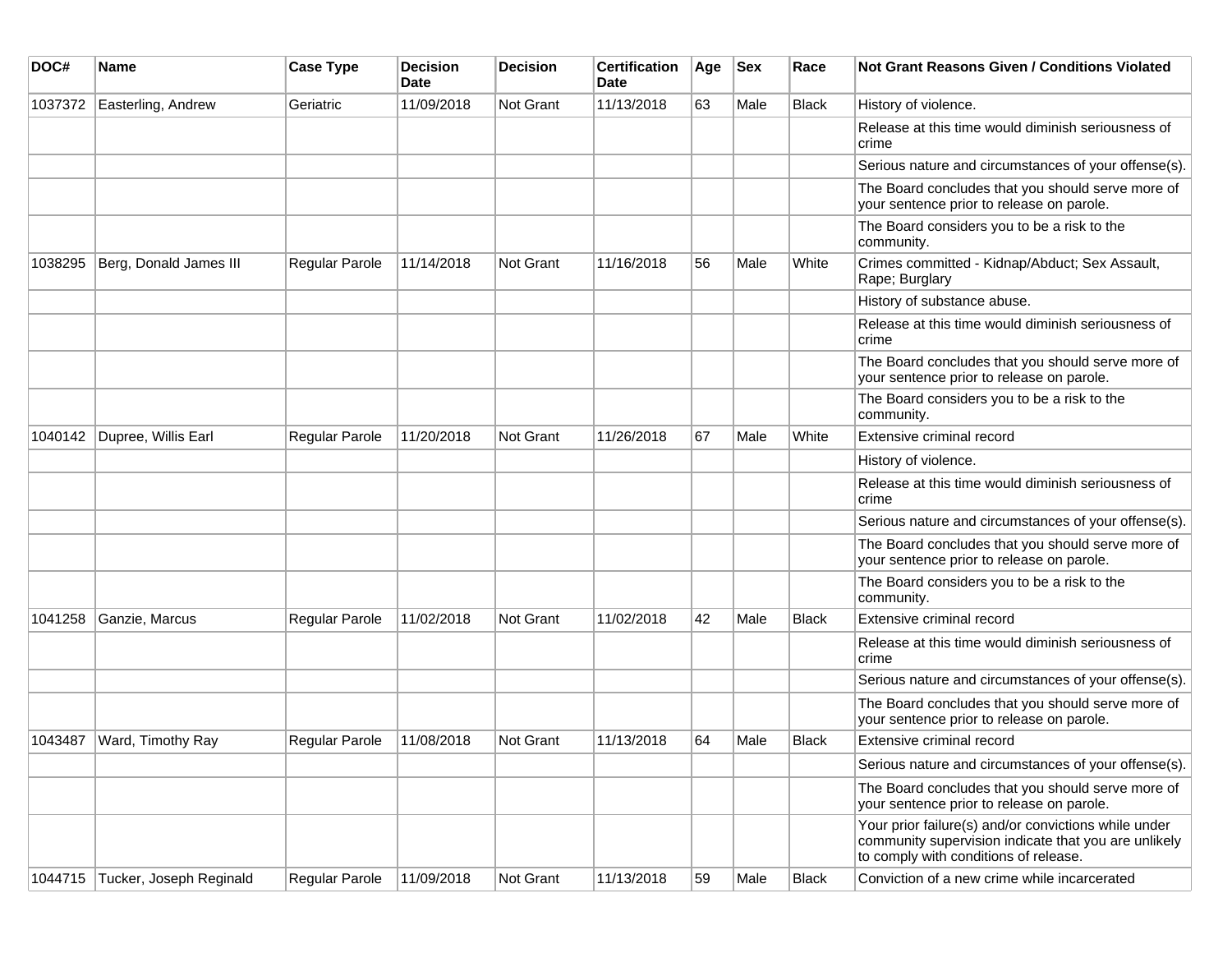| DOC# | Name | Case Type | Decision Date | Decision | Certification Date | Age | Sex | Race | Not Grant Reasons Given / Conditions Violated |
|---|---|---|---|---|---|---|---|---|---|
| 1037372 | Easterling, Andrew | Geriatric | 11/09/2018 | Not Grant | 11/13/2018 | 63 | Male | Black | History of violence. |
| | | | | | | | | | Release at this time would diminish seriousness of crime |
| | | | | | | | | | Serious nature and circumstances of your offense(s). |
| | | | | | | | | | The Board concludes that you should serve more of your sentence prior to release on parole. |
| | | | | | | | | | The Board considers you to be a risk to the community. |
| 1038295 | Berg, Donald James III | Regular Parole | 11/14/2018 | Not Grant | 11/16/2018 | 56 | Male | White | Crimes committed - Kidnap/Abduct; Sex Assault, Rape; Burglary |
| | | | | | | | | | History of substance abuse. |
| | | | | | | | | | Release at this time would diminish seriousness of crime |
| | | | | | | | | | The Board concludes that you should serve more of your sentence prior to release on parole. |
| | | | | | | | | | The Board considers you to be a risk to the community. |
| 1040142 | Dupree, Willis Earl | Regular Parole | 11/20/2018 | Not Grant | 11/26/2018 | 67 | Male | White | Extensive criminal record |
| | | | | | | | | | History of violence. |
| | | | | | | | | | Release at this time would diminish seriousness of crime |
| | | | | | | | | | Serious nature and circumstances of your offense(s). |
| | | | | | | | | | The Board concludes that you should serve more of your sentence prior to release on parole. |
| | | | | | | | | | The Board considers you to be a risk to the community. |
| 1041258 | Ganzie, Marcus | Regular Parole | 11/02/2018 | Not Grant | 11/02/2018 | 42 | Male | Black | Extensive criminal record |
| | | | | | | | | | Release at this time would diminish seriousness of crime |
| | | | | | | | | | Serious nature and circumstances of your offense(s). |
| | | | | | | | | | The Board concludes that you should serve more of your sentence prior to release on parole. |
| 1043487 | Ward, Timothy Ray | Regular Parole | 11/08/2018 | Not Grant | 11/13/2018 | 64 | Male | Black | Extensive criminal record |
| | | | | | | | | | Serious nature and circumstances of your offense(s). |
| | | | | | | | | | The Board concludes that you should serve more of your sentence prior to release on parole. |
| | | | | | | | | | Your prior failure(s) and/or convictions while under community supervision indicate that you are unlikely to comply with conditions of release. |
| 1044715 | Tucker, Joseph Reginald | Regular Parole | 11/09/2018 | Not Grant | 11/13/2018 | 59 | Male | Black | Conviction of a new crime while incarcerated |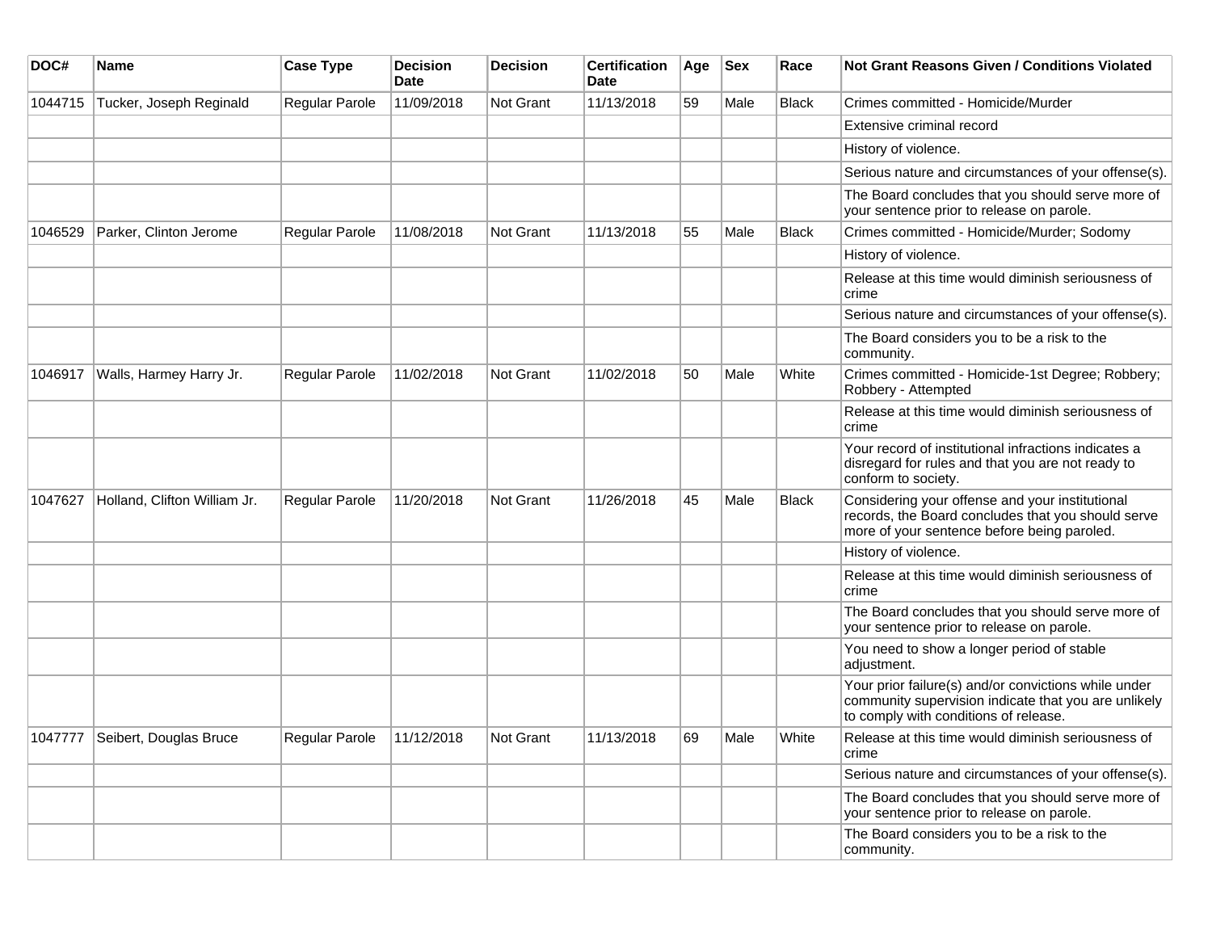| DOC# | Name | Case Type | Decision Date | Decision | Certification Date | Age | Sex | Race | Not Grant Reasons Given / Conditions Violated |
|---|---|---|---|---|---|---|---|---|---|
| 1044715 | Tucker, Joseph Reginald | Regular Parole | 11/09/2018 | Not Grant | 11/13/2018 | 59 | Male | Black | Crimes committed - Homicide/Murder |
| | | | | | | | | | Extensive criminal record |
| | | | | | | | | | History of violence. |
| | | | | | | | | | Serious nature and circumstances of your offense(s). |
| | | | | | | | | | The Board concludes that you should serve more of your sentence prior to release on parole. |
| 1046529 | Parker, Clinton Jerome | Regular Parole | 11/08/2018 | Not Grant | 11/13/2018 | 55 | Male | Black | Crimes committed - Homicide/Murder; Sodomy |
| | | | | | | | | | History of violence. |
| | | | | | | | | | Release at this time would diminish seriousness of crime |
| | | | | | | | | | Serious nature and circumstances of your offense(s). |
| | | | | | | | | | The Board considers you to be a risk to the community. |
| 1046917 | Walls, Harmey Harry Jr. | Regular Parole | 11/02/2018 | Not Grant | 11/02/2018 | 50 | Male | White | Crimes committed - Homicide-1st Degree; Robbery; Robbery - Attempted |
| | | | | | | | | | Release at this time would diminish seriousness of crime |
| | | | | | | | | | Your record of institutional infractions indicates a disregard for rules and that you are not ready to conform to society. |
| 1047627 | Holland, Clifton William Jr. | Regular Parole | 11/20/2018 | Not Grant | 11/26/2018 | 45 | Male | Black | Considering your offense and your institutional records, the Board concludes that you should serve more of your sentence before being paroled. |
| | | | | | | | | | History of violence. |
| | | | | | | | | | Release at this time would diminish seriousness of crime |
| | | | | | | | | | The Board concludes that you should serve more of your sentence prior to release on parole. |
| | | | | | | | | | You need to show a longer period of stable adjustment. |
| | | | | | | | | | Your prior failure(s) and/or convictions while under community supervision indicate that you are unlikely to comply with conditions of release. |
| 1047777 | Seibert, Douglas Bruce | Regular Parole | 11/12/2018 | Not Grant | 11/13/2018 | 69 | Male | White | Release at this time would diminish seriousness of crime |
| | | | | | | | | | Serious nature and circumstances of your offense(s). |
| | | | | | | | | | The Board concludes that you should serve more of your sentence prior to release on parole. |
| | | | | | | | | | The Board considers you to be a risk to the community. |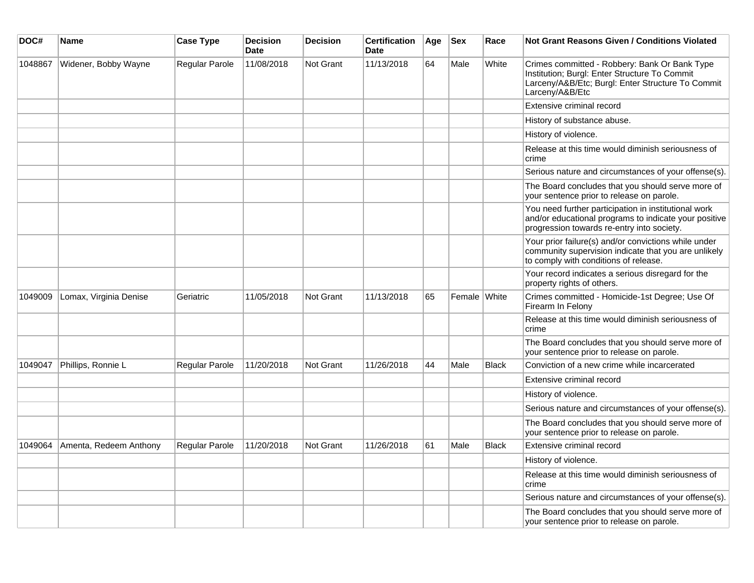| DOC# | Name | Case Type | Decision Date | Decision | Certification Date | Age | Sex | Race | Not Grant Reasons Given / Conditions Violated |
|---|---|---|---|---|---|---|---|---|---|
| 1048867 | Widener, Bobby Wayne | Regular Parole | 11/08/2018 | Not Grant | 11/13/2018 | 64 | Male | White | Crimes committed - Robbery: Bank Or Bank Type Institution; Burgl: Enter Structure To Commit Larceny/A&B/Etc; Burgl: Enter Structure To Commit Larceny/A&B/Etc |
| | | | | | | | | | Extensive criminal record |
| | | | | | | | | | History of substance abuse. |
| | | | | | | | | | History of violence. |
| | | | | | | | | | Release at this time would diminish seriousness of crime |
| | | | | | | | | | Serious nature and circumstances of your offense(s). |
| | | | | | | | | | The Board concludes that you should serve more of your sentence prior to release on parole. |
| | | | | | | | | | You need further participation in institutional work and/or educational programs to indicate your positive progression towards re-entry into society. |
| | | | | | | | | | Your prior failure(s) and/or convictions while under community supervision indicate that you are unlikely to comply with conditions of release. |
| | | | | | | | | | Your record indicates a serious disregard for the property rights of others. |
| 1049009 | Lomax, Virginia Denise | Geriatric | 11/05/2018 | Not Grant | 11/13/2018 | 65 | Female | White | Crimes committed - Homicide-1st Degree; Use Of Firearm In Felony |
| | | | | | | | | | Release at this time would diminish seriousness of crime |
| | | | | | | | | | The Board concludes that you should serve more of your sentence prior to release on parole. |
| 1049047 | Phillips, Ronnie L | Regular Parole | 11/20/2018 | Not Grant | 11/26/2018 | 44 | Male | Black | Conviction of a new crime while incarcerated |
| | | | | | | | | | Extensive criminal record |
| | | | | | | | | | History of violence. |
| | | | | | | | | | Serious nature and circumstances of your offense(s). |
| | | | | | | | | | The Board concludes that you should serve more of your sentence prior to release on parole. |
| 1049064 | Amenta, Redeem Anthony | Regular Parole | 11/20/2018 | Not Grant | 11/26/2018 | 61 | Male | Black | Extensive criminal record |
| | | | | | | | | | History of violence. |
| | | | | | | | | | Release at this time would diminish seriousness of crime |
| | | | | | | | | | Serious nature and circumstances of your offense(s). |
| | | | | | | | | | The Board concludes that you should serve more of your sentence prior to release on parole. |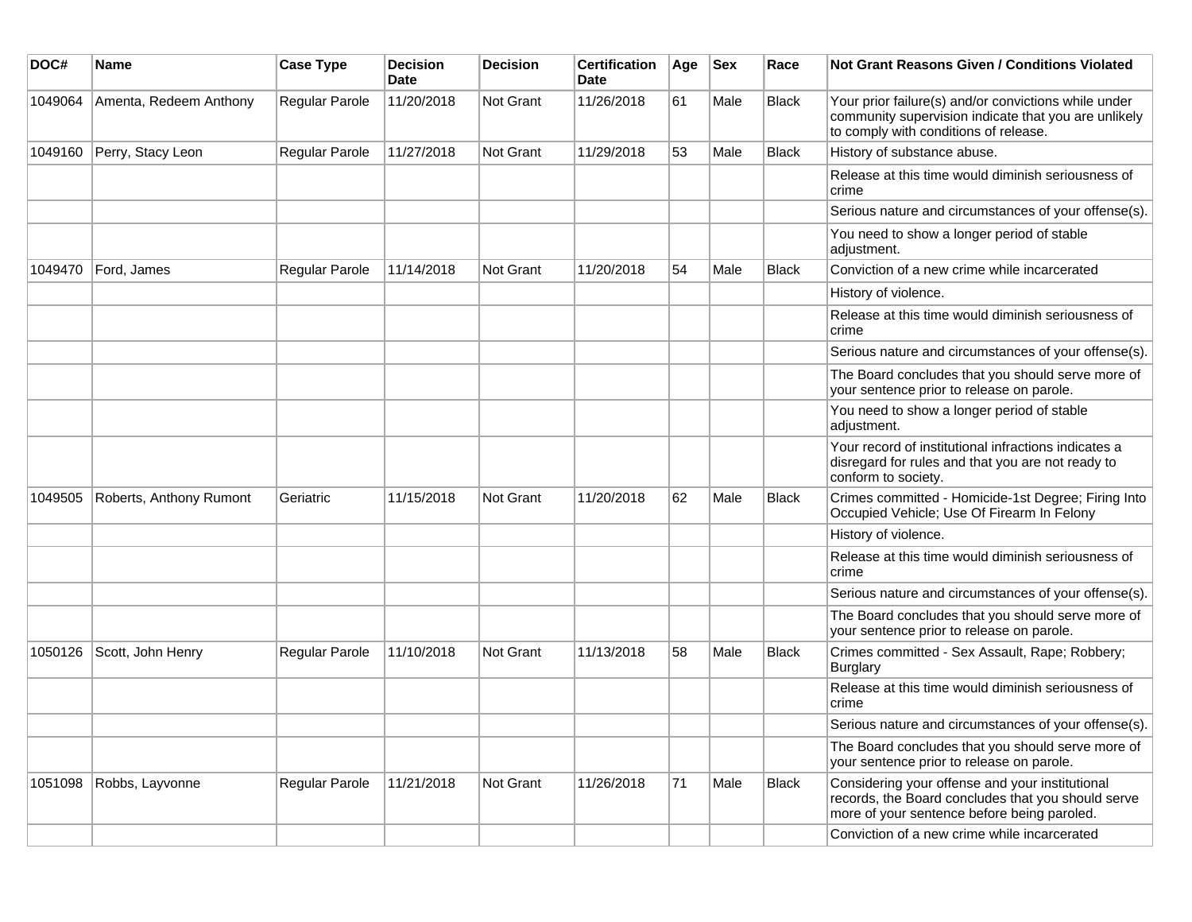| DOC# | Name | Case Type | Decision Date | Decision | Certification Date | Age | Sex | Race | Not Grant Reasons Given / Conditions Violated |
|---|---|---|---|---|---|---|---|---|---|
| 1049064 | Amenta, Redeem Anthony | Regular Parole | 11/20/2018 | Not Grant | 11/26/2018 | 61 | Male | Black | Your prior failure(s) and/or convictions while under community supervision indicate that you are unlikely to comply with conditions of release. |
| 1049160 | Perry, Stacy Leon | Regular Parole | 11/27/2018 | Not Grant | 11/29/2018 | 53 | Male | Black | History of substance abuse. |
| | | | | | | | | | Release at this time would diminish seriousness of crime |
| | | | | | | | | | Serious nature and circumstances of your offense(s). |
| | | | | | | | | | You need to show a longer period of stable adjustment. |
| 1049470 | Ford, James | Regular Parole | 11/14/2018 | Not Grant | 11/20/2018 | 54 | Male | Black | Conviction of a new crime while incarcerated |
| | | | | | | | | | History of violence. |
| | | | | | | | | | Release at this time would diminish seriousness of crime |
| | | | | | | | | | Serious nature and circumstances of your offense(s). |
| | | | | | | | | | The Board concludes that you should serve more of your sentence prior to release on parole. |
| | | | | | | | | | You need to show a longer period of stable adjustment. |
| | | | | | | | | | Your record of institutional infractions indicates a disregard for rules and that you are not ready to conform to society. |
| 1049505 | Roberts, Anthony Rumont | Geriatric | 11/15/2018 | Not Grant | 11/20/2018 | 62 | Male | Black | Crimes committed - Homicide-1st Degree; Firing Into Occupied Vehicle; Use Of Firearm In Felony |
| | | | | | | | | | History of violence. |
| | | | | | | | | | Release at this time would diminish seriousness of crime |
| | | | | | | | | | Serious nature and circumstances of your offense(s). |
| | | | | | | | | | The Board concludes that you should serve more of your sentence prior to release on parole. |
| 1050126 | Scott, John Henry | Regular Parole | 11/10/2018 | Not Grant | 11/13/2018 | 58 | Male | Black | Crimes committed - Sex Assault, Rape; Robbery; Burglary |
| | | | | | | | | | Release at this time would diminish seriousness of crime |
| | | | | | | | | | Serious nature and circumstances of your offense(s). |
| | | | | | | | | | The Board concludes that you should serve more of your sentence prior to release on parole. |
| 1051098 | Robbs, Layvonne | Regular Parole | 11/21/2018 | Not Grant | 11/26/2018 | 71 | Male | Black | Considering your offense and your institutional records, the Board concludes that you should serve more of your sentence before being paroled. |
| | | | | | | | | | Conviction of a new crime while incarcerated |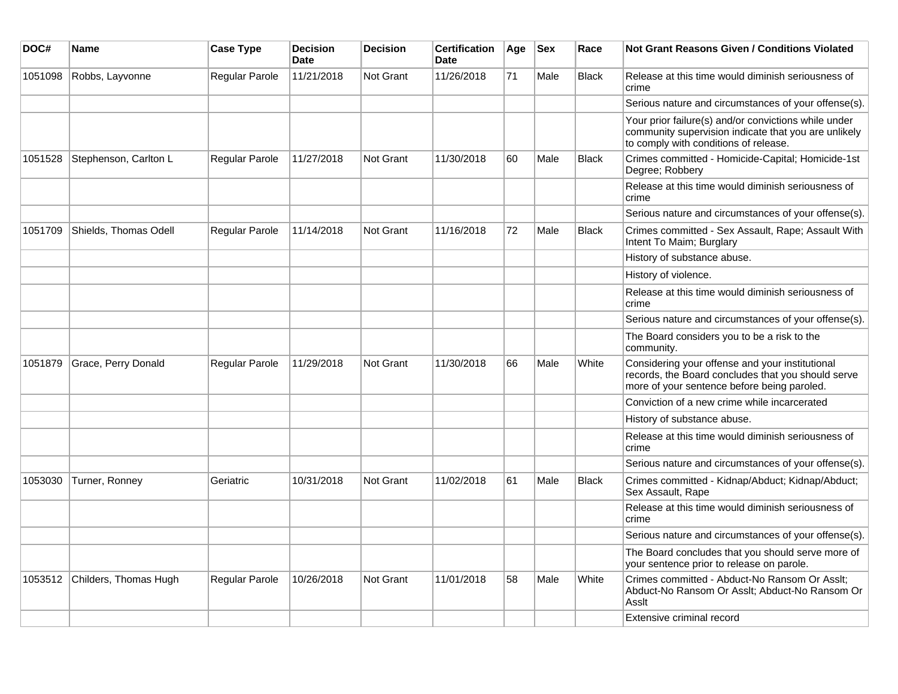| DOC# | Name | Case Type | Decision Date | Decision | Certification Date | Age | Sex | Race | Not Grant Reasons Given / Conditions Violated |
|---|---|---|---|---|---|---|---|---|---|
| 1051098 | Robbs, Layvonne | Regular Parole | 11/21/2018 | Not Grant | 11/26/2018 | 71 | Male | Black | Release at this time would diminish seriousness of crime |
| | | | | | | | | | Serious nature and circumstances of your offense(s). |
| | | | | | | | | | Your prior failure(s) and/or convictions while under community supervision indicate that you are unlikely to comply with conditions of release. |
| 1051528 | Stephenson, Carlton L | Regular Parole | 11/27/2018 | Not Grant | 11/30/2018 | 60 | Male | Black | Crimes committed - Homicide-Capital; Homicide-1st Degree; Robbery |
| | | | | | | | | | Release at this time would diminish seriousness of crime |
| | | | | | | | | | Serious nature and circumstances of your offense(s). |
| 1051709 | Shields, Thomas Odell | Regular Parole | 11/14/2018 | Not Grant | 11/16/2018 | 72 | Male | Black | Crimes committed - Sex Assault, Rape; Assault With Intent To Maim; Burglary |
| | | | | | | | | | History of substance abuse. |
| | | | | | | | | | History of violence. |
| | | | | | | | | | Release at this time would diminish seriousness of crime |
| | | | | | | | | | Serious nature and circumstances of your offense(s). |
| | | | | | | | | | The Board considers you to be a risk to the community. |
| 1051879 | Grace, Perry Donald | Regular Parole | 11/29/2018 | Not Grant | 11/30/2018 | 66 | Male | White | Considering your offense and your institutional records, the Board concludes that you should serve more of your sentence before being paroled. |
| | | | | | | | | | Conviction of a new crime while incarcerated |
| | | | | | | | | | History of substance abuse. |
| | | | | | | | | | Release at this time would diminish seriousness of crime |
| | | | | | | | | | Serious nature and circumstances of your offense(s). |
| 1053030 | Turner, Ronney | Geriatric | 10/31/2018 | Not Grant | 11/02/2018 | 61 | Male | Black | Crimes committed - Kidnap/Abduct; Kidnap/Abduct; Sex Assault, Rape |
| | | | | | | | | | Release at this time would diminish seriousness of crime |
| | | | | | | | | | Serious nature and circumstances of your offense(s). |
| | | | | | | | | | The Board concludes that you should serve more of your sentence prior to release on parole. |
| 1053512 | Childers, Thomas Hugh | Regular Parole | 10/26/2018 | Not Grant | 11/01/2018 | 58 | Male | White | Crimes committed - Abduct-No Ransom Or Asslt; Abduct-No Ransom Or Asslt; Abduct-No Ransom Or Asslt |
| | | | | | | | | | Extensive criminal record |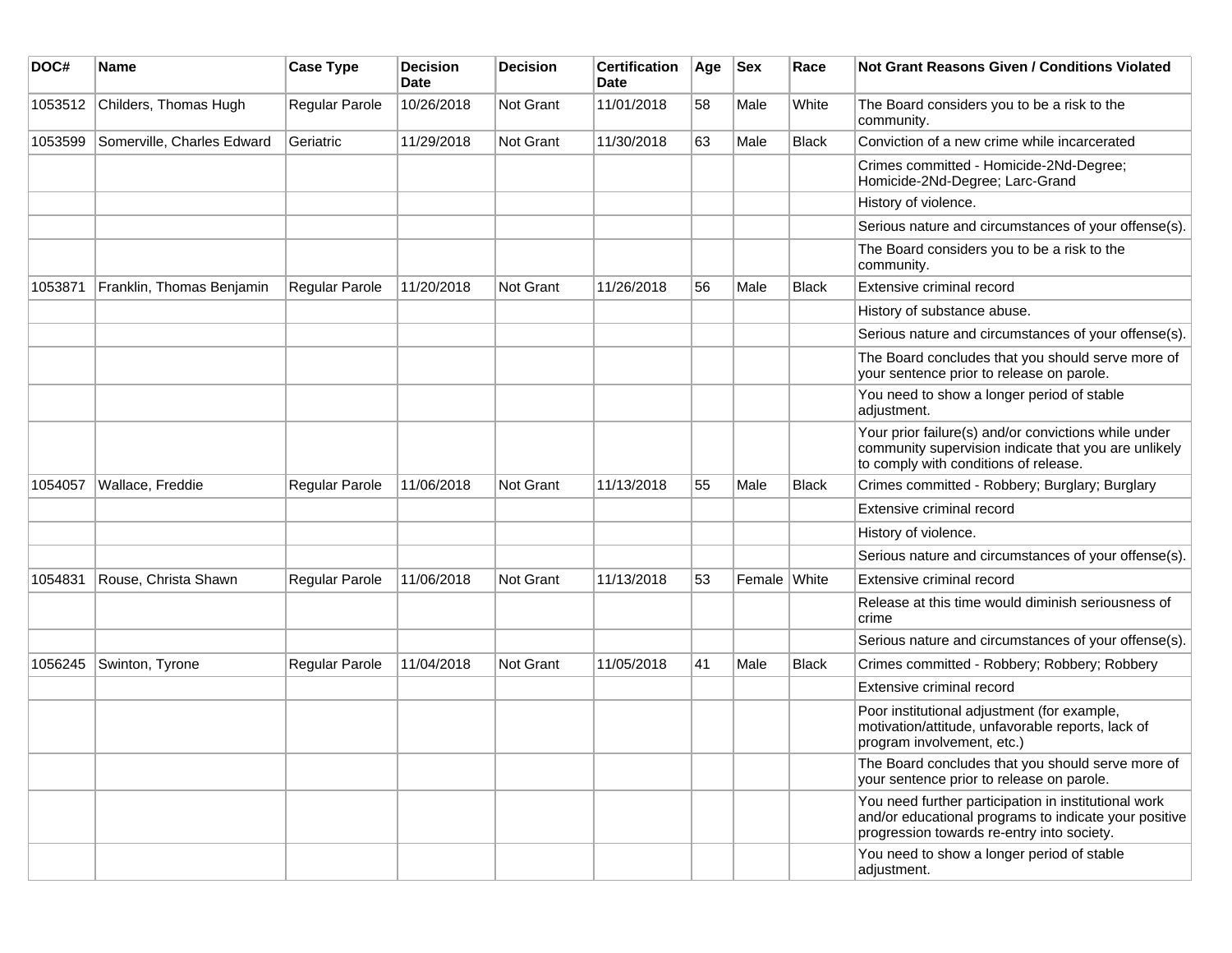| DOC# | Name | Case Type | Decision Date | Decision | Certification Date | Age | Sex | Race | Not Grant Reasons Given / Conditions Violated |
|---|---|---|---|---|---|---|---|---|---|
| 1053512 | Childers, Thomas Hugh | Regular Parole | 10/26/2018 | Not Grant | 11/01/2018 | 58 | Male | White | The Board considers you to be a risk to the community. |
| 1053599 | Somerville, Charles Edward | Geriatric | 11/29/2018 | Not Grant | 11/30/2018 | 63 | Male | Black | Conviction of a new crime while incarcerated |
| | | | | | | | | | Crimes committed - Homicide-2Nd-Degree; Homicide-2Nd-Degree; Larc-Grand |
| | | | | | | | | | History of violence. |
| | | | | | | | | | Serious nature and circumstances of your offense(s). |
| | | | | | | | | | The Board considers you to be a risk to the community. |
| 1053871 | Franklin, Thomas Benjamin | Regular Parole | 11/20/2018 | Not Grant | 11/26/2018 | 56 | Male | Black | Extensive criminal record |
| | | | | | | | | | History of substance abuse. |
| | | | | | | | | | Serious nature and circumstances of your offense(s). |
| | | | | | | | | | The Board concludes that you should serve more of your sentence prior to release on parole. |
| | | | | | | | | | You need to show a longer period of stable adjustment. |
| | | | | | | | | | Your prior failure(s) and/or convictions while under community supervision indicate that you are unlikely to comply with conditions of release. |
| 1054057 | Wallace, Freddie | Regular Parole | 11/06/2018 | Not Grant | 11/13/2018 | 55 | Male | Black | Crimes committed - Robbery; Burglary; Burglary |
| | | | | | | | | | Extensive criminal record |
| | | | | | | | | | History of violence. |
| | | | | | | | | | Serious nature and circumstances of your offense(s). |
| 1054831 | Rouse, Christa Shawn | Regular Parole | 11/06/2018 | Not Grant | 11/13/2018 | 53 | Female | White | Extensive criminal record |
| | | | | | | | | | Release at this time would diminish seriousness of crime |
| | | | | | | | | | Serious nature and circumstances of your offense(s). |
| 1056245 | Swinton, Tyrone | Regular Parole | 11/04/2018 | Not Grant | 11/05/2018 | 41 | Male | Black | Crimes committed - Robbery; Robbery; Robbery |
| | | | | | | | | | Extensive criminal record |
| | | | | | | | | | Poor institutional adjustment (for example, motivation/attitude, unfavorable reports, lack of program involvement, etc.) |
| | | | | | | | | | The Board concludes that you should serve more of your sentence prior to release on parole. |
| | | | | | | | | | You need further participation in institutional work and/or educational programs to indicate your positive progression towards re-entry into society. |
| | | | | | | | | | You need to show a longer period of stable adjustment. |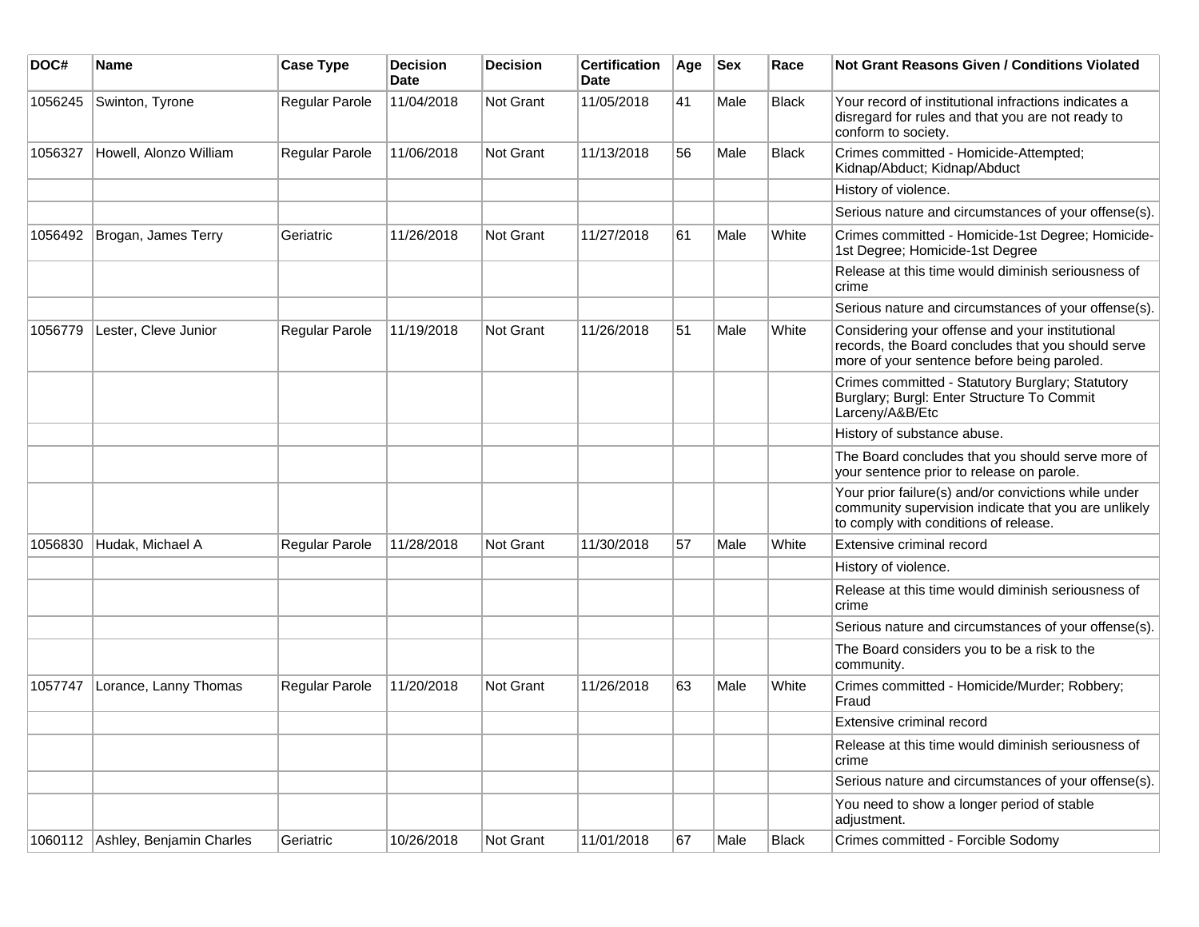| DOC# | Name | Case Type | Decision Date | Decision | Certification Date | Age | Sex | Race | Not Grant Reasons Given / Conditions Violated |
|---|---|---|---|---|---|---|---|---|---|
| 1056245 | Swinton, Tyrone | Regular Parole | 11/04/2018 | Not Grant | 11/05/2018 | 41 | Male | Black | Your record of institutional infractions indicates a disregard for rules and that you are not ready to conform to society. |
| 1056327 | Howell, Alonzo William | Regular Parole | 11/06/2018 | Not Grant | 11/13/2018 | 56 | Male | Black | Crimes committed - Homicide-Attempted; Kidnap/Abduct; Kidnap/Abduct |
| | | | | | | | | | History of violence. |
| | | | | | | | | | Serious nature and circumstances of your offense(s). |
| 1056492 | Brogan, James Terry | Geriatric | 11/26/2018 | Not Grant | 11/27/2018 | 61 | Male | White | Crimes committed - Homicide-1st Degree; Homicide-1st Degree; Homicide-1st Degree |
| | | | | | | | | | Release at this time would diminish seriousness of crime |
| | | | | | | | | | Serious nature and circumstances of your offense(s). |
| 1056779 | Lester, Cleve Junior | Regular Parole | 11/19/2018 | Not Grant | 11/26/2018 | 51 | Male | White | Considering your offense and your institutional records, the Board concludes that you should serve more of your sentence before being paroled. |
| | | | | | | | | | Crimes committed - Statutory Burglary; Statutory Burglary; Burgl: Enter Structure To Commit Larceny/A&B/Etc |
| | | | | | | | | | History of substance abuse. |
| | | | | | | | | | The Board concludes that you should serve more of your sentence prior to release on parole. |
| | | | | | | | | | Your prior failure(s) and/or convictions while under community supervision indicate that you are unlikely to comply with conditions of release. |
| 1056830 | Hudak, Michael A | Regular Parole | 11/28/2018 | Not Grant | 11/30/2018 | 57 | Male | White | Extensive criminal record |
| | | | | | | | | | History of violence. |
| | | | | | | | | | Release at this time would diminish seriousness of crime |
| | | | | | | | | | Serious nature and circumstances of your offense(s). |
| | | | | | | | | | The Board considers you to be a risk to the community. |
| 1057747 | Lorance, Lanny Thomas | Regular Parole | 11/20/2018 | Not Grant | 11/26/2018 | 63 | Male | White | Crimes committed - Homicide/Murder; Robbery; Fraud |
| | | | | | | | | | Extensive criminal record |
| | | | | | | | | | Release at this time would diminish seriousness of crime |
| | | | | | | | | | Serious nature and circumstances of your offense(s). |
| | | | | | | | | | You need to show a longer period of stable adjustment. |
| 1060112 | Ashley, Benjamin Charles | Geriatric | 10/26/2018 | Not Grant | 11/01/2018 | 67 | Male | Black | Crimes committed - Forcible Sodomy |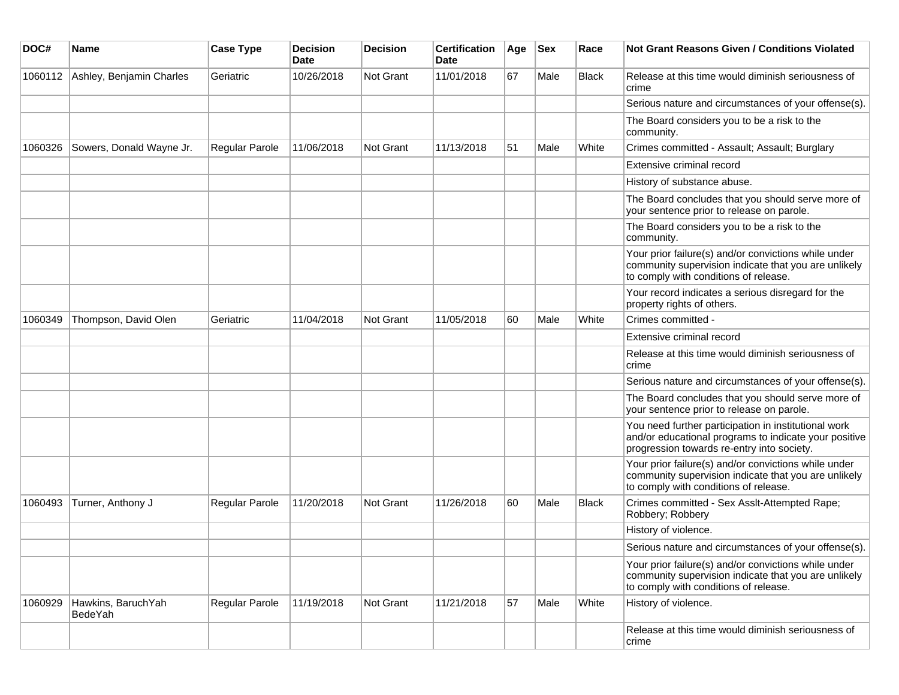| DOC# | Name | Case Type | Decision Date | Decision | Certification Date | Age | Sex | Race | Not Grant Reasons Given / Conditions Violated |
|---|---|---|---|---|---|---|---|---|---|
| 1060112 | Ashley, Benjamin Charles | Geriatric | 10/26/2018 | Not Grant | 11/01/2018 | 67 | Male | Black | Release at this time would diminish seriousness of crime |
| | | | | | | | | | Serious nature and circumstances of your offense(s). |
| | | | | | | | | | The Board considers you to be a risk to the community. |
| 1060326 | Sowers, Donald Wayne Jr. | Regular Parole | 11/06/2018 | Not Grant | 11/13/2018 | 51 | Male | White | Crimes committed - Assault; Assault; Burglary |
| | | | | | | | | | Extensive criminal record |
| | | | | | | | | | History of substance abuse. |
| | | | | | | | | | The Board concludes that you should serve more of your sentence prior to release on parole. |
| | | | | | | | | | The Board considers you to be a risk to the community. |
| | | | | | | | | | Your prior failure(s) and/or convictions while under community supervision indicate that you are unlikely to comply with conditions of release. |
| | | | | | | | | | Your record indicates a serious disregard for the property rights of others. |
| 1060349 | Thompson, David Olen | Geriatric | 11/04/2018 | Not Grant | 11/05/2018 | 60 | Male | White | Crimes committed - |
| | | | | | | | | | Extensive criminal record |
| | | | | | | | | | Release at this time would diminish seriousness of crime |
| | | | | | | | | | Serious nature and circumstances of your offense(s). |
| | | | | | | | | | The Board concludes that you should serve more of your sentence prior to release on parole. |
| | | | | | | | | | You need further participation in institutional work and/or educational programs to indicate your positive progression towards re-entry into society. |
| | | | | | | | | | Your prior failure(s) and/or convictions while under community supervision indicate that you are unlikely to comply with conditions of release. |
| 1060493 | Turner, Anthony J | Regular Parole | 11/20/2018 | Not Grant | 11/26/2018 | 60 | Male | Black | Crimes committed - Sex Asslt-Attempted Rape; Robbery; Robbery |
| | | | | | | | | | History of violence. |
| | | | | | | | | | Serious nature and circumstances of your offense(s). |
| | | | | | | | | | Your prior failure(s) and/or convictions while under community supervision indicate that you are unlikely to comply with conditions of release. |
| 1060929 | Hawkins, BaruchYah BedeYah | Regular Parole | 11/19/2018 | Not Grant | 11/21/2018 | 57 | Male | White | History of violence. |
| | | | | | | | | | Release at this time would diminish seriousness of crime |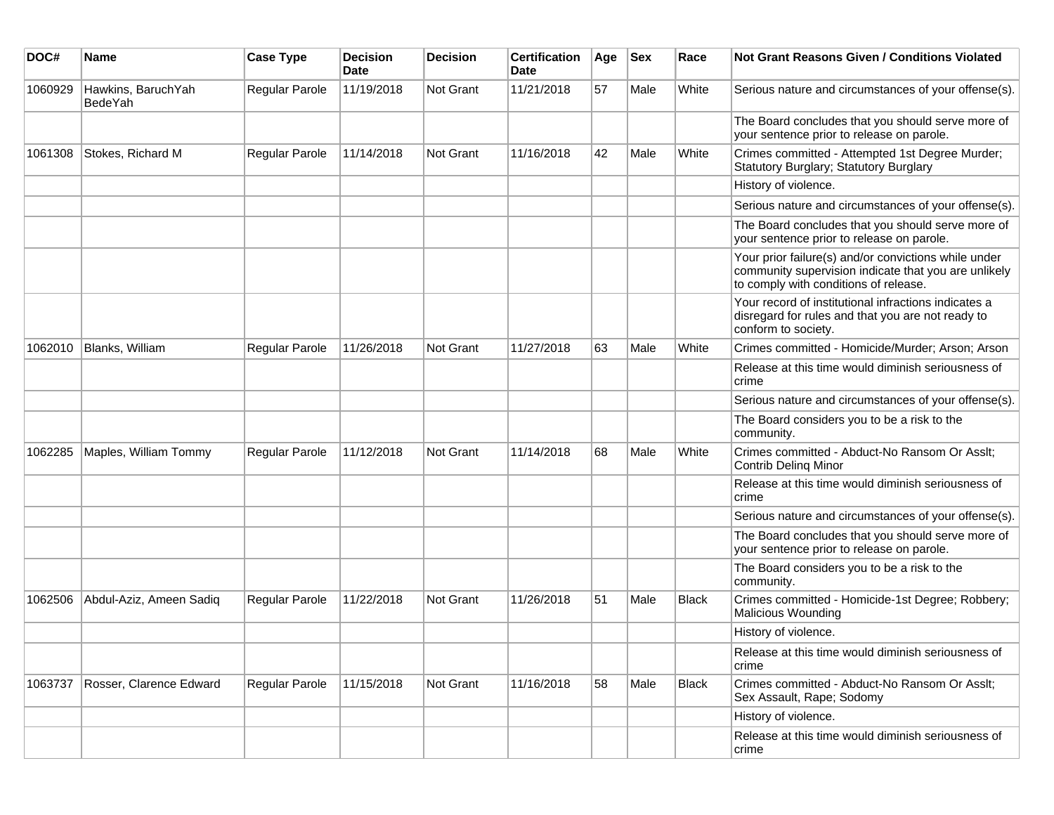| DOC# | Name | Case Type | Decision Date | Decision | Certification Date | Age | Sex | Race | Not Grant Reasons Given / Conditions Violated |
| --- | --- | --- | --- | --- | --- | --- | --- | --- | --- |
| 1060929 | Hawkins, BaruchYah BedeYah | Regular Parole | 11/19/2018 | Not Grant | 11/21/2018 | 57 | Male | White | Serious nature and circumstances of your offense(s). |
| | | | | | | | | | The Board concludes that you should serve more of your sentence prior to release on parole. |
| 1061308 | Stokes, Richard M | Regular Parole | 11/14/2018 | Not Grant | 11/16/2018 | 42 | Male | White | Crimes committed - Attempted 1st Degree Murder; Statutory Burglary; Statutory Burglary |
| | | | | | | | | | History of violence. |
| | | | | | | | | | Serious nature and circumstances of your offense(s). |
| | | | | | | | | | The Board concludes that you should serve more of your sentence prior to release on parole. |
| | | | | | | | | | Your prior failure(s) and/or convictions while under community supervision indicate that you are unlikely to comply with conditions of release. |
| | | | | | | | | | Your record of institutional infractions indicates a disregard for rules and that you are not ready to conform to society. |
| 1062010 | Blanks, William | Regular Parole | 11/26/2018 | Not Grant | 11/27/2018 | 63 | Male | White | Crimes committed - Homicide/Murder; Arson; Arson |
| | | | | | | | | | Release at this time would diminish seriousness of crime |
| | | | | | | | | | Serious nature and circumstances of your offense(s). |
| | | | | | | | | | The Board considers you to be a risk to the community. |
| 1062285 | Maples, William Tommy | Regular Parole | 11/12/2018 | Not Grant | 11/14/2018 | 68 | Male | White | Crimes committed - Abduct-No Ransom Or Asslt; Contrib Delinq Minor |
| | | | | | | | | | Release at this time would diminish seriousness of crime |
| | | | | | | | | | Serious nature and circumstances of your offense(s). |
| | | | | | | | | | The Board concludes that you should serve more of your sentence prior to release on parole. |
| | | | | | | | | | The Board considers you to be a risk to the community. |
| 1062506 | Abdul-Aziz, Ameen Sadiq | Regular Parole | 11/22/2018 | Not Grant | 11/26/2018 | 51 | Male | Black | Crimes committed - Homicide-1st Degree; Robbery; Malicious Wounding |
| | | | | | | | | | History of violence. |
| | | | | | | | | | Release at this time would diminish seriousness of crime |
| 1063737 | Rosser, Clarence Edward | Regular Parole | 11/15/2018 | Not Grant | 11/16/2018 | 58 | Male | Black | Crimes committed - Abduct-No Ransom Or Asslt; Sex Assault, Rape; Sodomy |
| | | | | | | | | | History of violence. |
| | | | | | | | | | Release at this time would diminish seriousness of crime |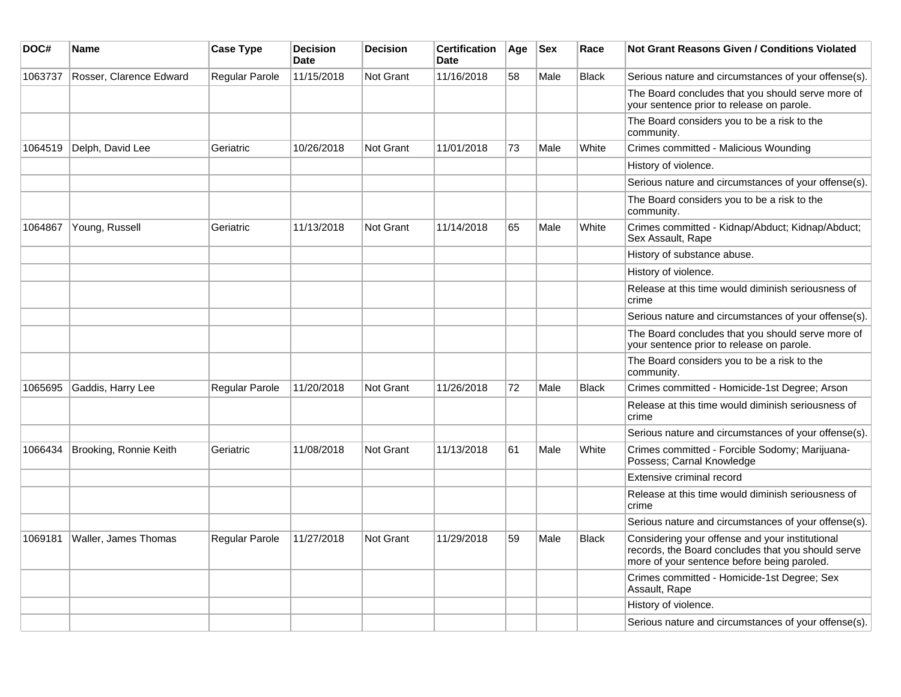| DOC# | Name | Case Type | Decision Date | Decision | Certification Date | Age | Sex | Race | Not Grant Reasons Given / Conditions Violated |
|---|---|---|---|---|---|---|---|---|---|
| 1063737 | Rosser, Clarence Edward | Regular Parole | 11/15/2018 | Not Grant | 11/16/2018 | 58 | Male | Black | Serious nature and circumstances of your offense(s). |
| | | | | | | | | | The Board concludes that you should serve more of your sentence prior to release on parole. |
| | | | | | | | | | The Board considers you to be a risk to the community. |
| 1064519 | Delph, David Lee | Geriatric | 10/26/2018 | Not Grant | 11/01/2018 | 73 | Male | White | Crimes committed - Malicious Wounding |
| | | | | | | | | | History of violence. |
| | | | | | | | | | Serious nature and circumstances of your offense(s). |
| | | | | | | | | | The Board considers you to be a risk to the community. |
| 1064867 | Young, Russell | Geriatric | 11/13/2018 | Not Grant | 11/14/2018 | 65 | Male | White | Crimes committed - Kidnap/Abduct; Kidnap/Abduct; Sex Assault, Rape |
| | | | | | | | | | History of substance abuse. |
| | | | | | | | | | History of violence. |
| | | | | | | | | | Release at this time would diminish seriousness of crime |
| | | | | | | | | | Serious nature and circumstances of your offense(s). |
| | | | | | | | | | The Board concludes that you should serve more of your sentence prior to release on parole. |
| | | | | | | | | | The Board considers you to be a risk to the community. |
| 1065695 | Gaddis, Harry Lee | Regular Parole | 11/20/2018 | Not Grant | 11/26/2018 | 72 | Male | Black | Crimes committed - Homicide-1st Degree; Arson |
| | | | | | | | | | Release at this time would diminish seriousness of crime |
| | | | | | | | | | Serious nature and circumstances of your offense(s). |
| 1066434 | Brooking, Ronnie Keith | Geriatric | 11/08/2018 | Not Grant | 11/13/2018 | 61 | Male | White | Crimes committed - Forcible Sodomy; Marijuana-Possess; Carnal Knowledge |
| | | | | | | | | | Extensive criminal record |
| | | | | | | | | | Release at this time would diminish seriousness of crime |
| | | | | | | | | | Serious nature and circumstances of your offense(s). |
| 1069181 | Waller, James Thomas | Regular Parole | 11/27/2018 | Not Grant | 11/29/2018 | 59 | Male | Black | Considering your offense and your institutional records, the Board concludes that you should serve more of your sentence before being paroled. |
| | | | | | | | | | Crimes committed - Homicide-1st Degree; Sex Assault, Rape |
| | | | | | | | | | History of violence. |
| | | | | | | | | | Serious nature and circumstances of your offense(s). |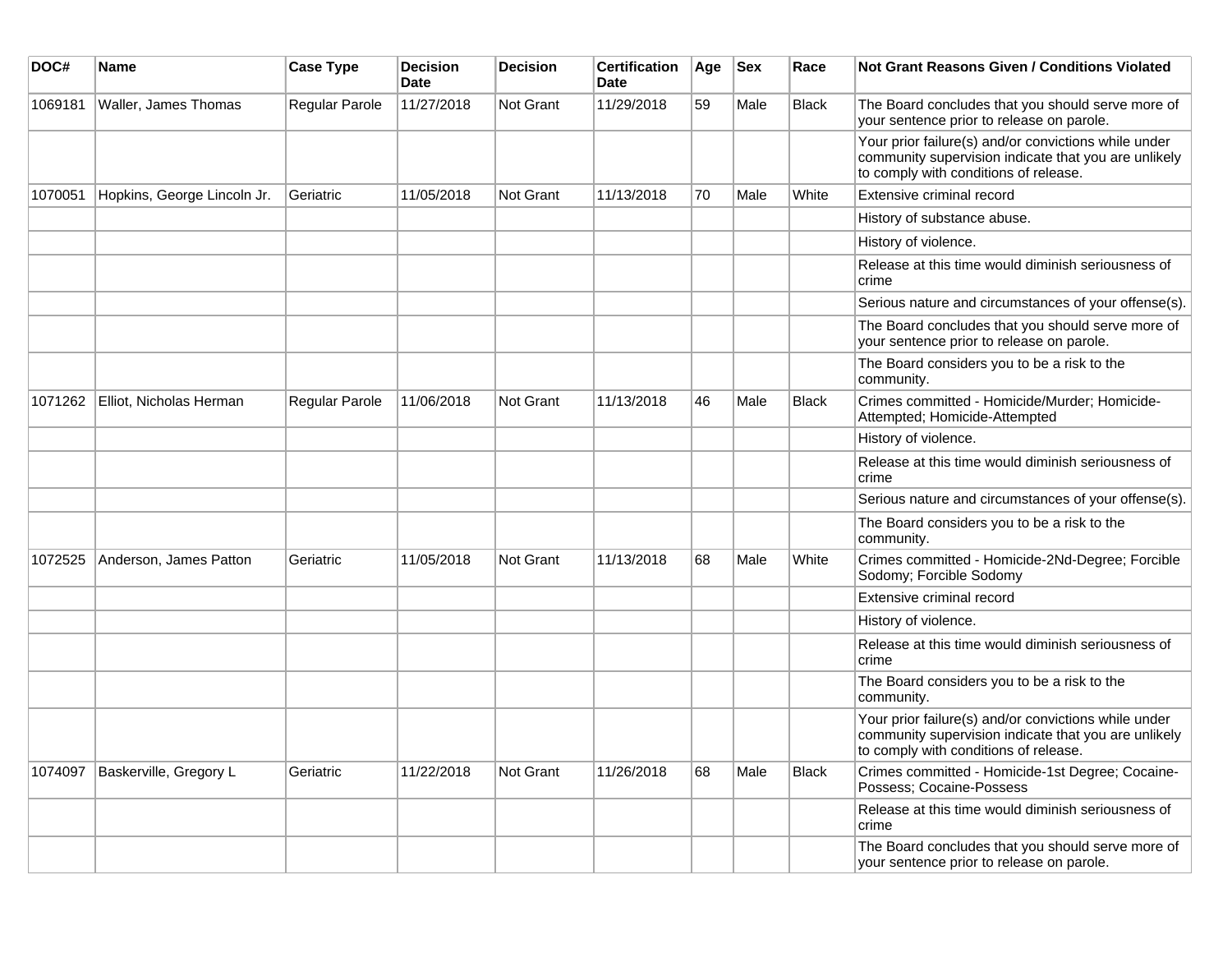| DOC# | Name | Case Type | Decision Date | Decision | Certification Date | Age | Sex | Race | Not Grant Reasons Given / Conditions Violated |
|---|---|---|---|---|---|---|---|---|---|
| 1069181 | Waller, James Thomas | Regular Parole | 11/27/2018 | Not Grant | 11/29/2018 | 59 | Male | Black | The Board concludes that you should serve more of your sentence prior to release on parole. |
| | | | | | | | | | Your prior failure(s) and/or convictions while under community supervision indicate that you are unlikely to comply with conditions of release. |
| 1070051 | Hopkins, George Lincoln Jr. | Geriatric | 11/05/2018 | Not Grant | 11/13/2018 | 70 | Male | White | Extensive criminal record |
| | | | | | | | | | History of substance abuse. |
| | | | | | | | | | History of violence. |
| | | | | | | | | | Release at this time would diminish seriousness of crime |
| | | | | | | | | | Serious nature and circumstances of your offense(s). |
| | | | | | | | | | The Board concludes that you should serve more of your sentence prior to release on parole. |
| | | | | | | | | | The Board considers you to be a risk to the community. |
| 1071262 | Elliot, Nicholas Herman | Regular Parole | 11/06/2018 | Not Grant | 11/13/2018 | 46 | Male | Black | Crimes committed - Homicide/Murder; Homicide-Attempted; Homicide-Attempted |
| | | | | | | | | | History of violence. |
| | | | | | | | | | Release at this time would diminish seriousness of crime |
| | | | | | | | | | Serious nature and circumstances of your offense(s). |
| | | | | | | | | | The Board considers you to be a risk to the community. |
| 1072525 | Anderson, James Patton | Geriatric | 11/05/2018 | Not Grant | 11/13/2018 | 68 | Male | White | Crimes committed - Homicide-2Nd-Degree; Forcible Sodomy; Forcible Sodomy |
| | | | | | | | | | Extensive criminal record |
| | | | | | | | | | History of violence. |
| | | | | | | | | | Release at this time would diminish seriousness of crime |
| | | | | | | | | | The Board considers you to be a risk to the community. |
| | | | | | | | | | Your prior failure(s) and/or convictions while under community supervision indicate that you are unlikely to comply with conditions of release. |
| 1074097 | Baskerville, Gregory L | Geriatric | 11/22/2018 | Not Grant | 11/26/2018 | 68 | Male | Black | Crimes committed - Homicide-1st Degree; Cocaine-Possess; Cocaine-Possess |
| | | | | | | | | | Release at this time would diminish seriousness of crime |
| | | | | | | | | | The Board concludes that you should serve more of your sentence prior to release on parole. |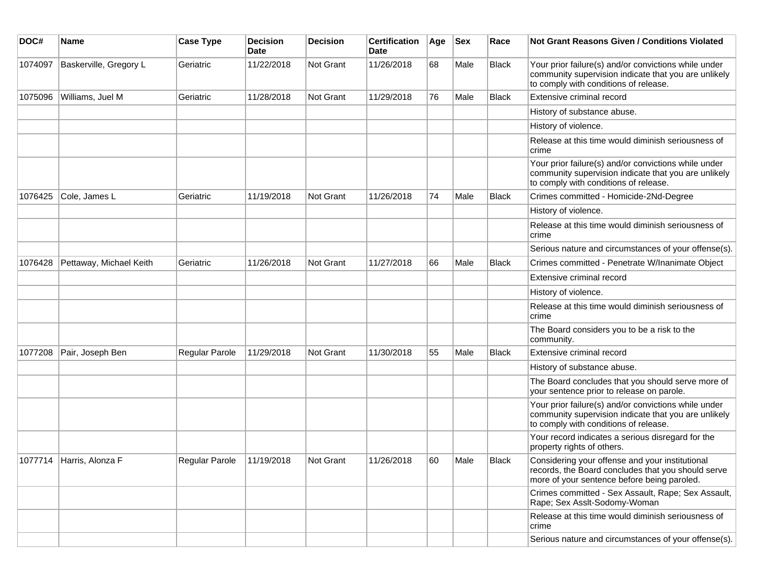| DOC# | Name | Case Type | Decision Date | Decision | Certification Date | Age | Sex | Race | Not Grant Reasons Given / Conditions Violated |
|---|---|---|---|---|---|---|---|---|---|
| 1074097 | Baskerville, Gregory L | Geriatric | 11/22/2018 | Not Grant | 11/26/2018 | 68 | Male | Black | Your prior failure(s) and/or convictions while under community supervision indicate that you are unlikely to comply with conditions of release. |
| 1075096 | Williams, Juel M | Geriatric | 11/28/2018 | Not Grant | 11/29/2018 | 76 | Male | Black | Extensive criminal record |
| | | | | | | | | | History of substance abuse. |
| | | | | | | | | | History of violence. |
| | | | | | | | | | Release at this time would diminish seriousness of crime |
| | | | | | | | | | Your prior failure(s) and/or convictions while under community supervision indicate that you are unlikely to comply with conditions of release. |
| 1076425 | Cole, James L | Geriatric | 11/19/2018 | Not Grant | 11/26/2018 | 74 | Male | Black | Crimes committed - Homicide-2Nd-Degree |
| | | | | | | | | | History of violence. |
| | | | | | | | | | Release at this time would diminish seriousness of crime |
| | | | | | | | | | Serious nature and circumstances of your offense(s). |
| 1076428 | Pettaway, Michael Keith | Geriatric | 11/26/2018 | Not Grant | 11/27/2018 | 66 | Male | Black | Crimes committed - Penetrate W/Inanimate Object |
| | | | | | | | | | Extensive criminal record |
| | | | | | | | | | History of violence. |
| | | | | | | | | | Release at this time would diminish seriousness of crime |
| | | | | | | | | | The Board considers you to be a risk to the community. |
| 1077208 | Pair, Joseph Ben | Regular Parole | 11/29/2018 | Not Grant | 11/30/2018 | 55 | Male | Black | Extensive criminal record |
| | | | | | | | | | History of substance abuse. |
| | | | | | | | | | The Board concludes that you should serve more of your sentence prior to release on parole. |
| | | | | | | | | | Your prior failure(s) and/or convictions while under community supervision indicate that you are unlikely to comply with conditions of release. |
| | | | | | | | | | Your record indicates a serious disregard for the property rights of others. |
| 1077714 | Harris, Alonza F | Regular Parole | 11/19/2018 | Not Grant | 11/26/2018 | 60 | Male | Black | Considering your offense and your institutional records, the Board concludes that you should serve more of your sentence before being paroled. |
| | | | | | | | | | Crimes committed - Sex Assault, Rape; Sex Assault, Rape; Sex Asslt-Sodomy-Woman |
| | | | | | | | | | Release at this time would diminish seriousness of crime |
| | | | | | | | | | Serious nature and circumstances of your offense(s). |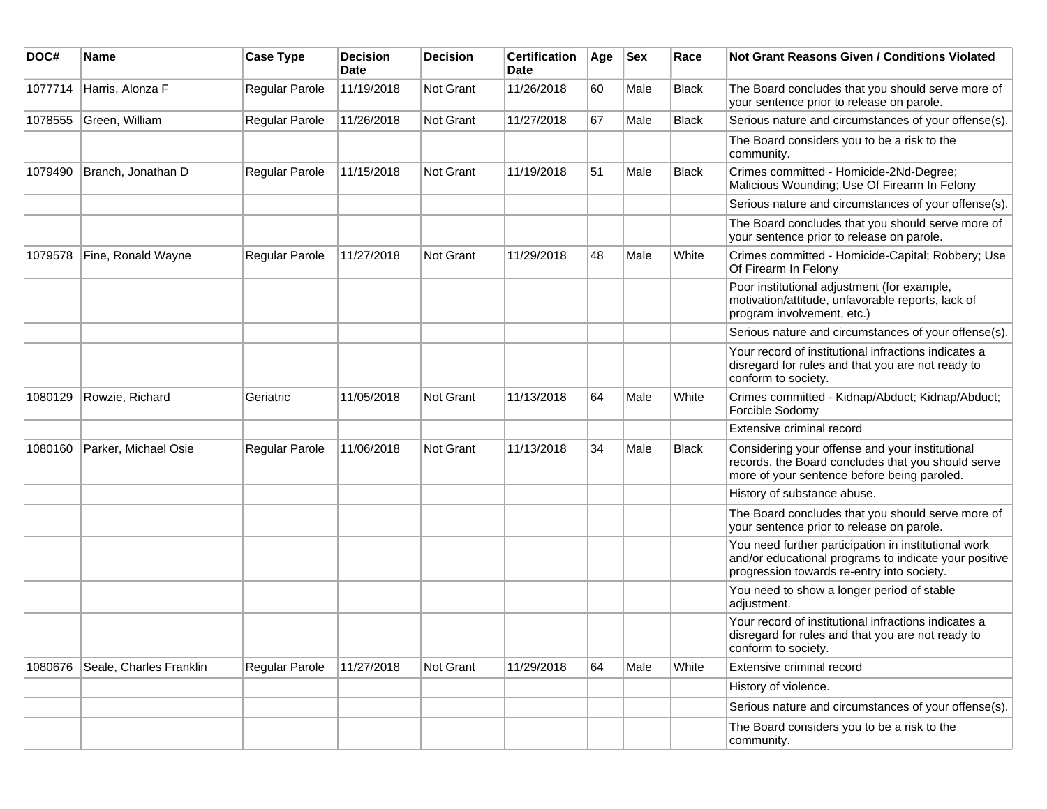| DOC# | Name | Case Type | Decision Date | Decision | Certification Date | Age | Sex | Race | Not Grant Reasons Given / Conditions Violated |
|---|---|---|---|---|---|---|---|---|---|
| 1077714 | Harris, Alonza F | Regular Parole | 11/19/2018 | Not Grant | 11/26/2018 | 60 | Male | Black | The Board concludes that you should serve more of your sentence prior to release on parole. |
| 1078555 | Green, William | Regular Parole | 11/26/2018 | Not Grant | 11/27/2018 | 67 | Male | Black | Serious nature and circumstances of your offense(s). |
| | | | | | | | | | The Board considers you to be a risk to the community. |
| 1079490 | Branch, Jonathan D | Regular Parole | 11/15/2018 | Not Grant | 11/19/2018 | 51 | Male | Black | Crimes committed - Homicide-2Nd-Degree; Malicious Wounding; Use Of Firearm In Felony |
| | | | | | | | | | Serious nature and circumstances of your offense(s). |
| | | | | | | | | | The Board concludes that you should serve more of your sentence prior to release on parole. |
| 1079578 | Fine, Ronald Wayne | Regular Parole | 11/27/2018 | Not Grant | 11/29/2018 | 48 | Male | White | Crimes committed - Homicide-Capital; Robbery; Use Of Firearm In Felony |
| | | | | | | | | | Poor institutional adjustment (for example, motivation/attitude, unfavorable reports, lack of program involvement, etc.) |
| | | | | | | | | | Serious nature and circumstances of your offense(s). |
| | | | | | | | | | Your record of institutional infractions indicates a disregard for rules and that you are not ready to conform to society. |
| 1080129 | Rowzie, Richard | Geriatric | 11/05/2018 | Not Grant | 11/13/2018 | 64 | Male | White | Crimes committed - Kidnap/Abduct; Kidnap/Abduct; Forcible Sodomy |
| | | | | | | | | | Extensive criminal record |
| 1080160 | Parker, Michael Osie | Regular Parole | 11/06/2018 | Not Grant | 11/13/2018 | 34 | Male | Black | Considering your offense and your institutional records, the Board concludes that you should serve more of your sentence before being paroled. |
| | | | | | | | | | History of substance abuse. |
| | | | | | | | | | The Board concludes that you should serve more of your sentence prior to release on parole. |
| | | | | | | | | | You need further participation in institutional work and/or educational programs to indicate your positive progression towards re-entry into society. |
| | | | | | | | | | You need to show a longer period of stable adjustment. |
| | | | | | | | | | Your record of institutional infractions indicates a disregard for rules and that you are not ready to conform to society. |
| 1080676 | Seale, Charles Franklin | Regular Parole | 11/27/2018 | Not Grant | 11/29/2018 | 64 | Male | White | Extensive criminal record |
| | | | | | | | | | History of violence. |
| | | | | | | | | | Serious nature and circumstances of your offense(s). |
| | | | | | | | | | The Board considers you to be a risk to the community. |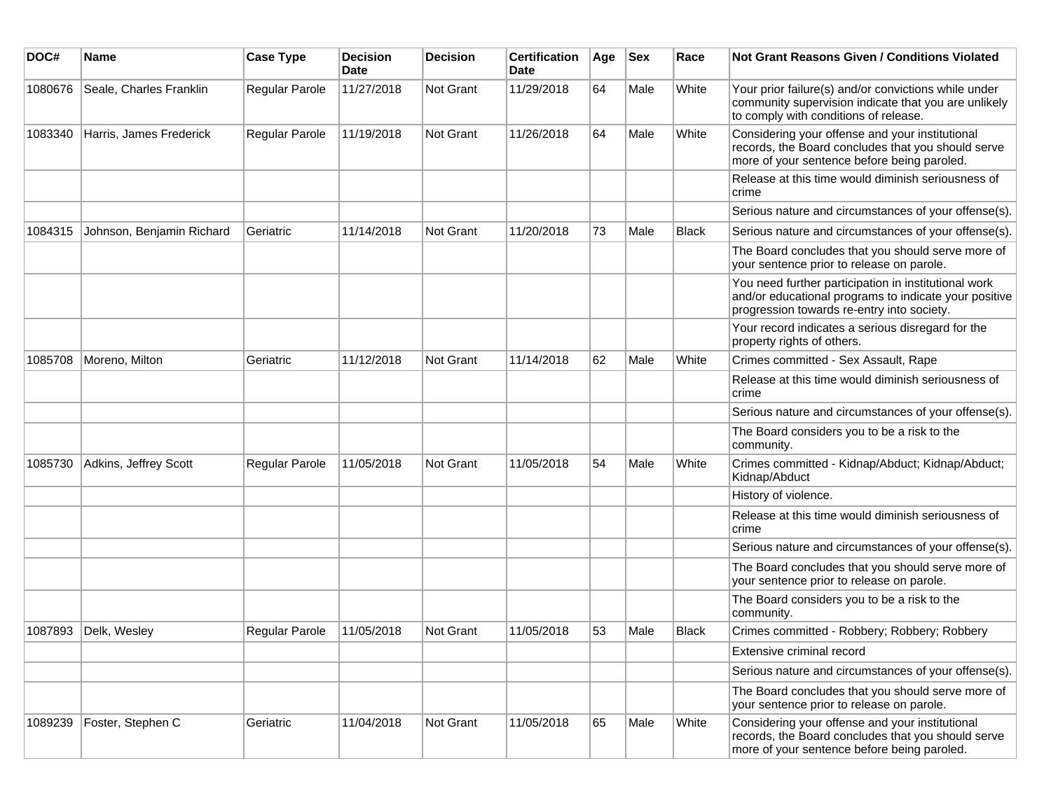| DOC# | Name | Case Type | Decision Date | Decision | Certification Date | Age | Sex | Race | Not Grant Reasons Given / Conditions Violated |
|---|---|---|---|---|---|---|---|---|---|
| 1080676 | Seale, Charles Franklin | Regular Parole | 11/27/2018 | Not Grant | 11/29/2018 | 64 | Male | White | Your prior failure(s) and/or convictions while under community supervision indicate that you are unlikely to comply with conditions of release. |
| 1083340 | Harris, James Frederick | Regular Parole | 11/19/2018 | Not Grant | 11/26/2018 | 64 | Male | White | Considering your offense and your institutional records, the Board concludes that you should serve more of your sentence before being paroled. |
| | | | | | | | | | Release at this time would diminish seriousness of crime |
| | | | | | | | | | Serious nature and circumstances of your offense(s). |
| 1084315 | Johnson, Benjamin Richard | Geriatric | 11/14/2018 | Not Grant | 11/20/2018 | 73 | Male | Black | Serious nature and circumstances of your offense(s). |
| | | | | | | | | | The Board concludes that you should serve more of your sentence prior to release on parole. |
| | | | | | | | | | You need further participation in institutional work and/or educational programs to indicate your positive progression towards re-entry into society. |
| | | | | | | | | | Your record indicates a serious disregard for the property rights of others. |
| 1085708 | Moreno, Milton | Geriatric | 11/12/2018 | Not Grant | 11/14/2018 | 62 | Male | White | Crimes committed - Sex Assault, Rape |
| | | | | | | | | | Release at this time would diminish seriousness of crime |
| | | | | | | | | | Serious nature and circumstances of your offense(s). |
| | | | | | | | | | The Board considers you to be a risk to the community. |
| 1085730 | Adkins, Jeffrey Scott | Regular Parole | 11/05/2018 | Not Grant | 11/05/2018 | 54 | Male | White | Crimes committed - Kidnap/Abduct; Kidnap/Abduct; Kidnap/Abduct |
| | | | | | | | | | History of violence. |
| | | | | | | | | | Release at this time would diminish seriousness of crime |
| | | | | | | | | | Serious nature and circumstances of your offense(s). |
| | | | | | | | | | The Board concludes that you should serve more of your sentence prior to release on parole. |
| | | | | | | | | | The Board considers you to be a risk to the community. |
| 1087893 | Delk, Wesley | Regular Parole | 11/05/2018 | Not Grant | 11/05/2018 | 53 | Male | Black | Crimes committed - Robbery; Robbery; Robbery |
| | | | | | | | | | Extensive criminal record |
| | | | | | | | | | Serious nature and circumstances of your offense(s). |
| | | | | | | | | | The Board concludes that you should serve more of your sentence prior to release on parole. |
| 1089239 | Foster, Stephen C | Geriatric | 11/04/2018 | Not Grant | 11/05/2018 | 65 | Male | White | Considering your offense and your institutional records, the Board concludes that you should serve more of your sentence before being paroled. |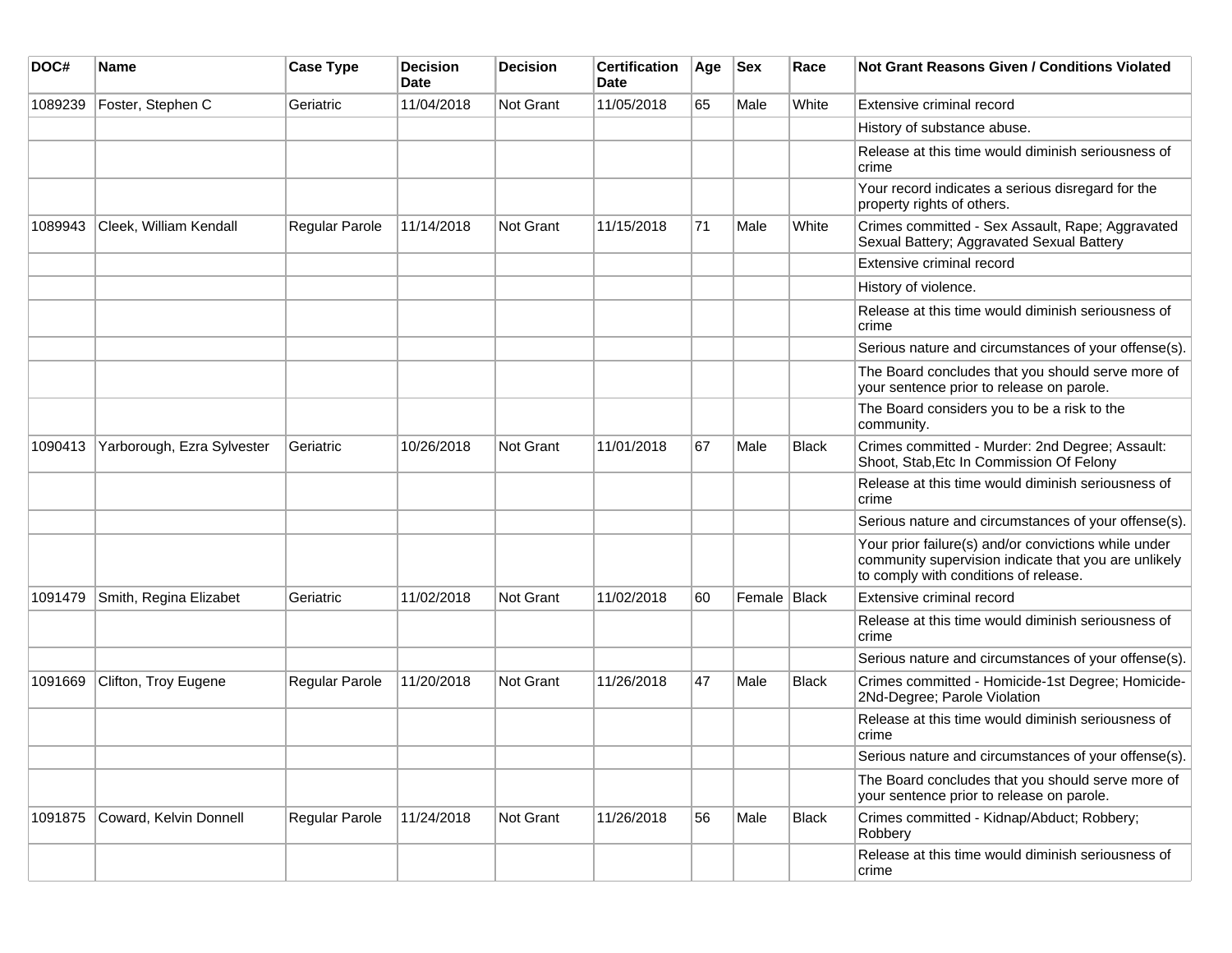| DOC# | Name | Case Type | Decision Date | Decision | Certification Date | Age | Sex | Race | Not Grant Reasons Given / Conditions Violated |
|---|---|---|---|---|---|---|---|---|---|
| 1089239 | Foster, Stephen C | Geriatric | 11/04/2018 | Not Grant | 11/05/2018 | 65 | Male | White | Extensive criminal record |
| | | | | | | | | | History of substance abuse. |
| | | | | | | | | | Release at this time would diminish seriousness of crime |
| | | | | | | | | | Your record indicates a serious disregard for the property rights of others. |
| 1089943 | Cleek, William Kendall | Regular Parole | 11/14/2018 | Not Grant | 11/15/2018 | 71 | Male | White | Crimes committed - Sex Assault, Rape; Aggravated Sexual Battery; Aggravated Sexual Battery |
| | | | | | | | | | Extensive criminal record |
| | | | | | | | | | History of violence. |
| | | | | | | | | | Release at this time would diminish seriousness of crime |
| | | | | | | | | | Serious nature and circumstances of your offense(s). |
| | | | | | | | | | The Board concludes that you should serve more of your sentence prior to release on parole. |
| | | | | | | | | | The Board considers you to be a risk to the community. |
| 1090413 | Yarborough, Ezra Sylvester | Geriatric | 10/26/2018 | Not Grant | 11/01/2018 | 67 | Male | Black | Crimes committed - Murder: 2nd Degree; Assault: Shoot, Stab,Etc In Commission Of Felony |
| | | | | | | | | | Release at this time would diminish seriousness of crime |
| | | | | | | | | | Serious nature and circumstances of your offense(s). |
| | | | | | | | | | Your prior failure(s) and/or convictions while under community supervision indicate that you are unlikely to comply with conditions of release. |
| 1091479 | Smith, Regina Elizabet | Geriatric | 11/02/2018 | Not Grant | 11/02/2018 | 60 | Female | Black | Extensive criminal record |
| | | | | | | | | | Release at this time would diminish seriousness of crime |
| | | | | | | | | | Serious nature and circumstances of your offense(s). |
| 1091669 | Clifton, Troy Eugene | Regular Parole | 11/20/2018 | Not Grant | 11/26/2018 | 47 | Male | Black | Crimes committed - Homicide-1st Degree; Homicide-2Nd-Degree; Parole Violation |
| | | | | | | | | | Release at this time would diminish seriousness of crime |
| | | | | | | | | | Serious nature and circumstances of your offense(s). |
| | | | | | | | | | The Board concludes that you should serve more of your sentence prior to release on parole. |
| 1091875 | Coward, Kelvin Donnell | Regular Parole | 11/24/2018 | Not Grant | 11/26/2018 | 56 | Male | Black | Crimes committed - Kidnap/Abduct; Robbery; Robbery |
| | | | | | | | | | Release at this time would diminish seriousness of crime |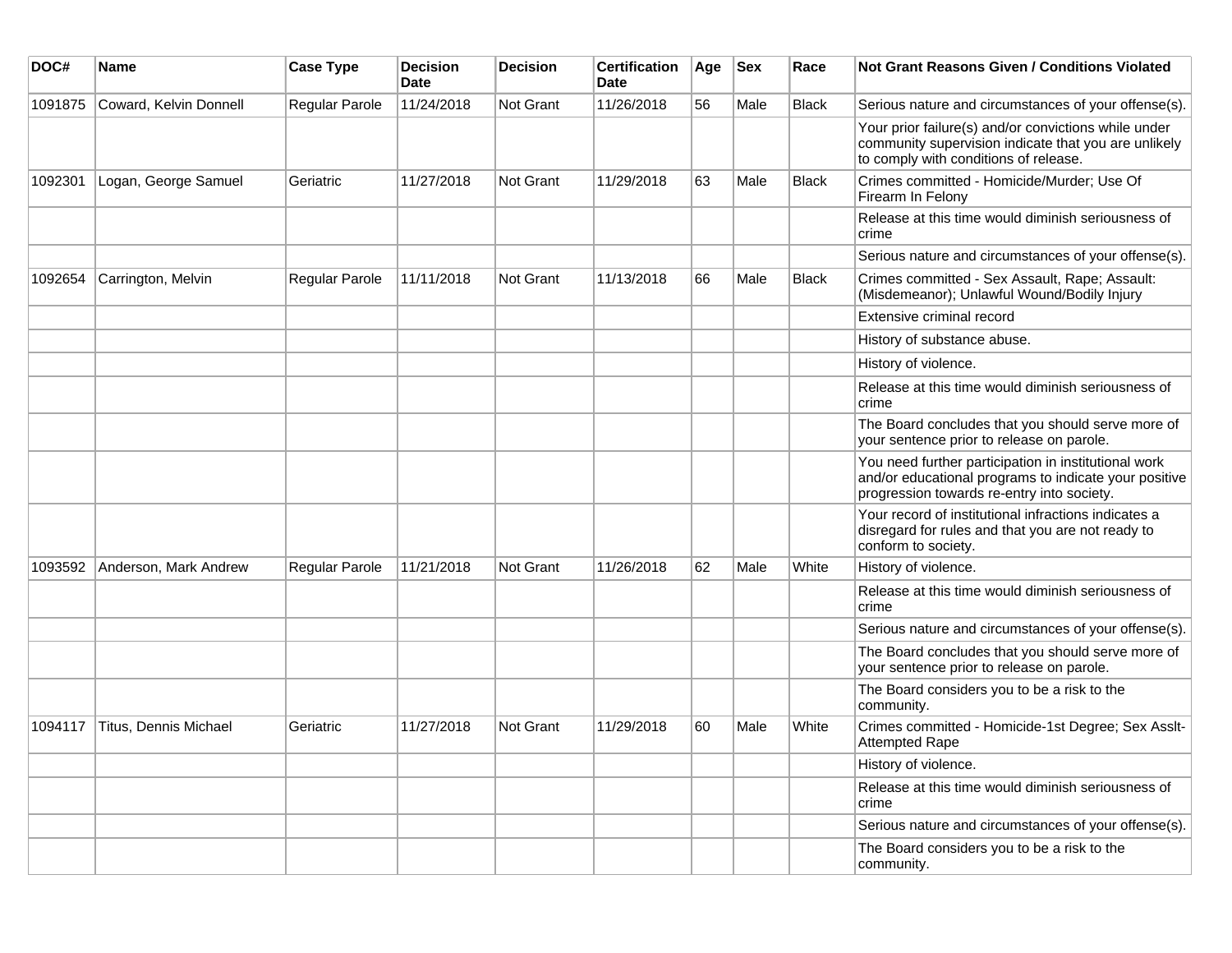| DOC# | Name | Case Type | Decision Date | Decision | Certification Date | Age | Sex | Race | Not Grant Reasons Given / Conditions Violated |
|---|---|---|---|---|---|---|---|---|---|
| 1091875 | Coward, Kelvin Donnell | Regular Parole | 11/24/2018 | Not Grant | 11/26/2018 | 56 | Male | Black | Serious nature and circumstances of your offense(s). |
| | | | | | | | | | Your prior failure(s) and/or convictions while under community supervision indicate that you are unlikely to comply with conditions of release. |
| 1092301 | Logan, George Samuel | Geriatric | 11/27/2018 | Not Grant | 11/29/2018 | 63 | Male | Black | Crimes committed - Homicide/Murder; Use Of Firearm In Felony |
| | | | | | | | | | Release at this time would diminish seriousness of crime |
| | | | | | | | | | Serious nature and circumstances of your offense(s). |
| 1092654 | Carrington, Melvin | Regular Parole | 11/11/2018 | Not Grant | 11/13/2018 | 66 | Male | Black | Crimes committed - Sex Assault, Rape; Assault: (Misdemeanor); Unlawful Wound/Bodily Injury |
| | | | | | | | | | Extensive criminal record |
| | | | | | | | | | History of substance abuse. |
| | | | | | | | | | History of violence. |
| | | | | | | | | | Release at this time would diminish seriousness of crime |
| | | | | | | | | | The Board concludes that you should serve more of your sentence prior to release on parole. |
| | | | | | | | | | You need further participation in institutional work and/or educational programs to indicate your positive progression towards re-entry into society. |
| | | | | | | | | | Your record of institutional infractions indicates a disregard for rules and that you are not ready to conform to society. |
| 1093592 | Anderson, Mark Andrew | Regular Parole | 11/21/2018 | Not Grant | 11/26/2018 | 62 | Male | White | History of violence. |
| | | | | | | | | | Release at this time would diminish seriousness of crime |
| | | | | | | | | | Serious nature and circumstances of your offense(s). |
| | | | | | | | | | The Board concludes that you should serve more of your sentence prior to release on parole. |
| | | | | | | | | | The Board considers you to be a risk to the community. |
| 1094117 | Titus, Dennis Michael | Geriatric | 11/27/2018 | Not Grant | 11/29/2018 | 60 | Male | White | Crimes committed - Homicide-1st Degree; Sex Asslt-Attempted Rape |
| | | | | | | | | | History of violence. |
| | | | | | | | | | Release at this time would diminish seriousness of crime |
| | | | | | | | | | Serious nature and circumstances of your offense(s). |
| | | | | | | | | | The Board considers you to be a risk to the community. |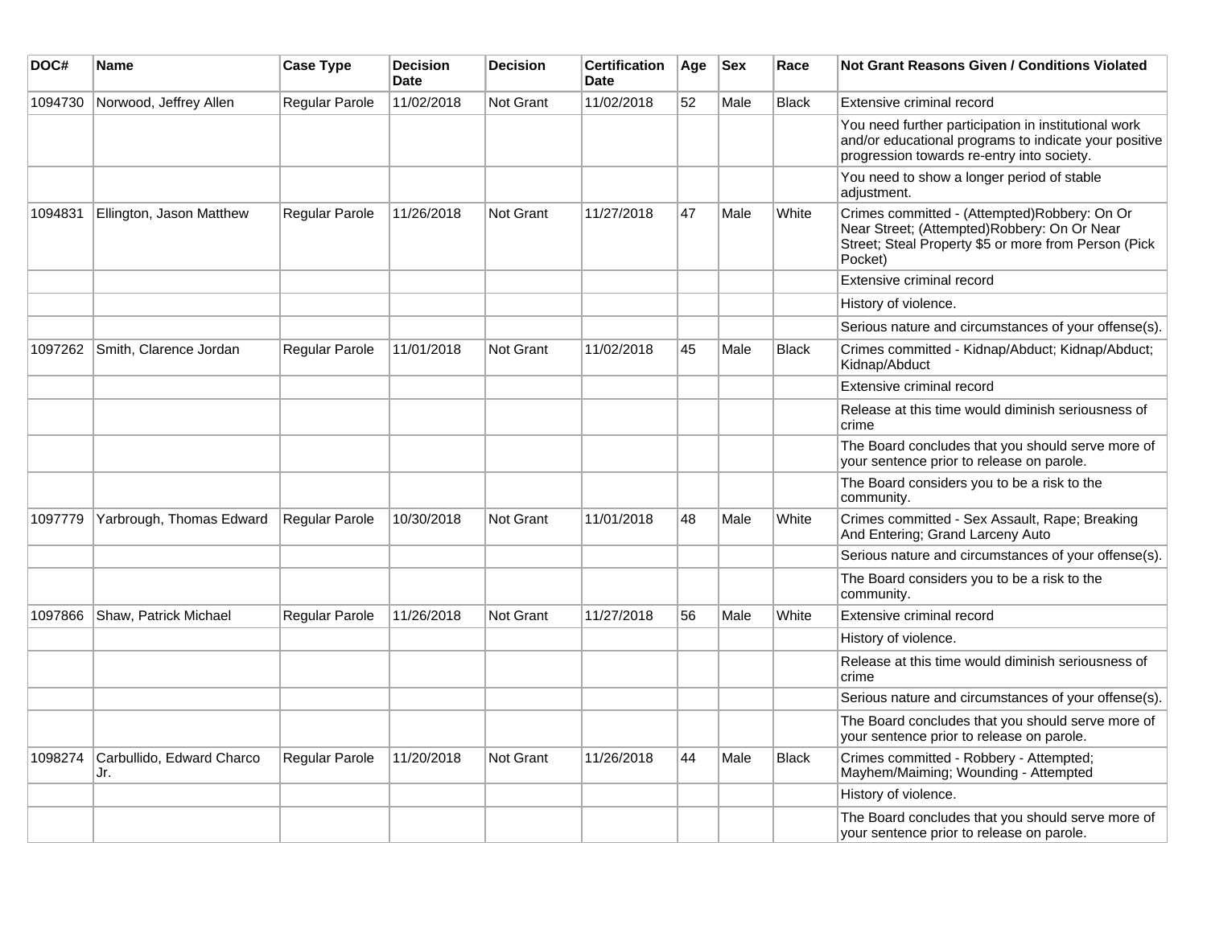| DOC# | Name | Case Type | Decision Date | Decision | Certification Date | Age | Sex | Race | Not Grant Reasons Given / Conditions Violated |
|---|---|---|---|---|---|---|---|---|---|
| 1094730 | Norwood, Jeffrey Allen | Regular Parole | 11/02/2018 | Not Grant | 11/02/2018 | 52 | Male | Black | Extensive criminal record |
| | | | | | | | | | You need further participation in institutional work and/or educational programs to indicate your positive progression towards re-entry into society. |
| | | | | | | | | | You need to show a longer period of stable adjustment. |
| 1094831 | Ellington, Jason Matthew | Regular Parole | 11/26/2018 | Not Grant | 11/27/2018 | 47 | Male | White | Crimes committed - (Attempted)Robbery: On Or Near Street; (Attempted)Robbery: On Or Near Street; Steal Property $5 or more from Person (Pick Pocket) |
| | | | | | | | | | Extensive criminal record |
| | | | | | | | | | History of violence. |
| | | | | | | | | | Serious nature and circumstances of your offense(s). |
| 1097262 | Smith, Clarence Jordan | Regular Parole | 11/01/2018 | Not Grant | 11/02/2018 | 45 | Male | Black | Crimes committed - Kidnap/Abduct; Kidnap/Abduct; Kidnap/Abduct |
| | | | | | | | | | Extensive criminal record |
| | | | | | | | | | Release at this time would diminish seriousness of crime |
| | | | | | | | | | The Board concludes that you should serve more of your sentence prior to release on parole. |
| | | | | | | | | | The Board considers you to be a risk to the community. |
| 1097779 | Yarbrough, Thomas Edward | Regular Parole | 10/30/2018 | Not Grant | 11/01/2018 | 48 | Male | White | Crimes committed - Sex Assault, Rape; Breaking And Entering; Grand Larceny Auto |
| | | | | | | | | | Serious nature and circumstances of your offense(s). |
| | | | | | | | | | The Board considers you to be a risk to the community. |
| 1097866 | Shaw, Patrick Michael | Regular Parole | 11/26/2018 | Not Grant | 11/27/2018 | 56 | Male | White | Extensive criminal record |
| | | | | | | | | | History of violence. |
| | | | | | | | | | Release at this time would diminish seriousness of crime |
| | | | | | | | | | Serious nature and circumstances of your offense(s). |
| | | | | | | | | | The Board concludes that you should serve more of your sentence prior to release on parole. |
| 1098274 | Carbullido, Edward Charco Jr. | Regular Parole | 11/20/2018 | Not Grant | 11/26/2018 | 44 | Male | Black | Crimes committed - Robbery - Attempted; Mayhem/Maiming; Wounding - Attempted |
| | | | | | | | | | History of violence. |
| | | | | | | | | | The Board concludes that you should serve more of your sentence prior to release on parole. |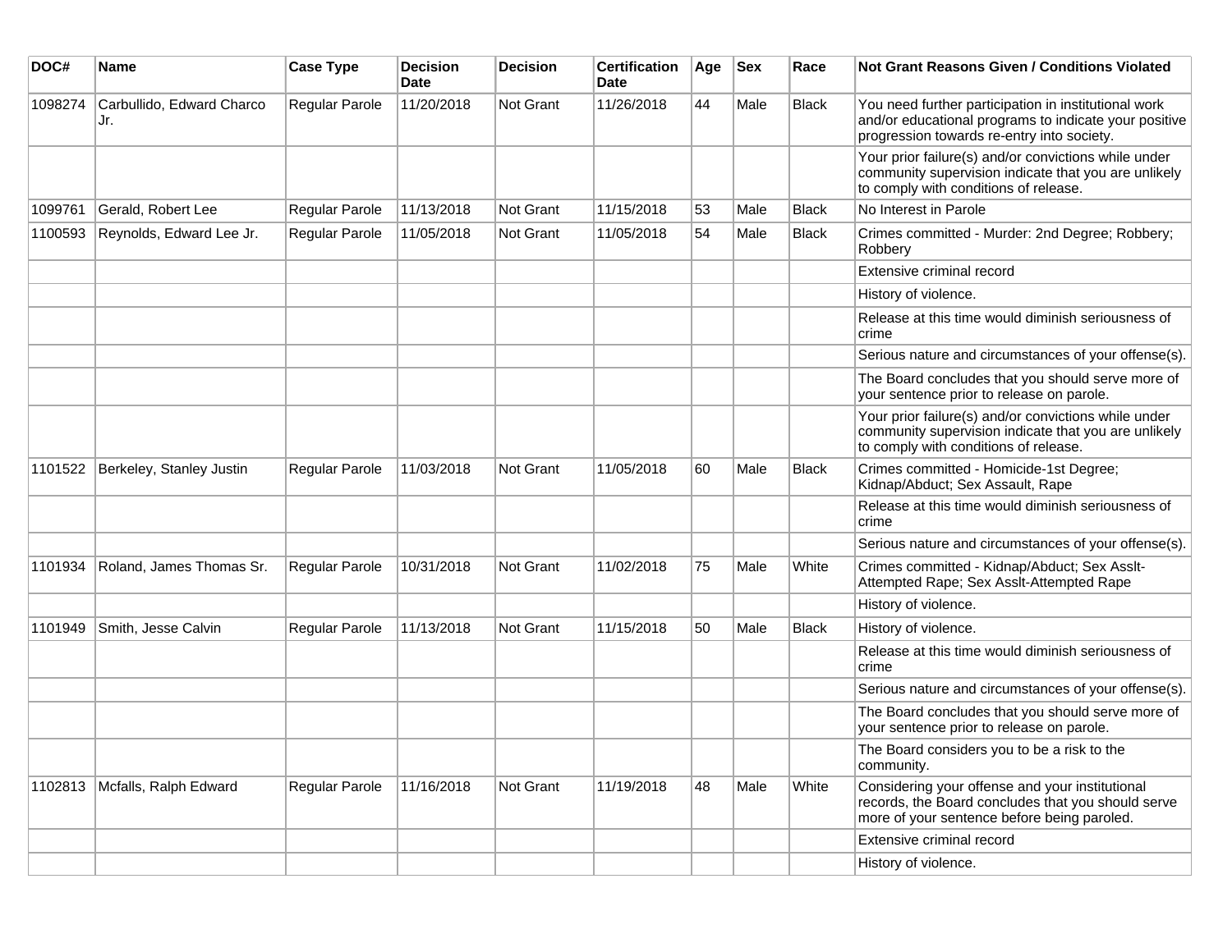| DOC# | Name | Case Type | Decision Date | Decision | Certification Date | Age | Sex | Race | Not Grant Reasons Given / Conditions Violated |
|---|---|---|---|---|---|---|---|---|---|
| 1098274 | Carbullido, Edward Charco Jr. | Regular Parole | 11/20/2018 | Not Grant | 11/26/2018 | 44 | Male | Black | You need further participation in institutional work and/or educational programs to indicate your positive progression towards re-entry into society. |
| | | | | | | | | | Your prior failure(s) and/or convictions while under community supervision indicate that you are unlikely to comply with conditions of release. |
| 1099761 | Gerald, Robert Lee | Regular Parole | 11/13/2018 | Not Grant | 11/15/2018 | 53 | Male | Black | No Interest in Parole |
| 1100593 | Reynolds, Edward Lee Jr. | Regular Parole | 11/05/2018 | Not Grant | 11/05/2018 | 54 | Male | Black | Crimes committed - Murder: 2nd Degree; Robbery; Robbery |
| | | | | | | | | | Extensive criminal record |
| | | | | | | | | | History of violence. |
| | | | | | | | | | Release at this time would diminish seriousness of crime |
| | | | | | | | | | Serious nature and circumstances of your offense(s). |
| | | | | | | | | | The Board concludes that you should serve more of your sentence prior to release on parole. |
| | | | | | | | | | Your prior failure(s) and/or convictions while under community supervision indicate that you are unlikely to comply with conditions of release. |
| 1101522 | Berkeley, Stanley Justin | Regular Parole | 11/03/2018 | Not Grant | 11/05/2018 | 60 | Male | Black | Crimes committed - Homicide-1st Degree; Kidnap/Abduct; Sex Assault, Rape |
| | | | | | | | | | Release at this time would diminish seriousness of crime |
| | | | | | | | | | Serious nature and circumstances of your offense(s). |
| 1101934 | Roland, James Thomas Sr. | Regular Parole | 10/31/2018 | Not Grant | 11/02/2018 | 75 | Male | White | Crimes committed - Kidnap/Abduct; Sex Asslt-Attempted Rape; Sex Asslt-Attempted Rape |
| | | | | | | | | | History of violence. |
| 1101949 | Smith, Jesse Calvin | Regular Parole | 11/13/2018 | Not Grant | 11/15/2018 | 50 | Male | Black | History of violence. |
| | | | | | | | | | Release at this time would diminish seriousness of crime |
| | | | | | | | | | Serious nature and circumstances of your offense(s). |
| | | | | | | | | | The Board concludes that you should serve more of your sentence prior to release on parole. |
| | | | | | | | | | The Board considers you to be a risk to the community. |
| 1102813 | Mcfalls, Ralph Edward | Regular Parole | 11/16/2018 | Not Grant | 11/19/2018 | 48 | Male | White | Considering your offense and your institutional records, the Board concludes that you should serve more of your sentence before being paroled. |
| | | | | | | | | | Extensive criminal record |
| | | | | | | | | | History of violence. |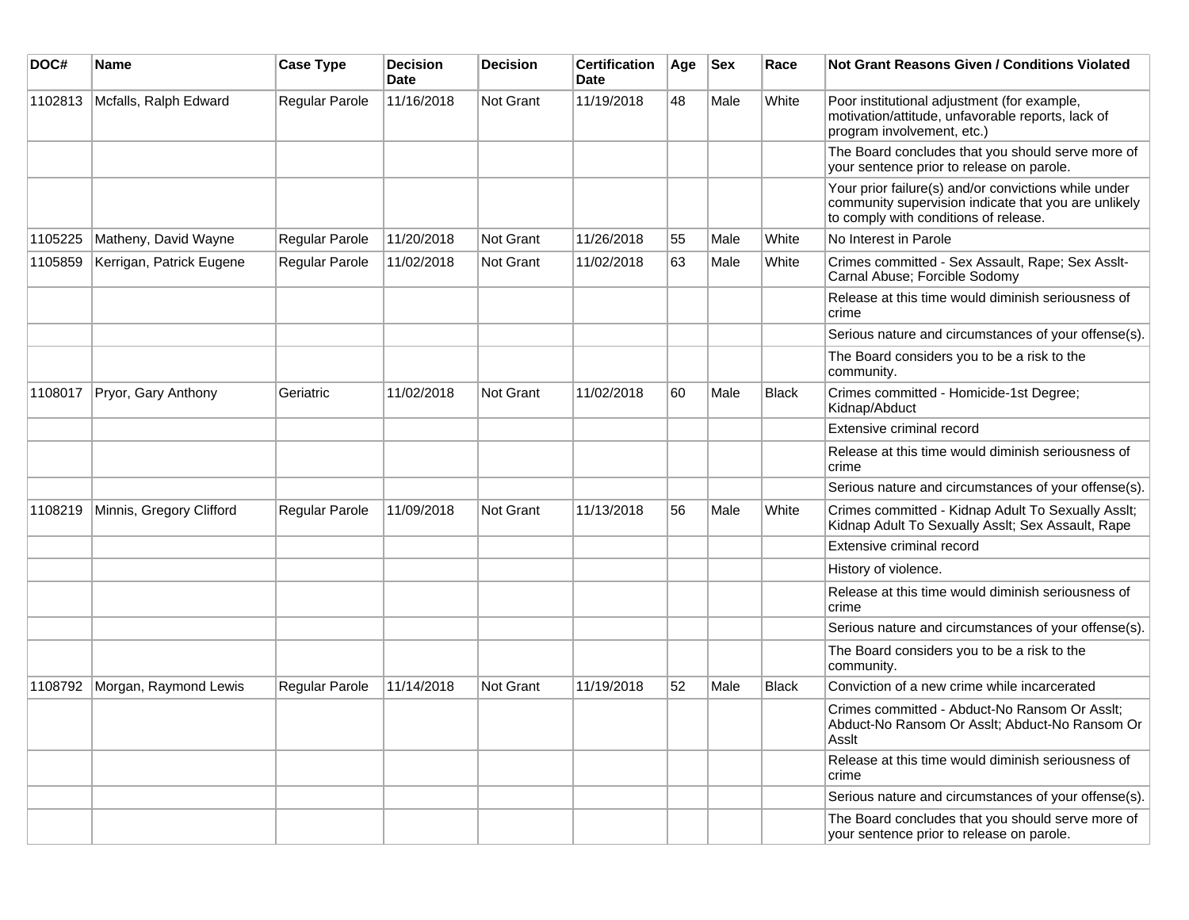| DOC# | Name | Case Type | Decision Date | Decision | Certification Date | Age | Sex | Race | Not Grant Reasons Given / Conditions Violated |
|---|---|---|---|---|---|---|---|---|---|
| 1102813 | Mcfalls, Ralph Edward | Regular Parole | 11/16/2018 | Not Grant | 11/19/2018 | 48 | Male | White | Poor institutional adjustment (for example, motivation/attitude, unfavorable reports, lack of program involvement, etc.) |
| | | | | | | | | | The Board concludes that you should serve more of your sentence prior to release on parole. |
| | | | | | | | | | Your prior failure(s) and/or convictions while under community supervision indicate that you are unlikely to comply with conditions of release. |
| 1105225 | Matheny, David Wayne | Regular Parole | 11/20/2018 | Not Grant | 11/26/2018 | 55 | Male | White | No Interest in Parole |
| 1105859 | Kerrigan, Patrick Eugene | Regular Parole | 11/02/2018 | Not Grant | 11/02/2018 | 63 | Male | White | Crimes committed - Sex Assault, Rape; Sex Asslt-Carnal Abuse; Forcible Sodomy |
| | | | | | | | | | Release at this time would diminish seriousness of crime |
| | | | | | | | | | Serious nature and circumstances of your offense(s). |
| | | | | | | | | | The Board considers you to be a risk to the community. |
| 1108017 | Pryor, Gary Anthony | Geriatric | 11/02/2018 | Not Grant | 11/02/2018 | 60 | Male | Black | Crimes committed - Homicide-1st Degree; Kidnap/Abduct |
| | | | | | | | | | Extensive criminal record |
| | | | | | | | | | Release at this time would diminish seriousness of crime |
| | | | | | | | | | Serious nature and circumstances of your offense(s). |
| 1108219 | Minnis, Gregory Clifford | Regular Parole | 11/09/2018 | Not Grant | 11/13/2018 | 56 | Male | White | Crimes committed - Kidnap Adult To Sexually Asslt; Kidnap Adult To Sexually Asslt; Sex Assault, Rape |
| | | | | | | | | | Extensive criminal record |
| | | | | | | | | | History of violence. |
| | | | | | | | | | Release at this time would diminish seriousness of crime |
| | | | | | | | | | Serious nature and circumstances of your offense(s). |
| | | | | | | | | | The Board considers you to be a risk to the community. |
| 1108792 | Morgan, Raymond Lewis | Regular Parole | 11/14/2018 | Not Grant | 11/19/2018 | 52 | Male | Black | Conviction of a new crime while incarcerated |
| | | | | | | | | | Crimes committed - Abduct-No Ransom Or Asslt; Abduct-No Ransom Or Asslt; Abduct-No Ransom Or Asslt |
| | | | | | | | | | Release at this time would diminish seriousness of crime |
| | | | | | | | | | Serious nature and circumstances of your offense(s). |
| | | | | | | | | | The Board concludes that you should serve more of your sentence prior to release on parole. |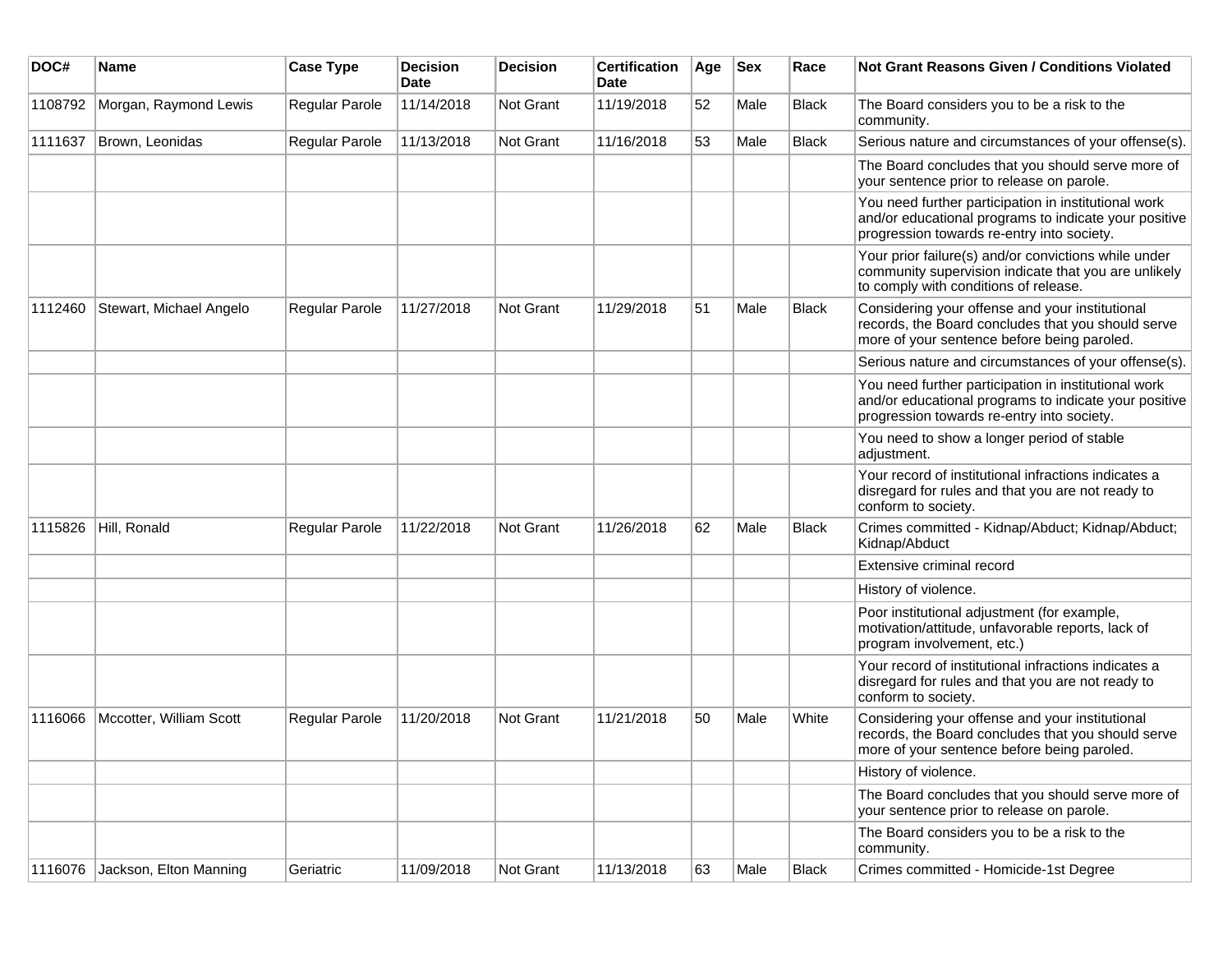| DOC# | Name | Case Type | Decision Date | Decision | Certification Date | Age | Sex | Race | Not Grant Reasons Given / Conditions Violated |
|---|---|---|---|---|---|---|---|---|---|
| 1108792 | Morgan, Raymond Lewis | Regular Parole | 11/14/2018 | Not Grant | 11/19/2018 | 52 | Male | Black | The Board considers you to be a risk to the community. |
| 1111637 | Brown, Leonidas | Regular Parole | 11/13/2018 | Not Grant | 11/16/2018 | 53 | Male | Black | Serious nature and circumstances of your offense(s). |
| | | | | | | | | | The Board concludes that you should serve more of your sentence prior to release on parole. |
| | | | | | | | | | You need further participation in institutional work and/or educational programs to indicate your positive progression towards re-entry into society. |
| | | | | | | | | | Your prior failure(s) and/or convictions while under community supervision indicate that you are unlikely to comply with conditions of release. |
| 1112460 | Stewart, Michael Angelo | Regular Parole | 11/27/2018 | Not Grant | 11/29/2018 | 51 | Male | Black | Considering your offense and your institutional records, the Board concludes that you should serve more of your sentence before being paroled. |
| | | | | | | | | | Serious nature and circumstances of your offense(s). |
| | | | | | | | | | You need further participation in institutional work and/or educational programs to indicate your positive progression towards re-entry into society. |
| | | | | | | | | | You need to show a longer period of stable adjustment. |
| | | | | | | | | | Your record of institutional infractions indicates a disregard for rules and that you are not ready to conform to society. |
| 1115826 | Hill, Ronald | Regular Parole | 11/22/2018 | Not Grant | 11/26/2018 | 62 | Male | Black | Crimes committed - Kidnap/Abduct; Kidnap/Abduct; Kidnap/Abduct |
| | | | | | | | | | Extensive criminal record |
| | | | | | | | | | History of violence. |
| | | | | | | | | | Poor institutional adjustment (for example, motivation/attitude, unfavorable reports, lack of program involvement, etc.) |
| | | | | | | | | | Your record of institutional infractions indicates a disregard for rules and that you are not ready to conform to society. |
| 1116066 | Mccotter, William Scott | Regular Parole | 11/20/2018 | Not Grant | 11/21/2018 | 50 | Male | White | Considering your offense and your institutional records, the Board concludes that you should serve more of your sentence before being paroled. |
| | | | | | | | | | History of violence. |
| | | | | | | | | | The Board concludes that you should serve more of your sentence prior to release on parole. |
| | | | | | | | | | The Board considers you to be a risk to the community. |
| 1116076 | Jackson, Elton Manning | Geriatric | 11/09/2018 | Not Grant | 11/13/2018 | 63 | Male | Black | Crimes committed - Homicide-1st Degree |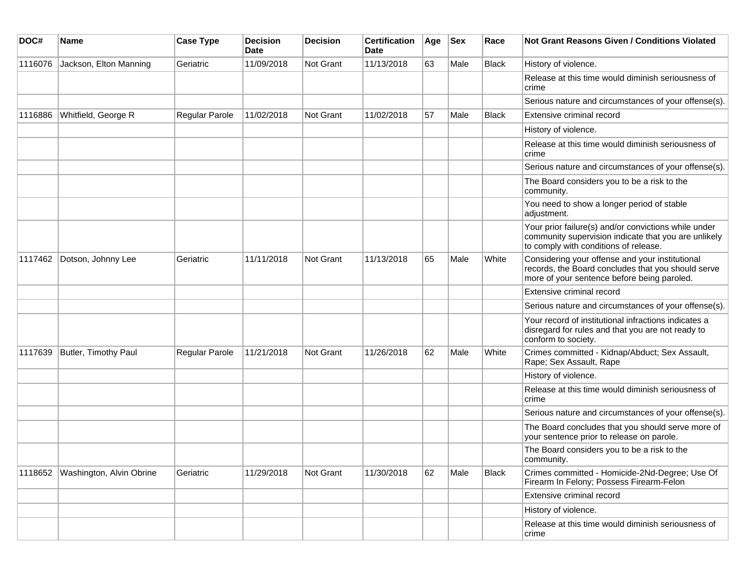| DOC# | Name | Case Type | Decision Date | Decision | Certification Date | Age | Sex | Race | Not Grant Reasons Given / Conditions Violated |
|---|---|---|---|---|---|---|---|---|---|
| 1116076 | Jackson, Elton Manning | Geriatric | 11/09/2018 | Not Grant | 11/13/2018 | 63 | Male | Black | History of violence. |
| | | | | | | | | | Release at this time would diminish seriousness of crime |
| | | | | | | | | | Serious nature and circumstances of your offense(s). |
| 1116886 | Whitfield, George R | Regular Parole | 11/02/2018 | Not Grant | 11/02/2018 | 57 | Male | Black | Extensive criminal record |
| | | | | | | | | | History of violence. |
| | | | | | | | | | Release at this time would diminish seriousness of crime |
| | | | | | | | | | Serious nature and circumstances of your offense(s). |
| | | | | | | | | | The Board considers you to be a risk to the community. |
| | | | | | | | | | You need to show a longer period of stable adjustment. |
| | | | | | | | | | Your prior failure(s) and/or convictions while under community supervision indicate that you are unlikely to comply with conditions of release. |
| 1117462 | Dotson, Johnny Lee | Geriatric | 11/11/2018 | Not Grant | 11/13/2018 | 65 | Male | White | Considering your offense and your institutional records, the Board concludes that you should serve more of your sentence before being paroled. |
| | | | | | | | | | Extensive criminal record |
| | | | | | | | | | Serious nature and circumstances of your offense(s). |
| | | | | | | | | | Your record of institutional infractions indicates a disregard for rules and that you are not ready to conform to society. |
| 1117639 | Butler, Timothy Paul | Regular Parole | 11/21/2018 | Not Grant | 11/26/2018 | 62 | Male | White | Crimes committed - Kidnap/Abduct; Sex Assault, Rape; Sex Assault, Rape |
| | | | | | | | | | History of violence. |
| | | | | | | | | | Release at this time would diminish seriousness of crime |
| | | | | | | | | | Serious nature and circumstances of your offense(s). |
| | | | | | | | | | The Board concludes that you should serve more of your sentence prior to release on parole. |
| | | | | | | | | | The Board considers you to be a risk to the community. |
| 1118652 | Washington, Alvin Obrine | Geriatric | 11/29/2018 | Not Grant | 11/30/2018 | 62 | Male | Black | Crimes committed - Homicide-2Nd-Degree; Use Of Firearm In Felony; Possess Firearm-Felon |
| | | | | | | | | | Extensive criminal record |
| | | | | | | | | | History of violence. |
| | | | | | | | | | Release at this time would diminish seriousness of crime |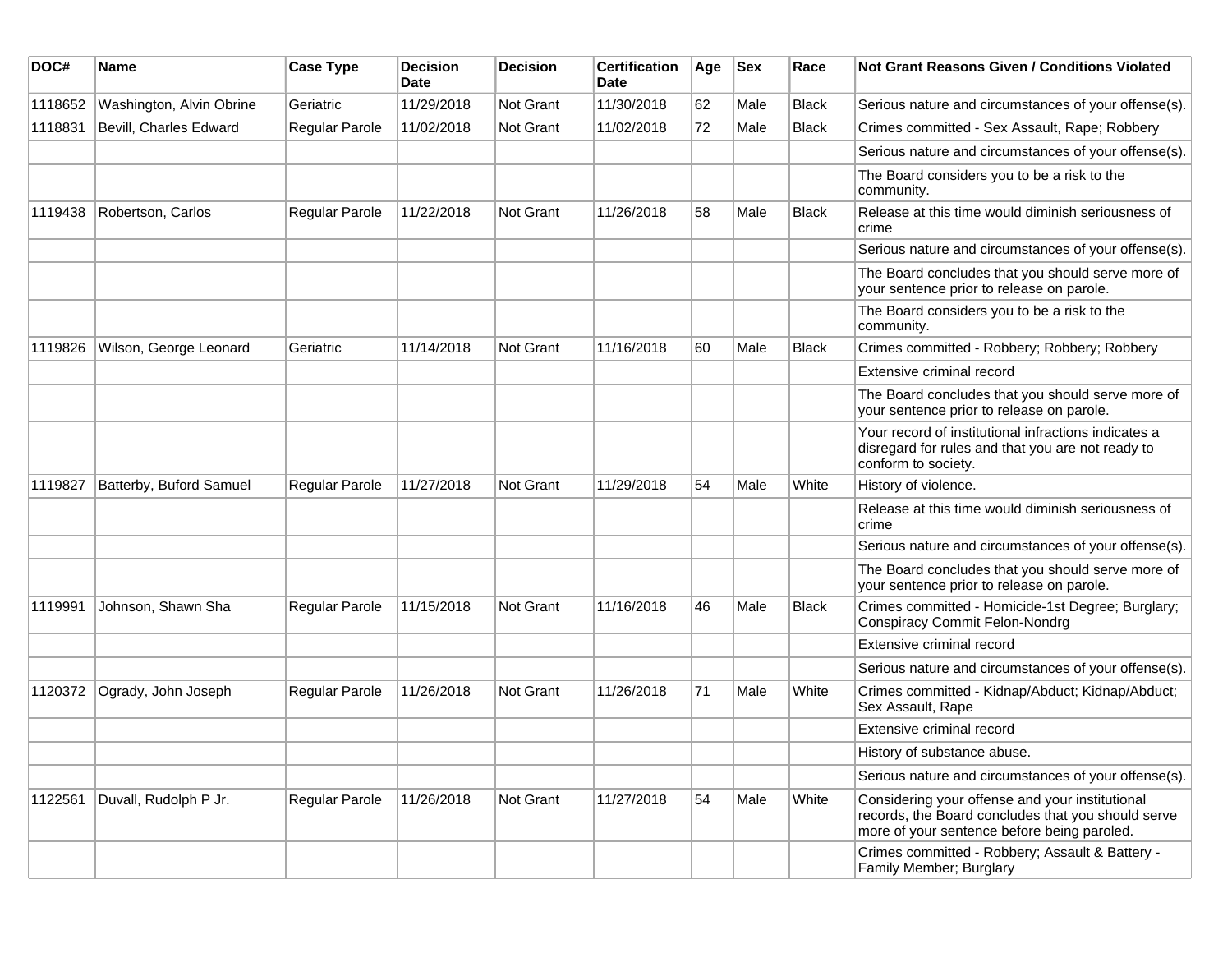| DOC# | Name | Case Type | Decision Date | Decision | Certification Date | Age | Sex | Race | Not Grant Reasons Given / Conditions Violated |
|---|---|---|---|---|---|---|---|---|---|
| 1118652 | Washington, Alvin Obrine | Geriatric | 11/29/2018 | Not Grant | 11/30/2018 | 62 | Male | Black | Serious nature and circumstances of your offense(s). |
| 1118831 | Bevill, Charles Edward | Regular Parole | 11/02/2018 | Not Grant | 11/02/2018 | 72 | Male | Black | Crimes committed - Sex Assault, Rape; Robbery |
| | | | | | | | | | Serious nature and circumstances of your offense(s). |
| | | | | | | | | | The Board considers you to be a risk to the community. |
| 1119438 | Robertson, Carlos | Regular Parole | 11/22/2018 | Not Grant | 11/26/2018 | 58 | Male | Black | Release at this time would diminish seriousness of crime |
| | | | | | | | | | Serious nature and circumstances of your offense(s). |
| | | | | | | | | | The Board concludes that you should serve more of your sentence prior to release on parole. |
| | | | | | | | | | The Board considers you to be a risk to the community. |
| 1119826 | Wilson, George Leonard | Geriatric | 11/14/2018 | Not Grant | 11/16/2018 | 60 | Male | Black | Crimes committed - Robbery; Robbery; Robbery |
| | | | | | | | | | Extensive criminal record |
| | | | | | | | | | The Board concludes that you should serve more of your sentence prior to release on parole. |
| | | | | | | | | | Your record of institutional infractions indicates a disregard for rules and that you are not ready to conform to society. |
| 1119827 | Batterby, Buford Samuel | Regular Parole | 11/27/2018 | Not Grant | 11/29/2018 | 54 | Male | White | History of violence. |
| | | | | | | | | | Release at this time would diminish seriousness of crime |
| | | | | | | | | | Serious nature and circumstances of your offense(s). |
| | | | | | | | | | The Board concludes that you should serve more of your sentence prior to release on parole. |
| 1119991 | Johnson, Shawn Sha | Regular Parole | 11/15/2018 | Not Grant | 11/16/2018 | 46 | Male | Black | Crimes committed - Homicide-1st Degree; Burglary; Conspiracy Commit Felon-Nondrg |
| | | | | | | | | | Extensive criminal record |
| | | | | | | | | | Serious nature and circumstances of your offense(s). |
| 1120372 | Ogrady, John Joseph | Regular Parole | 11/26/2018 | Not Grant | 11/26/2018 | 71 | Male | White | Crimes committed - Kidnap/Abduct; Kidnap/Abduct; Sex Assault, Rape |
| | | | | | | | | | Extensive criminal record |
| | | | | | | | | | History of substance abuse. |
| | | | | | | | | | Serious nature and circumstances of your offense(s). |
| 1122561 | Duvall, Rudolph P Jr. | Regular Parole | 11/26/2018 | Not Grant | 11/27/2018 | 54 | Male | White | Considering your offense and your institutional records, the Board concludes that you should serve more of your sentence before being paroled. |
| | | | | | | | | | Crimes committed - Robbery; Assault & Battery - Family Member; Burglary |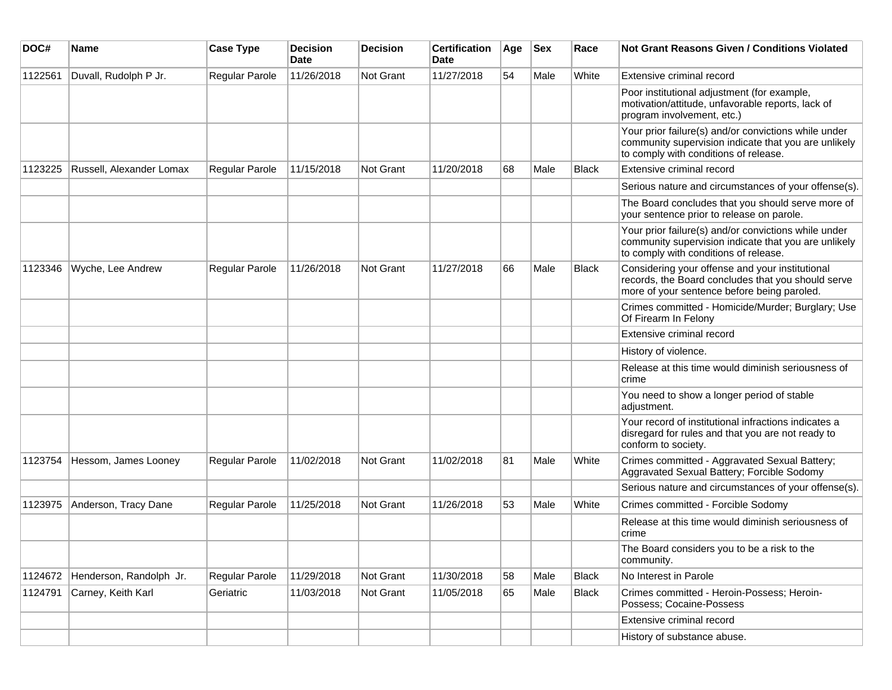| DOC# | Name | Case Type | Decision Date | Decision | Certification Date | Age | Sex | Race | Not Grant Reasons Given / Conditions Violated |
|---|---|---|---|---|---|---|---|---|---|
| 1122561 | Duvall, Rudolph P Jr. | Regular Parole | 11/26/2018 | Not Grant | 11/27/2018 | 54 | Male | White | Extensive criminal record |
| | | | | | | | | | Poor institutional adjustment (for example, motivation/attitude, unfavorable reports, lack of program involvement, etc.) |
| | | | | | | | | | Your prior failure(s) and/or convictions while under community supervision indicate that you are unlikely to comply with conditions of release. |
| 1123225 | Russell, Alexander Lomax | Regular Parole | 11/15/2018 | Not Grant | 11/20/2018 | 68 | Male | Black | Extensive criminal record |
| | | | | | | | | | Serious nature and circumstances of your offense(s). |
| | | | | | | | | | The Board concludes that you should serve more of your sentence prior to release on parole. |
| | | | | | | | | | Your prior failure(s) and/or convictions while under community supervision indicate that you are unlikely to comply with conditions of release. |
| 1123346 | Wyche, Lee Andrew | Regular Parole | 11/26/2018 | Not Grant | 11/27/2018 | 66 | Male | Black | Considering your offense and your institutional records, the Board concludes that you should serve more of your sentence before being paroled. |
| | | | | | | | | | Crimes committed - Homicide/Murder; Burglary; Use Of Firearm In Felony |
| | | | | | | | | | Extensive criminal record |
| | | | | | | | | | History of violence. |
| | | | | | | | | | Release at this time would diminish seriousness of crime |
| | | | | | | | | | You need to show a longer period of stable adjustment. |
| | | | | | | | | | Your record of institutional infractions indicates a disregard for rules and that you are not ready to conform to society. |
| 1123754 | Hessom, James Looney | Regular Parole | 11/02/2018 | Not Grant | 11/02/2018 | 81 | Male | White | Crimes committed - Aggravated Sexual Battery; Aggravated Sexual Battery; Forcible Sodomy |
| | | | | | | | | | Serious nature and circumstances of your offense(s). |
| 1123975 | Anderson, Tracy Dane | Regular Parole | 11/25/2018 | Not Grant | 11/26/2018 | 53 | Male | White | Crimes committed - Forcible Sodomy |
| | | | | | | | | | Release at this time would diminish seriousness of crime |
| | | | | | | | | | The Board considers you to be a risk to the community. |
| 1124672 | Henderson, Randolph Jr. | Regular Parole | 11/29/2018 | Not Grant | 11/30/2018 | 58 | Male | Black | No Interest in Parole |
| 1124791 | Carney, Keith Karl | Geriatric | 11/03/2018 | Not Grant | 11/05/2018 | 65 | Male | Black | Crimes committed - Heroin-Possess; Heroin-Possess; Cocaine-Possess |
| | | | | | | | | | Extensive criminal record |
| | | | | | | | | | History of substance abuse. |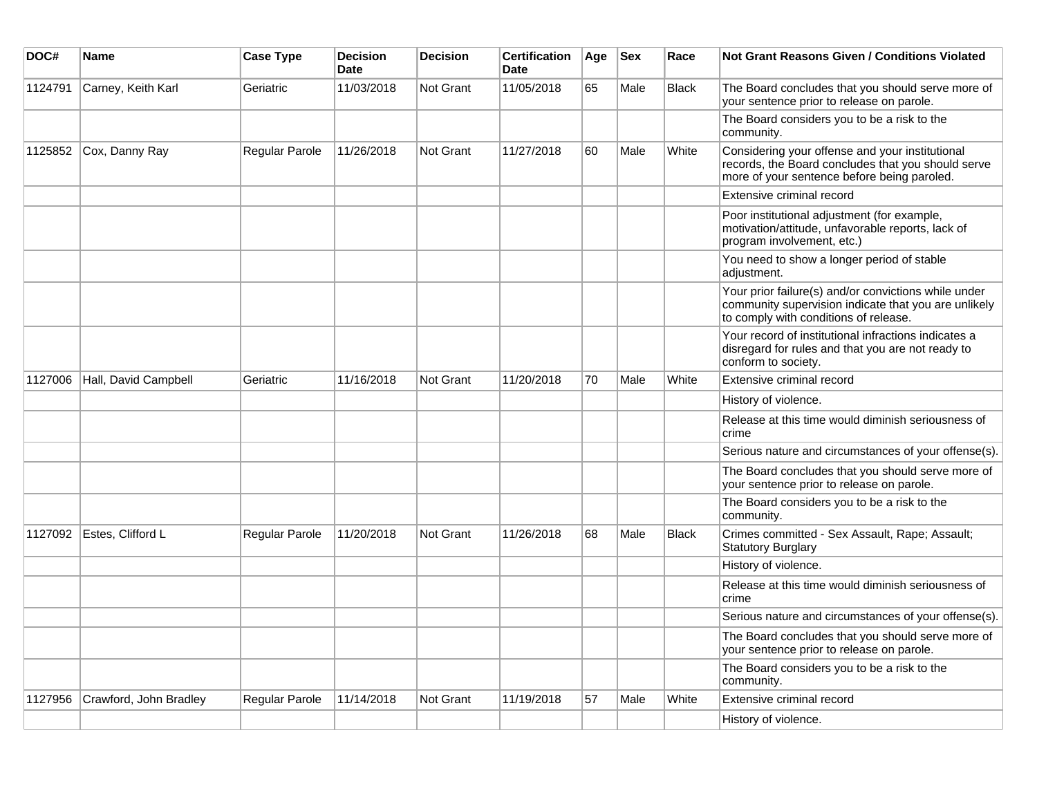| DOC# | Name | Case Type | Decision Date | Decision | Certification Date | Age | Sex | Race | Not Grant Reasons Given / Conditions Violated |
|---|---|---|---|---|---|---|---|---|---|
| 1124791 | Carney, Keith Karl | Geriatric | 11/03/2018 | Not Grant | 11/05/2018 | 65 | Male | Black | The Board concludes that you should serve more of your sentence prior to release on parole. |
| | | | | | | | | | The Board considers you to be a risk to the community. |
| 1125852 | Cox, Danny Ray | Regular Parole | 11/26/2018 | Not Grant | 11/27/2018 | 60 | Male | White | Considering your offense and your institutional records, the Board concludes that you should serve more of your sentence before being paroled. |
| | | | | | | | | | Extensive criminal record |
| | | | | | | | | | Poor institutional adjustment (for example, motivation/attitude, unfavorable reports, lack of program involvement, etc.) |
| | | | | | | | | | You need to show a longer period of stable adjustment. |
| | | | | | | | | | Your prior failure(s) and/or convictions while under community supervision indicate that you are unlikely to comply with conditions of release. |
| | | | | | | | | | Your record of institutional infractions indicates a disregard for rules and that you are not ready to conform to society. |
| 1127006 | Hall, David Campbell | Geriatric | 11/16/2018 | Not Grant | 11/20/2018 | 70 | Male | White | Extensive criminal record |
| | | | | | | | | | History of violence. |
| | | | | | | | | | Release at this time would diminish seriousness of crime |
| | | | | | | | | | Serious nature and circumstances of your offense(s). |
| | | | | | | | | | The Board concludes that you should serve more of your sentence prior to release on parole. |
| | | | | | | | | | The Board considers you to be a risk to the community. |
| 1127092 | Estes, Clifford L | Regular Parole | 11/20/2018 | Not Grant | 11/26/2018 | 68 | Male | Black | Crimes committed - Sex Assault, Rape; Assault; Statutory Burglary |
| | | | | | | | | | History of violence. |
| | | | | | | | | | Release at this time would diminish seriousness of crime |
| | | | | | | | | | Serious nature and circumstances of your offense(s). |
| | | | | | | | | | The Board concludes that you should serve more of your sentence prior to release on parole. |
| | | | | | | | | | The Board considers you to be a risk to the community. |
| 1127956 | Crawford, John Bradley | Regular Parole | 11/14/2018 | Not Grant | 11/19/2018 | 57 | Male | White | Extensive criminal record |
| | | | | | | | | | History of violence. |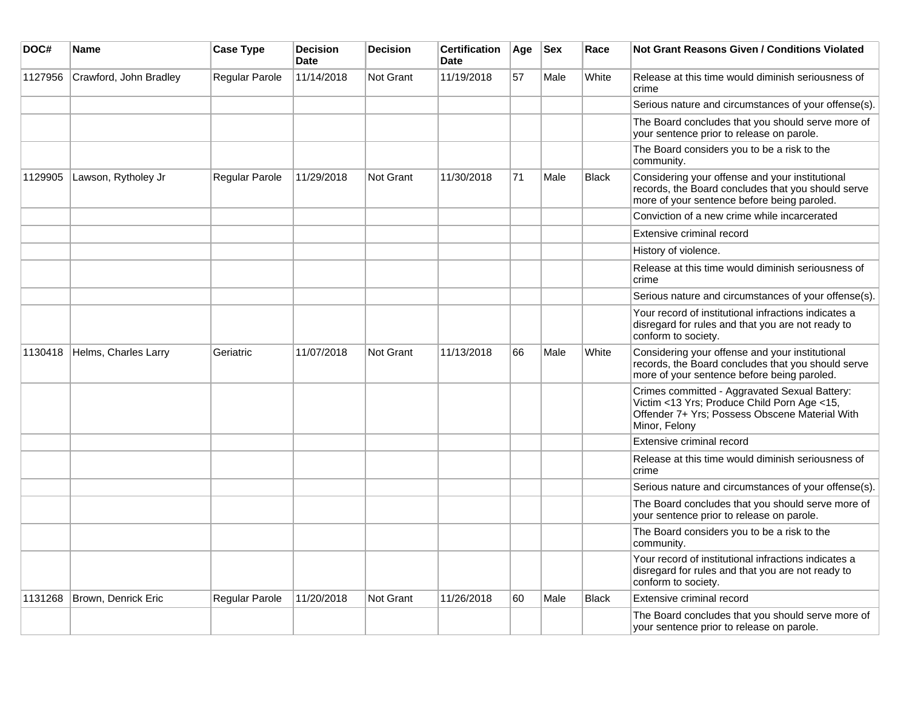| DOC# | Name | Case Type | Decision Date | Decision | Certification Date | Age | Sex | Race | Not Grant Reasons Given / Conditions Violated |
|---|---|---|---|---|---|---|---|---|---|
| 1127956 | Crawford, John Bradley | Regular Parole | 11/14/2018 | Not Grant | 11/19/2018 | 57 | Male | White | Release at this time would diminish seriousness of crime |
| | | | | | | | | | Serious nature and circumstances of your offense(s). |
| | | | | | | | | | The Board concludes that you should serve more of your sentence prior to release on parole. |
| | | | | | | | | | The Board considers you to be a risk to the community. |
| 1129905 | Lawson, Rytholey Jr | Regular Parole | 11/29/2018 | Not Grant | 11/30/2018 | 71 | Male | Black | Considering your offense and your institutional records, the Board concludes that you should serve more of your sentence before being paroled. |
| | | | | | | | | | Conviction of a new crime while incarcerated |
| | | | | | | | | | Extensive criminal record |
| | | | | | | | | | History of violence. |
| | | | | | | | | | Release at this time would diminish seriousness of crime |
| | | | | | | | | | Serious nature and circumstances of your offense(s). |
| | | | | | | | | | Your record of institutional infractions indicates a disregard for rules and that you are not ready to conform to society. |
| 1130418 | Helms, Charles Larry | Geriatric | 11/07/2018 | Not Grant | 11/13/2018 | 66 | Male | White | Considering your offense and your institutional records, the Board concludes that you should serve more of your sentence before being paroled. |
| | | | | | | | | | Crimes committed - Aggravated Sexual Battery: Victim <13 Yrs; Produce Child Porn Age <15, Offender 7+ Yrs; Possess Obscene Material With Minor, Felony |
| | | | | | | | | | Extensive criminal record |
| | | | | | | | | | Release at this time would diminish seriousness of crime |
| | | | | | | | | | Serious nature and circumstances of your offense(s). |
| | | | | | | | | | The Board concludes that you should serve more of your sentence prior to release on parole. |
| | | | | | | | | | The Board considers you to be a risk to the community. |
| | | | | | | | | | Your record of institutional infractions indicates a disregard for rules and that you are not ready to conform to society. |
| 1131268 | Brown, Denrick Eric | Regular Parole | 11/20/2018 | Not Grant | 11/26/2018 | 60 | Male | Black | Extensive criminal record |
| | | | | | | | | | The Board concludes that you should serve more of your sentence prior to release on parole. |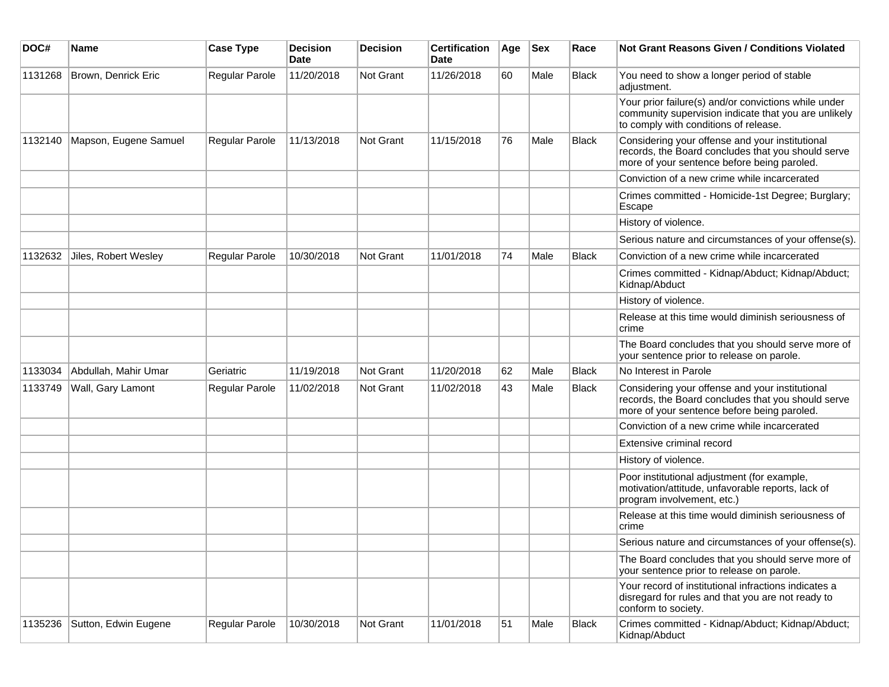| DOC# | Name | Case Type | Decision Date | Decision | Certification Date | Age | Sex | Race | Not Grant Reasons Given / Conditions Violated |
|---|---|---|---|---|---|---|---|---|---|
| 1131268 | Brown, Denrick Eric | Regular Parole | 11/20/2018 | Not Grant | 11/26/2018 | 60 | Male | Black | You need to show a longer period of stable adjustment. |
| | | | | | | | | | Your prior failure(s) and/or convictions while under community supervision indicate that you are unlikely to comply with conditions of release. |
| 1132140 | Mapson, Eugene Samuel | Regular Parole | 11/13/2018 | Not Grant | 11/15/2018 | 76 | Male | Black | Considering your offense and your institutional records, the Board concludes that you should serve more of your sentence before being paroled. |
| | | | | | | | | | Conviction of a new crime while incarcerated |
| | | | | | | | | | Crimes committed - Homicide-1st Degree; Burglary; Escape |
| | | | | | | | | | History of violence. |
| | | | | | | | | | Serious nature and circumstances of your offense(s). |
| 1132632 | Jiles, Robert Wesley | Regular Parole | 10/30/2018 | Not Grant | 11/01/2018 | 74 | Male | Black | Conviction of a new crime while incarcerated |
| | | | | | | | | | Crimes committed - Kidnap/Abduct; Kidnap/Abduct; Kidnap/Abduct |
| | | | | | | | | | History of violence. |
| | | | | | | | | | Release at this time would diminish seriousness of crime |
| | | | | | | | | | The Board concludes that you should serve more of your sentence prior to release on parole. |
| 1133034 | Abdullah, Mahir Umar | Geriatric | 11/19/2018 | Not Grant | 11/20/2018 | 62 | Male | Black | No Interest in Parole |
| 1133749 | Wall, Gary Lamont | Regular Parole | 11/02/2018 | Not Grant | 11/02/2018 | 43 | Male | Black | Considering your offense and your institutional records, the Board concludes that you should serve more of your sentence before being paroled. |
| | | | | | | | | | Conviction of a new crime while incarcerated |
| | | | | | | | | | Extensive criminal record |
| | | | | | | | | | History of violence. |
| | | | | | | | | | Poor institutional adjustment (for example, motivation/attitude, unfavorable reports, lack of program involvement, etc.) |
| | | | | | | | | | Release at this time would diminish seriousness of crime |
| | | | | | | | | | Serious nature and circumstances of your offense(s). |
| | | | | | | | | | The Board concludes that you should serve more of your sentence prior to release on parole. |
| | | | | | | | | | Your record of institutional infractions indicates a disregard for rules and that you are not ready to conform to society. |
| 1135236 | Sutton, Edwin Eugene | Regular Parole | 10/30/2018 | Not Grant | 11/01/2018 | 51 | Male | Black | Crimes committed - Kidnap/Abduct; Kidnap/Abduct; Kidnap/Abduct |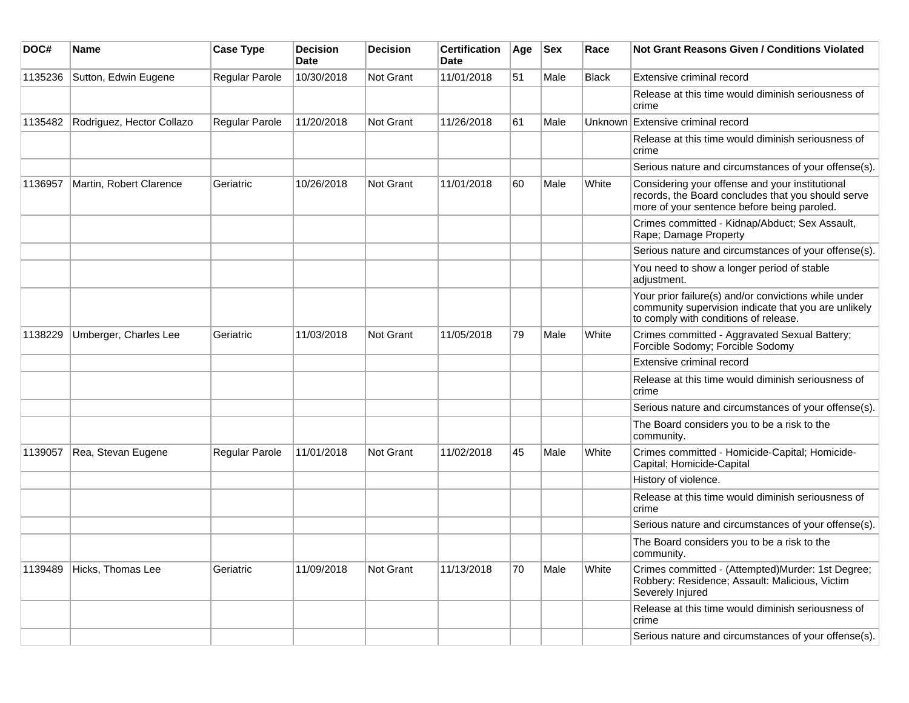| DOC# | Name | Case Type | Decision Date | Decision | Certification Date | Age | Sex | Race | Not Grant Reasons Given / Conditions Violated |
|---|---|---|---|---|---|---|---|---|---|
| 1135236 | Sutton, Edwin Eugene | Regular Parole | 10/30/2018 | Not Grant | 11/01/2018 | 51 | Male | Black | Extensive criminal record |
| | | | | | | | | | Release at this time would diminish seriousness of crime |
| 1135482 | Rodriguez, Hector Collazo | Regular Parole | 11/20/2018 | Not Grant | 11/26/2018 | 61 | Male | Unknown | Extensive criminal record |
| | | | | | | | | | Release at this time would diminish seriousness of crime |
| | | | | | | | | | Serious nature and circumstances of your offense(s). |
| 1136957 | Martin, Robert Clarence | Geriatric | 10/26/2018 | Not Grant | 11/01/2018 | 60 | Male | White | Considering your offense and your institutional records, the Board concludes that you should serve more of your sentence before being paroled. |
| | | | | | | | | | Crimes committed - Kidnap/Abduct; Sex Assault, Rape; Damage Property |
| | | | | | | | | | Serious nature and circumstances of your offense(s). |
| | | | | | | | | | You need to show a longer period of stable adjustment. |
| | | | | | | | | | Your prior failure(s) and/or convictions while under community supervision indicate that you are unlikely to comply with conditions of release. |
| 1138229 | Umberger, Charles Lee | Geriatric | 11/03/2018 | Not Grant | 11/05/2018 | 79 | Male | White | Crimes committed - Aggravated Sexual Battery; Forcible Sodomy; Forcible Sodomy |
| | | | | | | | | | Extensive criminal record |
| | | | | | | | | | Release at this time would diminish seriousness of crime |
| | | | | | | | | | Serious nature and circumstances of your offense(s). |
| | | | | | | | | | The Board considers you to be a risk to the community. |
| 1139057 | Rea, Stevan Eugene | Regular Parole | 11/01/2018 | Not Grant | 11/02/2018 | 45 | Male | White | Crimes committed - Homicide-Capital; Homicide-Capital; Homicide-Capital |
| | | | | | | | | | History of violence. |
| | | | | | | | | | Release at this time would diminish seriousness of crime |
| | | | | | | | | | Serious nature and circumstances of your offense(s). |
| | | | | | | | | | The Board considers you to be a risk to the community. |
| 1139489 | Hicks, Thomas Lee | Geriatric | 11/09/2018 | Not Grant | 11/13/2018 | 70 | Male | White | Crimes committed - (Attempted)Murder: 1st Degree; Robbery: Residence; Assault: Malicious, Victim Severely Injured |
| | | | | | | | | | Release at this time would diminish seriousness of crime |
| | | | | | | | | | Serious nature and circumstances of your offense(s). |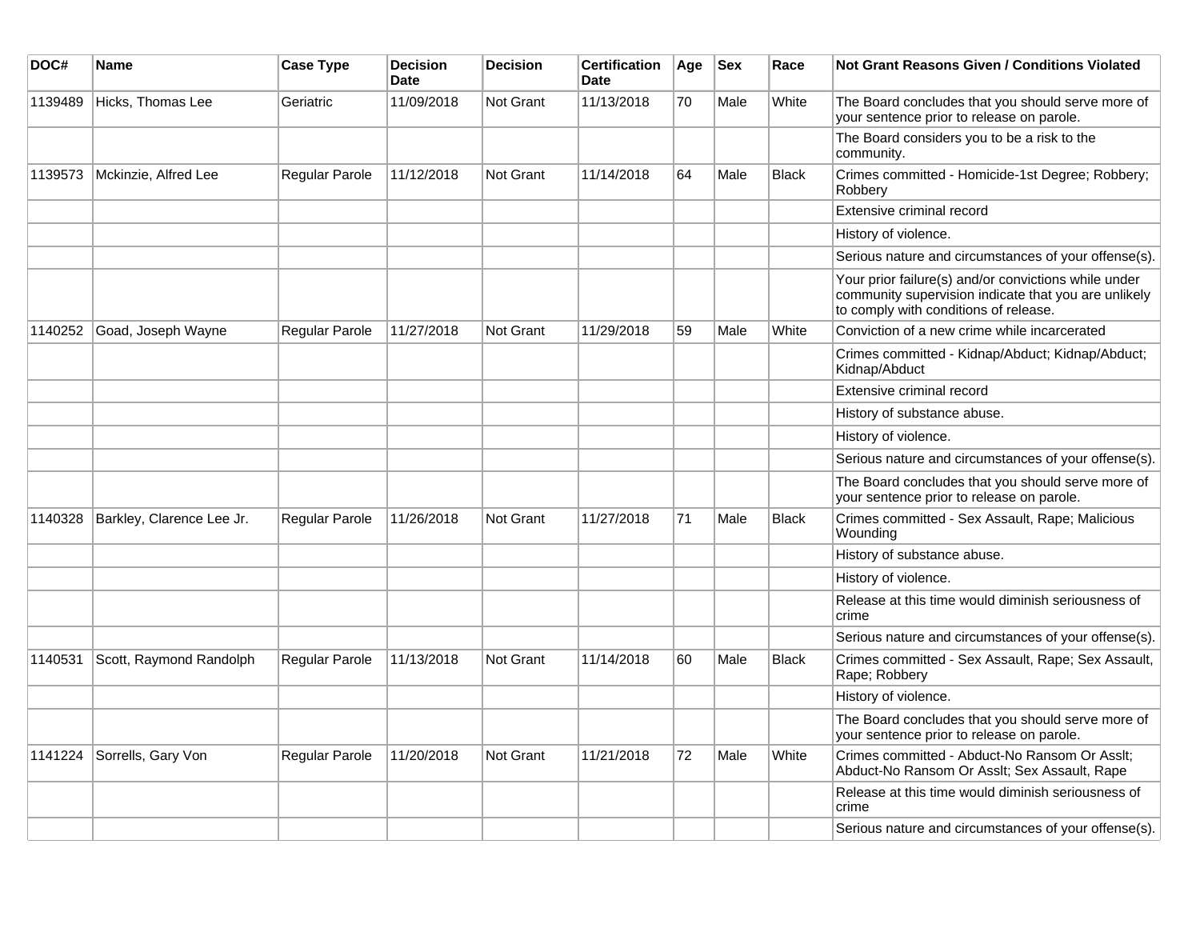| DOC# | Name | Case Type | Decision Date | Decision | Certification Date | Age | Sex | Race | Not Grant Reasons Given / Conditions Violated |
|---|---|---|---|---|---|---|---|---|---|
| 1139489 | Hicks, Thomas Lee | Geriatric | 11/09/2018 | Not Grant | 11/13/2018 | 70 | Male | White | The Board concludes that you should serve more of your sentence prior to release on parole. |
| | | | | | | | | | The Board considers you to be a risk to the community. |
| 1139573 | Mckinzie, Alfred Lee | Regular Parole | 11/12/2018 | Not Grant | 11/14/2018 | 64 | Male | Black | Crimes committed - Homicide-1st Degree; Robbery; Robbery |
| | | | | | | | | | Extensive criminal record |
| | | | | | | | | | History of violence. |
| | | | | | | | | | Serious nature and circumstances of your offense(s). |
| | | | | | | | | | Your prior failure(s) and/or convictions while under community supervision indicate that you are unlikely to comply with conditions of release. |
| 1140252 | Goad, Joseph Wayne | Regular Parole | 11/27/2018 | Not Grant | 11/29/2018 | 59 | Male | White | Conviction of a new crime while incarcerated |
| | | | | | | | | | Crimes committed - Kidnap/Abduct; Kidnap/Abduct; Kidnap/Abduct |
| | | | | | | | | | Extensive criminal record |
| | | | | | | | | | History of substance abuse. |
| | | | | | | | | | History of violence. |
| | | | | | | | | | Serious nature and circumstances of your offense(s). |
| | | | | | | | | | The Board concludes that you should serve more of your sentence prior to release on parole. |
| 1140328 | Barkley, Clarence Lee Jr. | Regular Parole | 11/26/2018 | Not Grant | 11/27/2018 | 71 | Male | Black | Crimes committed - Sex Assault, Rape; Malicious Wounding |
| | | | | | | | | | History of substance abuse. |
| | | | | | | | | | History of violence. |
| | | | | | | | | | Release at this time would diminish seriousness of crime |
| | | | | | | | | | Serious nature and circumstances of your offense(s). |
| 1140531 | Scott, Raymond Randolph | Regular Parole | 11/13/2018 | Not Grant | 11/14/2018 | 60 | Male | Black | Crimes committed - Sex Assault, Rape; Sex Assault, Rape; Robbery |
| | | | | | | | | | History of violence. |
| | | | | | | | | | The Board concludes that you should serve more of your sentence prior to release on parole. |
| 1141224 | Sorrells, Gary Von | Regular Parole | 11/20/2018 | Not Grant | 11/21/2018 | 72 | Male | White | Crimes committed - Abduct-No Ransom Or Asslt; Abduct-No Ransom Or Asslt; Sex Assault, Rape |
| | | | | | | | | | Release at this time would diminish seriousness of crime |
| | | | | | | | | | Serious nature and circumstances of your offense(s). |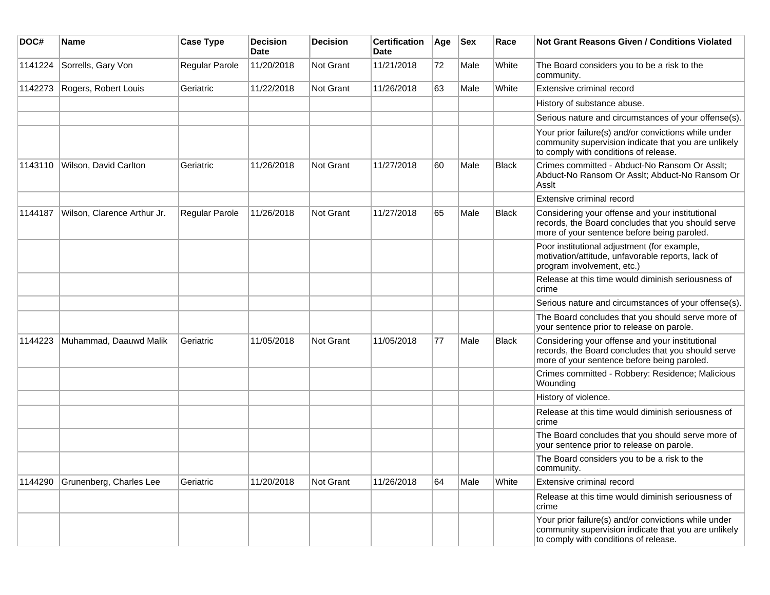| DOC# | Name | Case Type | Decision Date | Decision | Certification Date | Age | Sex | Race | Not Grant Reasons Given / Conditions Violated |
|---|---|---|---|---|---|---|---|---|---|
| 1141224 | Sorrells, Gary Von | Regular Parole | 11/20/2018 | Not Grant | 11/21/2018 | 72 | Male | White | The Board considers you to be a risk to the community. |
| 1142273 | Rogers, Robert Louis | Geriatric | 11/22/2018 | Not Grant | 11/26/2018 | 63 | Male | White | Extensive criminal record |
| | | | | | | | | | History of substance abuse. |
| | | | | | | | | | Serious nature and circumstances of your offense(s). |
| | | | | | | | | | Your prior failure(s) and/or convictions while under community supervision indicate that you are unlikely to comply with conditions of release. |
| 1143110 | Wilson, David Carlton | Geriatric | 11/26/2018 | Not Grant | 11/27/2018 | 60 | Male | Black | Crimes committed - Abduct-No Ransom Or Asslt; Abduct-No Ransom Or Asslt; Abduct-No Ransom Or Asslt |
| | | | | | | | | | Extensive criminal record |
| 1144187 | Wilson, Clarence Arthur Jr. | Regular Parole | 11/26/2018 | Not Grant | 11/27/2018 | 65 | Male | Black | Considering your offense and your institutional records, the Board concludes that you should serve more of your sentence before being paroled. |
| | | | | | | | | | Poor institutional adjustment (for example, motivation/attitude, unfavorable reports, lack of program involvement, etc.) |
| | | | | | | | | | Release at this time would diminish seriousness of crime |
| | | | | | | | | | Serious nature and circumstances of your offense(s). |
| | | | | | | | | | The Board concludes that you should serve more of your sentence prior to release on parole. |
| 1144223 | Muhammad, Daauwd Malik | Geriatric | 11/05/2018 | Not Grant | 11/05/2018 | 77 | Male | Black | Considering your offense and your institutional records, the Board concludes that you should serve more of your sentence before being paroled. |
| | | | | | | | | | Crimes committed - Robbery: Residence; Malicious Wounding |
| | | | | | | | | | History of violence. |
| | | | | | | | | | Release at this time would diminish seriousness of crime |
| | | | | | | | | | The Board concludes that you should serve more of your sentence prior to release on parole. |
| | | | | | | | | | The Board considers you to be a risk to the community. |
| 1144290 | Grunenberg, Charles Lee | Geriatric | 11/20/2018 | Not Grant | 11/26/2018 | 64 | Male | White | Extensive criminal record |
| | | | | | | | | | Release at this time would diminish seriousness of crime |
| | | | | | | | | | Your prior failure(s) and/or convictions while under community supervision indicate that you are unlikely to comply with conditions of release. |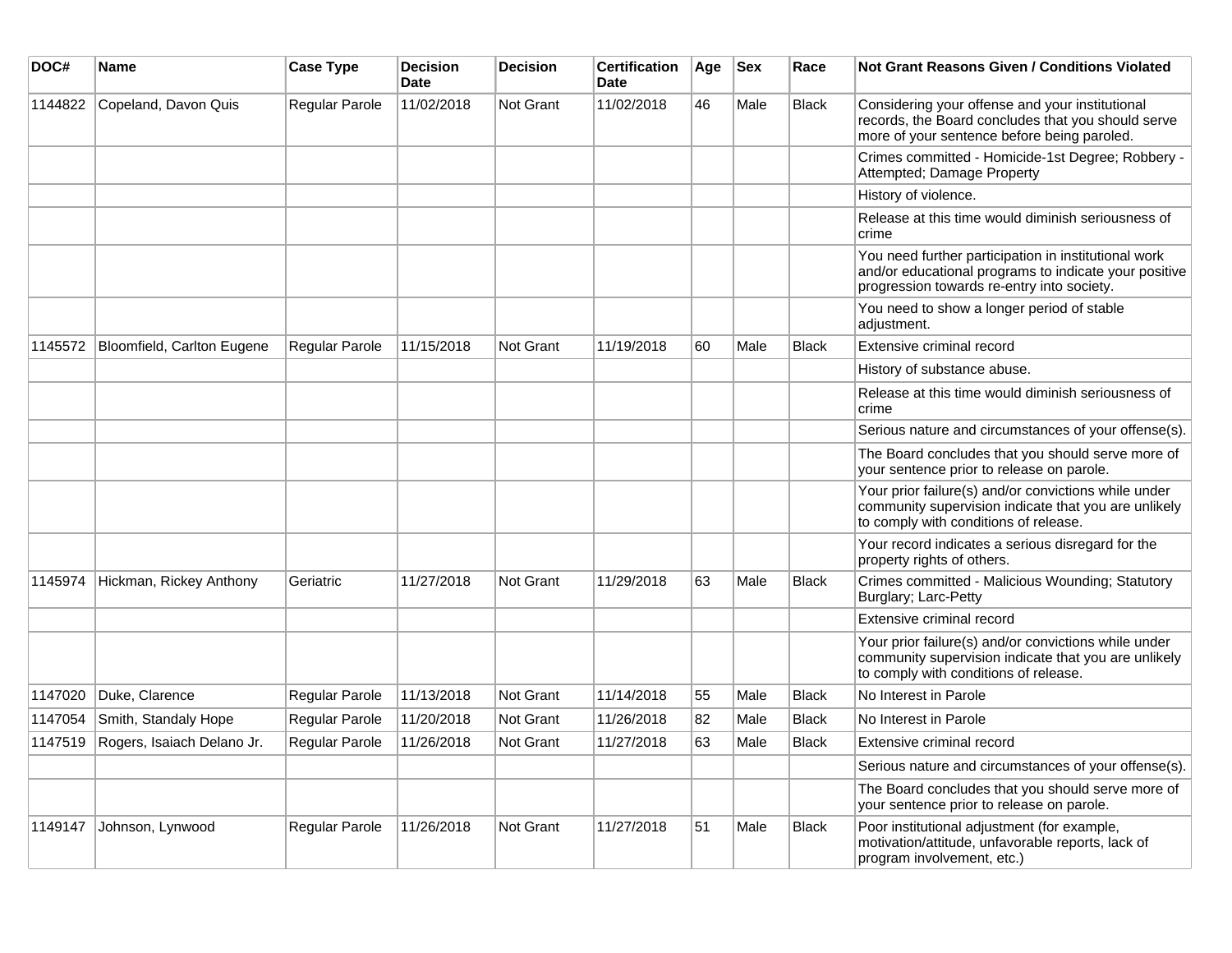| DOC# | Name | Case Type | Decision Date | Decision | Certification Date | Age | Sex | Race | Not Grant Reasons Given / Conditions Violated |
|---|---|---|---|---|---|---|---|---|---|
| 1144822 | Copeland, Davon Quis | Regular Parole | 11/02/2018 | Not Grant | 11/02/2018 | 46 | Male | Black | Considering your offense and your institutional records, the Board concludes that you should serve more of your sentence before being paroled. |
| | | | | | | | | | Crimes committed - Homicide-1st Degree; Robbery - Attempted; Damage Property |
| | | | | | | | | | History of violence. |
| | | | | | | | | | Release at this time would diminish seriousness of crime |
| | | | | | | | | | You need further participation in institutional work and/or educational programs to indicate your positive progression towards re-entry into society. |
| | | | | | | | | | You need to show a longer period of stable adjustment. |
| 1145572 | Bloomfield, Carlton Eugene | Regular Parole | 11/15/2018 | Not Grant | 11/19/2018 | 60 | Male | Black | Extensive criminal record |
| | | | | | | | | | History of substance abuse. |
| | | | | | | | | | Release at this time would diminish seriousness of crime |
| | | | | | | | | | Serious nature and circumstances of your offense(s). |
| | | | | | | | | | The Board concludes that you should serve more of your sentence prior to release on parole. |
| | | | | | | | | | Your prior failure(s) and/or convictions while under community supervision indicate that you are unlikely to comply with conditions of release. |
| | | | | | | | | | Your record indicates a serious disregard for the property rights of others. |
| 1145974 | Hickman, Rickey Anthony | Geriatric | 11/27/2018 | Not Grant | 11/29/2018 | 63 | Male | Black | Crimes committed - Malicious Wounding; Statutory Burglary; Larc-Petty |
| | | | | | | | | | Extensive criminal record |
| | | | | | | | | | Your prior failure(s) and/or convictions while under community supervision indicate that you are unlikely to comply with conditions of release. |
| 1147020 | Duke, Clarence | Regular Parole | 11/13/2018 | Not Grant | 11/14/2018 | 55 | Male | Black | No Interest in Parole |
| 1147054 | Smith, Standaly Hope | Regular Parole | 11/20/2018 | Not Grant | 11/26/2018 | 82 | Male | Black | No Interest in Parole |
| 1147519 | Rogers, Isaiach Delano Jr. | Regular Parole | 11/26/2018 | Not Grant | 11/27/2018 | 63 | Male | Black | Extensive criminal record |
| | | | | | | | | | Serious nature and circumstances of your offense(s). |
| | | | | | | | | | The Board concludes that you should serve more of your sentence prior to release on parole. |
| 1149147 | Johnson, Lynwood | Regular Parole | 11/26/2018 | Not Grant | 11/27/2018 | 51 | Male | Black | Poor institutional adjustment (for example, motivation/attitude, unfavorable reports, lack of program involvement, etc.) |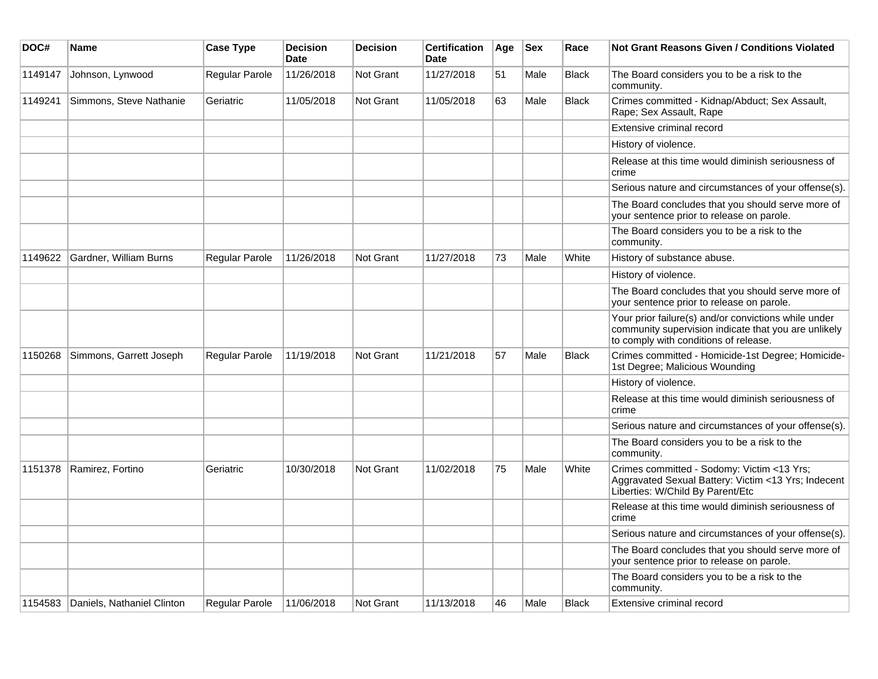| DOC# | Name | Case Type | Decision Date | Decision | Certification Date | Age | Sex | Race | Not Grant Reasons Given / Conditions Violated |
|---|---|---|---|---|---|---|---|---|---|
| 1149147 | Johnson, Lynwood | Regular Parole | 11/26/2018 | Not Grant | 11/27/2018 | 51 | Male | Black | The Board considers you to be a risk to the community. |
| 1149241 | Simmons, Steve Nathanie | Geriatric | 11/05/2018 | Not Grant | 11/05/2018 | 63 | Male | Black | Crimes committed - Kidnap/Abduct; Sex Assault, Rape; Sex Assault, Rape |
| | | | | | | | | | Extensive criminal record |
| | | | | | | | | | History of violence. |
| | | | | | | | | | Release at this time would diminish seriousness of crime |
| | | | | | | | | | Serious nature and circumstances of your offense(s). |
| | | | | | | | | | The Board concludes that you should serve more of your sentence prior to release on parole. |
| | | | | | | | | | The Board considers you to be a risk to the community. |
| 1149622 | Gardner, William Burns | Regular Parole | 11/26/2018 | Not Grant | 11/27/2018 | 73 | Male | White | History of substance abuse. |
| | | | | | | | | | History of violence. |
| | | | | | | | | | The Board concludes that you should serve more of your sentence prior to release on parole. |
| | | | | | | | | | Your prior failure(s) and/or convictions while under community supervision indicate that you are unlikely to comply with conditions of release. |
| 1150268 | Simmons, Garrett Joseph | Regular Parole | 11/19/2018 | Not Grant | 11/21/2018 | 57 | Male | Black | Crimes committed - Homicide-1st Degree; Homicide-1st Degree; Malicious Wounding |
| | | | | | | | | | History of violence. |
| | | | | | | | | | Release at this time would diminish seriousness of crime |
| | | | | | | | | | Serious nature and circumstances of your offense(s). |
| | | | | | | | | | The Board considers you to be a risk to the community. |
| 1151378 | Ramirez, Fortino | Geriatric | 10/30/2018 | Not Grant | 11/02/2018 | 75 | Male | White | Crimes committed - Sodomy: Victim <13 Yrs; Aggravated Sexual Battery: Victim <13 Yrs; Indecent Liberties: W/Child By Parent/Etc |
| | | | | | | | | | Release at this time would diminish seriousness of crime |
| | | | | | | | | | Serious nature and circumstances of your offense(s). |
| | | | | | | | | | The Board concludes that you should serve more of your sentence prior to release on parole. |
| | | | | | | | | | The Board considers you to be a risk to the community. |
| 1154583 | Daniels, Nathaniel Clinton | Regular Parole | 11/06/2018 | Not Grant | 11/13/2018 | 46 | Male | Black | Extensive criminal record |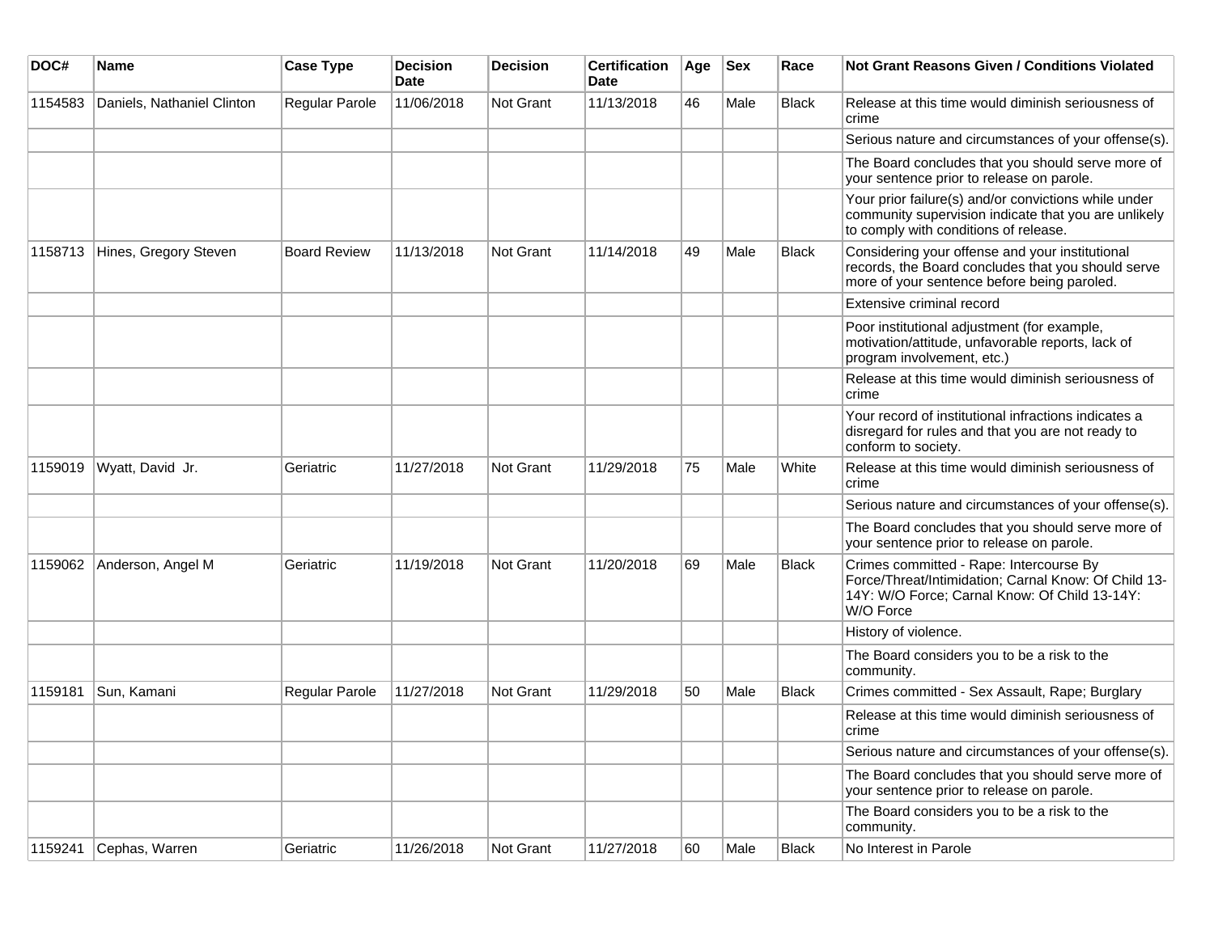| DOC# | Name | Case Type | Decision Date | Decision | Certification Date | Age | Sex | Race | Not Grant Reasons Given / Conditions Violated |
|---|---|---|---|---|---|---|---|---|---|
| 1154583 | Daniels, Nathaniel Clinton | Regular Parole | 11/06/2018 | Not Grant | 11/13/2018 | 46 | Male | Black | Release at this time would diminish seriousness of crime |
| | | | | | | | | | Serious nature and circumstances of your offense(s). |
| | | | | | | | | | The Board concludes that you should serve more of your sentence prior to release on parole. |
| | | | | | | | | | Your prior failure(s) and/or convictions while under community supervision indicate that you are unlikely to comply with conditions of release. |
| 1158713 | Hines, Gregory Steven | Board Review | 11/13/2018 | Not Grant | 11/14/2018 | 49 | Male | Black | Considering your offense and your institutional records, the Board concludes that you should serve more of your sentence before being paroled. |
| | | | | | | | | | Extensive criminal record |
| | | | | | | | | | Poor institutional adjustment (for example, motivation/attitude, unfavorable reports, lack of program involvement, etc.) |
| | | | | | | | | | Release at this time would diminish seriousness of crime |
| | | | | | | | | | Your record of institutional infractions indicates a disregard for rules and that you are not ready to conform to society. |
| 1159019 | Wyatt, David Jr. | Geriatric | 11/27/2018 | Not Grant | 11/29/2018 | 75 | Male | White | Release at this time would diminish seriousness of crime |
| | | | | | | | | | Serious nature and circumstances of your offense(s). |
| | | | | | | | | | The Board concludes that you should serve more of your sentence prior to release on parole. |
| 1159062 | Anderson, Angel M | Geriatric | 11/19/2018 | Not Grant | 11/20/2018 | 69 | Male | Black | Crimes committed - Rape: Intercourse By Force/Threat/Intimidation; Carnal Know: Of Child 13-14Y: W/O Force; Carnal Know: Of Child 13-14Y: W/O Force |
| | | | | | | | | | History of violence. |
| | | | | | | | | | The Board considers you to be a risk to the community. |
| 1159181 | Sun, Kamani | Regular Parole | 11/27/2018 | Not Grant | 11/29/2018 | 50 | Male | Black | Crimes committed - Sex Assault, Rape; Burglary |
| | | | | | | | | | Release at this time would diminish seriousness of crime |
| | | | | | | | | | Serious nature and circumstances of your offense(s). |
| | | | | | | | | | The Board concludes that you should serve more of your sentence prior to release on parole. |
| | | | | | | | | | The Board considers you to be a risk to the community. |
| 1159241 | Cephas, Warren | Geriatric | 11/26/2018 | Not Grant | 11/27/2018 | 60 | Male | Black | No Interest in Parole |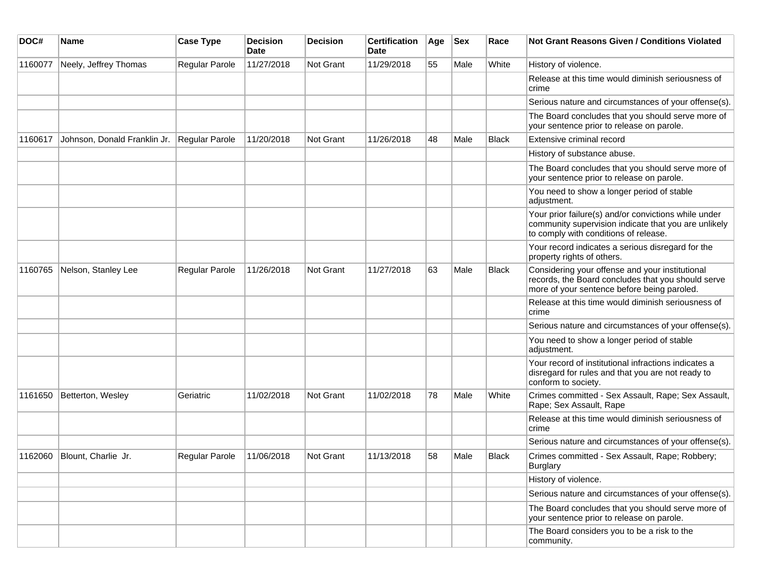| DOC# | Name | Case Type | Decision Date | Decision | Certification Date | Age | Sex | Race | Not Grant Reasons Given / Conditions Violated |
|---|---|---|---|---|---|---|---|---|---|
| 1160077 | Neely, Jeffrey Thomas | Regular Parole | 11/27/2018 | Not Grant | 11/29/2018 | 55 | Male | White | History of violence. |
| | | | | | | | | | Release at this time would diminish seriousness of crime |
| | | | | | | | | | Serious nature and circumstances of your offense(s). |
| | | | | | | | | | The Board concludes that you should serve more of your sentence prior to release on parole. |
| 1160617 | Johnson, Donald Franklin Jr. | Regular Parole | 11/20/2018 | Not Grant | 11/26/2018 | 48 | Male | Black | Extensive criminal record |
| | | | | | | | | | History of substance abuse. |
| | | | | | | | | | The Board concludes that you should serve more of your sentence prior to release on parole. |
| | | | | | | | | | You need to show a longer period of stable adjustment. |
| | | | | | | | | | Your prior failure(s) and/or convictions while under community supervision indicate that you are unlikely to comply with conditions of release. |
| | | | | | | | | | Your record indicates a serious disregard for the property rights of others. |
| 1160765 | Nelson, Stanley Lee | Regular Parole | 11/26/2018 | Not Grant | 11/27/2018 | 63 | Male | Black | Considering your offense and your institutional records, the Board concludes that you should serve more of your sentence before being paroled. |
| | | | | | | | | | Release at this time would diminish seriousness of crime |
| | | | | | | | | | Serious nature and circumstances of your offense(s). |
| | | | | | | | | | You need to show a longer period of stable adjustment. |
| | | | | | | | | | Your record of institutional infractions indicates a disregard for rules and that you are not ready to conform to society. |
| 1161650 | Betterton, Wesley | Geriatric | 11/02/2018 | Not Grant | 11/02/2018 | 78 | Male | White | Crimes committed - Sex Assault, Rape; Sex Assault, Rape; Sex Assault, Rape |
| | | | | | | | | | Release at this time would diminish seriousness of crime |
| | | | | | | | | | Serious nature and circumstances of your offense(s). |
| 1162060 | Blount, Charlie Jr. | Regular Parole | 11/06/2018 | Not Grant | 11/13/2018 | 58 | Male | Black | Crimes committed - Sex Assault, Rape; Robbery; Burglary |
| | | | | | | | | | History of violence. |
| | | | | | | | | | Serious nature and circumstances of your offense(s). |
| | | | | | | | | | The Board concludes that you should serve more of your sentence prior to release on parole. |
| | | | | | | | | | The Board considers you to be a risk to the community. |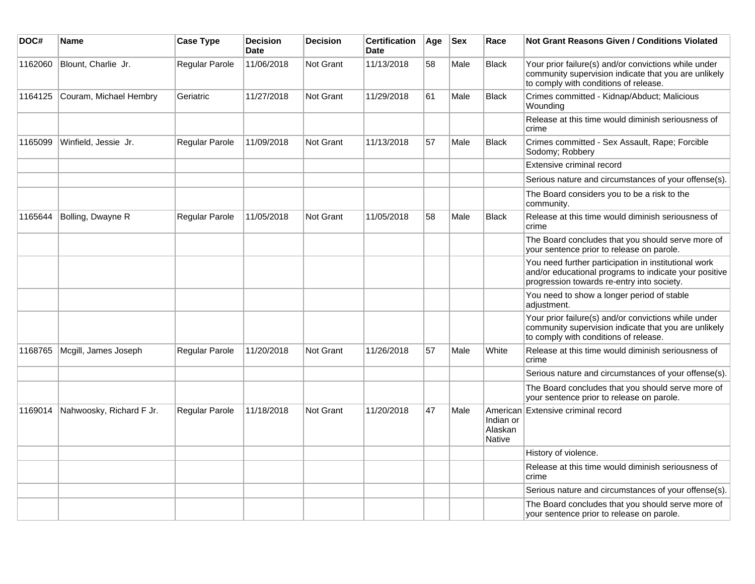| DOC# | Name | Case Type | Decision Date | Decision | Certification Date | Age | Sex | Race | Not Grant Reasons Given / Conditions Violated |
|---|---|---|---|---|---|---|---|---|---|
| 1162060 | Blount, Charlie Jr. | Regular Parole | 11/06/2018 | Not Grant | 11/13/2018 | 58 | Male | Black | Your prior failure(s) and/or convictions while under community supervision indicate that you are unlikely to comply with conditions of release. |
| 1164125 | Couram, Michael Hembry | Geriatric | 11/27/2018 | Not Grant | 11/29/2018 | 61 | Male | Black | Crimes committed - Kidnap/Abduct; Malicious Wounding |
| | | | | | | | | | Release at this time would diminish seriousness of crime |
| 1165099 | Winfield, Jessie Jr. | Regular Parole | 11/09/2018 | Not Grant | 11/13/2018 | 57 | Male | Black | Crimes committed - Sex Assault, Rape; Forcible Sodomy; Robbery |
| | | | | | | | | | Extensive criminal record |
| | | | | | | | | | Serious nature and circumstances of your offense(s). |
| | | | | | | | | | The Board considers you to be a risk to the community. |
| 1165644 | Bolling, Dwayne R | Regular Parole | 11/05/2018 | Not Grant | 11/05/2018 | 58 | Male | Black | Release at this time would diminish seriousness of crime |
| | | | | | | | | | The Board concludes that you should serve more of your sentence prior to release on parole. |
| | | | | | | | | | You need further participation in institutional work and/or educational programs to indicate your positive progression towards re-entry into society. |
| | | | | | | | | | You need to show a longer period of stable adjustment. |
| | | | | | | | | | Your prior failure(s) and/or convictions while under community supervision indicate that you are unlikely to comply with conditions of release. |
| 1168765 | Mcgill, James Joseph | Regular Parole | 11/20/2018 | Not Grant | 11/26/2018 | 57 | Male | White | Release at this time would diminish seriousness of crime |
| | | | | | | | | | Serious nature and circumstances of your offense(s). |
| | | | | | | | | | The Board concludes that you should serve more of your sentence prior to release on parole. |
| 1169014 | Nahwoosky, Richard F Jr. | Regular Parole | 11/18/2018 | Not Grant | 11/20/2018 | 47 | Male | American Indian or Alaskan Native | Extensive criminal record |
| | | | | | | | | | History of violence. |
| | | | | | | | | | Release at this time would diminish seriousness of crime |
| | | | | | | | | | Serious nature and circumstances of your offense(s). |
| | | | | | | | | | The Board concludes that you should serve more of your sentence prior to release on parole. |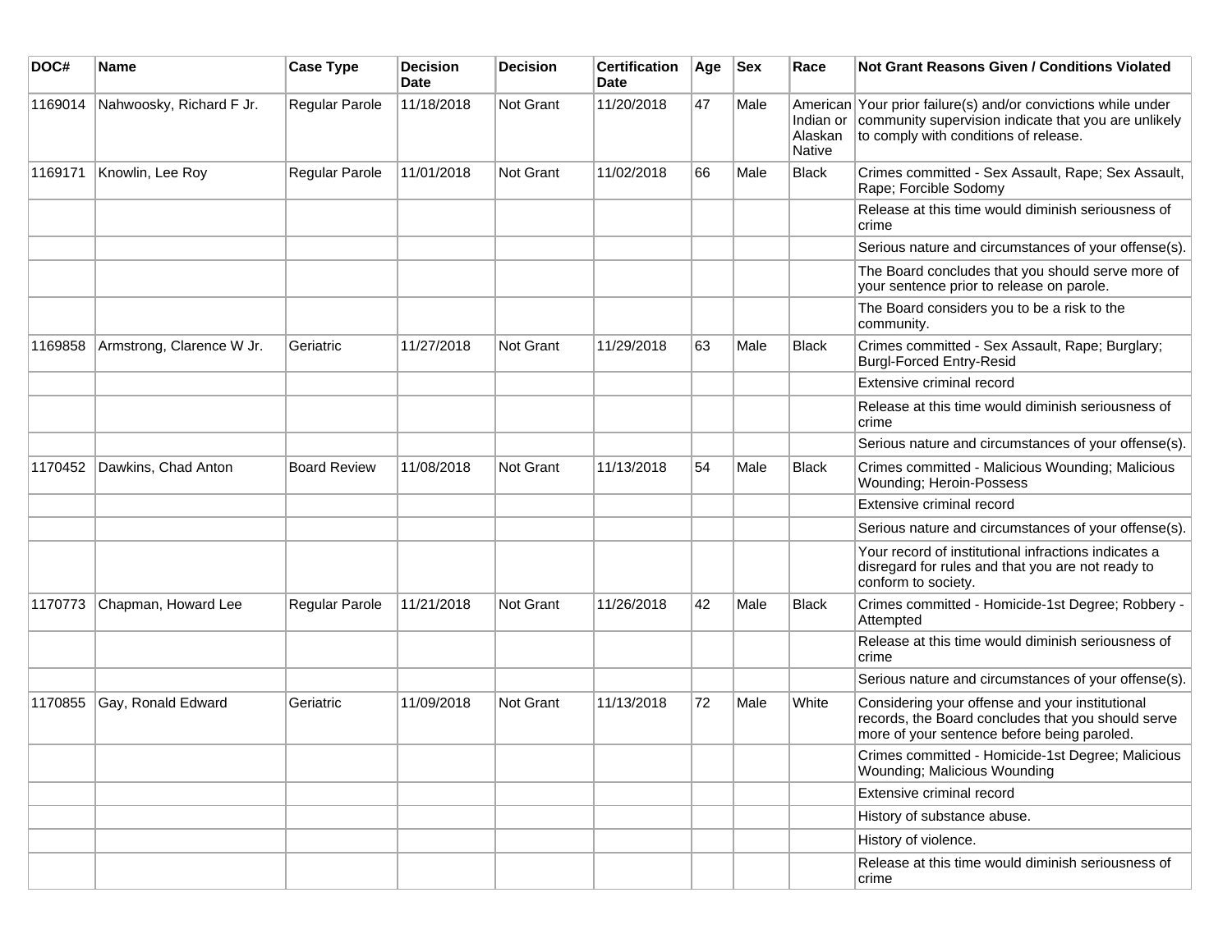| DOC# | Name | Case Type | Decision Date | Decision | Certification Date | Age | Sex | Race | Not Grant Reasons Given / Conditions Violated |
|---|---|---|---|---|---|---|---|---|---|
| 1169014 | Nahwoosky, Richard F Jr. | Regular Parole | 11/18/2018 | Not Grant | 11/20/2018 | 47 | Male | American Indian or Alaskan Native | Your prior failure(s) and/or convictions while under community supervision indicate that you are unlikely to comply with conditions of release. |
| 1169171 | Knowlin, Lee Roy | Regular Parole | 11/01/2018 | Not Grant | 11/02/2018 | 66 | Male | Black | Crimes committed - Sex Assault, Rape; Sex Assault, Rape; Forcible Sodomy |
| | | | | | | | | | Release at this time would diminish seriousness of crime |
| | | | | | | | | | Serious nature and circumstances of your offense(s). |
| | | | | | | | | | The Board concludes that you should serve more of your sentence prior to release on parole. |
| | | | | | | | | | The Board considers you to be a risk to the community. |
| 1169858 | Armstrong, Clarence W Jr. | Geriatric | 11/27/2018 | Not Grant | 11/29/2018 | 63 | Male | Black | Crimes committed - Sex Assault, Rape; Burglary; Burgl-Forced Entry-Resid |
| | | | | | | | | | Extensive criminal record |
| | | | | | | | | | Release at this time would diminish seriousness of crime |
| | | | | | | | | | Serious nature and circumstances of your offense(s). |
| 1170452 | Dawkins, Chad Anton | Board Review | 11/08/2018 | Not Grant | 11/13/2018 | 54 | Male | Black | Crimes committed - Malicious Wounding; Malicious Wounding; Heroin-Possess |
| | | | | | | | | | Extensive criminal record |
| | | | | | | | | | Serious nature and circumstances of your offense(s). |
| | | | | | | | | | Your record of institutional infractions indicates a disregard for rules and that you are not ready to conform to society. |
| 1170773 | Chapman, Howard Lee | Regular Parole | 11/21/2018 | Not Grant | 11/26/2018 | 42 | Male | Black | Crimes committed - Homicide-1st Degree; Robbery - Attempted |
| | | | | | | | | | Release at this time would diminish seriousness of crime |
| | | | | | | | | | Serious nature and circumstances of your offense(s). |
| 1170855 | Gay, Ronald Edward | Geriatric | 11/09/2018 | Not Grant | 11/13/2018 | 72 | Male | White | Considering your offense and your institutional records, the Board concludes that you should serve more of your sentence before being paroled. |
| | | | | | | | | | Crimes committed - Homicide-1st Degree; Malicious Wounding; Malicious Wounding |
| | | | | | | | | | Extensive criminal record |
| | | | | | | | | | History of substance abuse. |
| | | | | | | | | | History of violence. |
| | | | | | | | | | Release at this time would diminish seriousness of crime |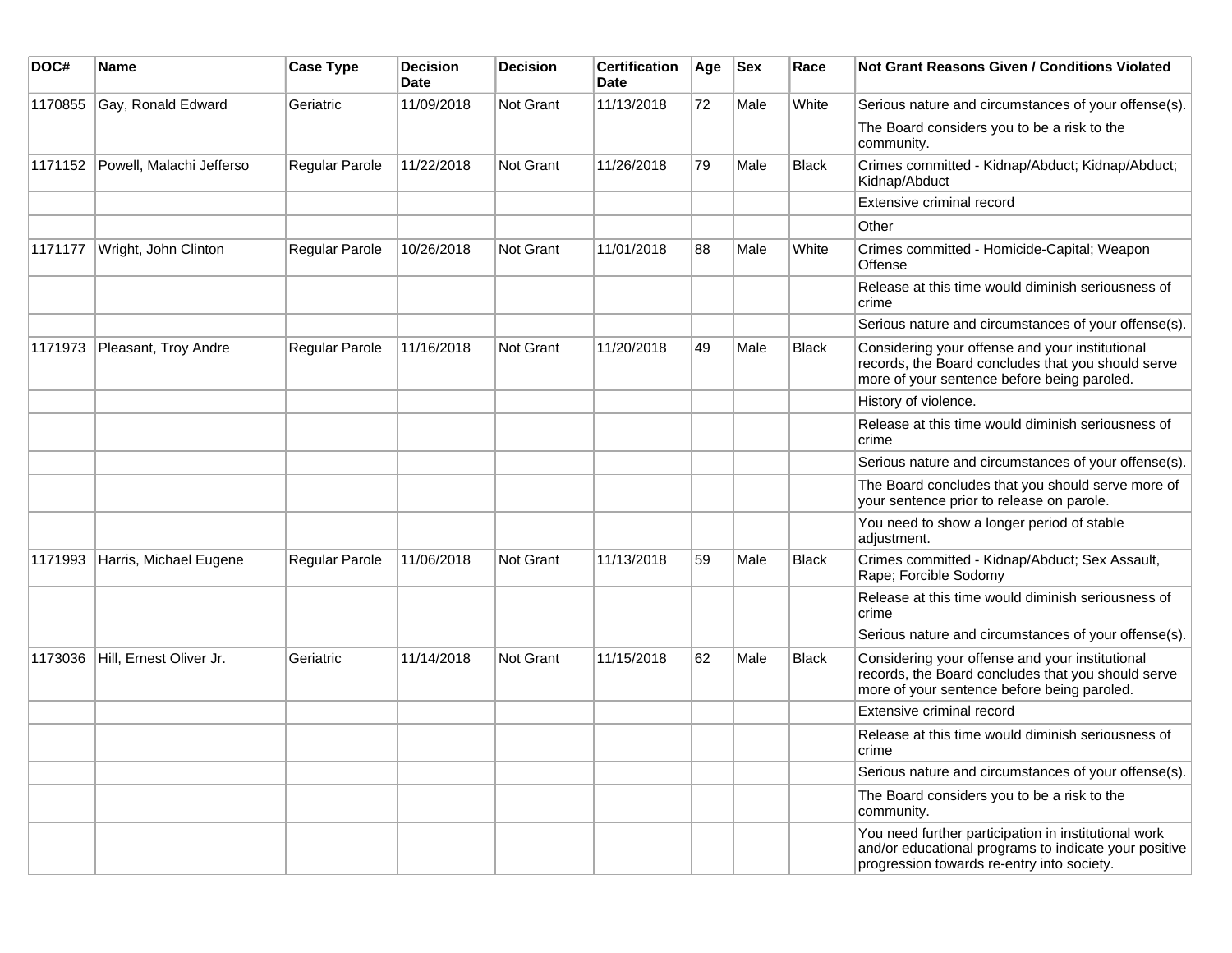| DOC# | Name | Case Type | Decision Date | Decision | Certification Date | Age | Sex | Race | Not Grant Reasons Given / Conditions Violated |
|---|---|---|---|---|---|---|---|---|---|
| 1170855 | Gay, Ronald Edward | Geriatric | 11/09/2018 | Not Grant | 11/13/2018 | 72 | Male | White | Serious nature and circumstances of your offense(s). |
| | | | | | | | | | The Board considers you to be a risk to the community. |
| 1171152 | Powell, Malachi Jefferso | Regular Parole | 11/22/2018 | Not Grant | 11/26/2018 | 79 | Male | Black | Crimes committed - Kidnap/Abduct; Kidnap/Abduct; Kidnap/Abduct |
| | | | | | | | | | Extensive criminal record |
| | | | | | | | | | Other |
| 1171177 | Wright, John Clinton | Regular Parole | 10/26/2018 | Not Grant | 11/01/2018 | 88 | Male | White | Crimes committed - Homicide-Capital; Weapon Offense |
| | | | | | | | | | Release at this time would diminish seriousness of crime |
| | | | | | | | | | Serious nature and circumstances of your offense(s). |
| 1171973 | Pleasant, Troy Andre | Regular Parole | 11/16/2018 | Not Grant | 11/20/2018 | 49 | Male | Black | Considering your offense and your institutional records, the Board concludes that you should serve more of your sentence before being paroled. |
| | | | | | | | | | History of violence. |
| | | | | | | | | | Release at this time would diminish seriousness of crime |
| | | | | | | | | | Serious nature and circumstances of your offense(s). |
| | | | | | | | | | The Board concludes that you should serve more of your sentence prior to release on parole. |
| | | | | | | | | | You need to show a longer period of stable adjustment. |
| 1171993 | Harris, Michael Eugene | Regular Parole | 11/06/2018 | Not Grant | 11/13/2018 | 59 | Male | Black | Crimes committed - Kidnap/Abduct; Sex Assault, Rape; Forcible Sodomy |
| | | | | | | | | | Release at this time would diminish seriousness of crime |
| | | | | | | | | | Serious nature and circumstances of your offense(s). |
| 1173036 | Hill, Ernest Oliver Jr. | Geriatric | 11/14/2018 | Not Grant | 11/15/2018 | 62 | Male | Black | Considering your offense and your institutional records, the Board concludes that you should serve more of your sentence before being paroled. |
| | | | | | | | | | Extensive criminal record |
| | | | | | | | | | Release at this time would diminish seriousness of crime |
| | | | | | | | | | Serious nature and circumstances of your offense(s). |
| | | | | | | | | | The Board considers you to be a risk to the community. |
| | | | | | | | | | You need further participation in institutional work and/or educational programs to indicate your positive progression towards re-entry into society. |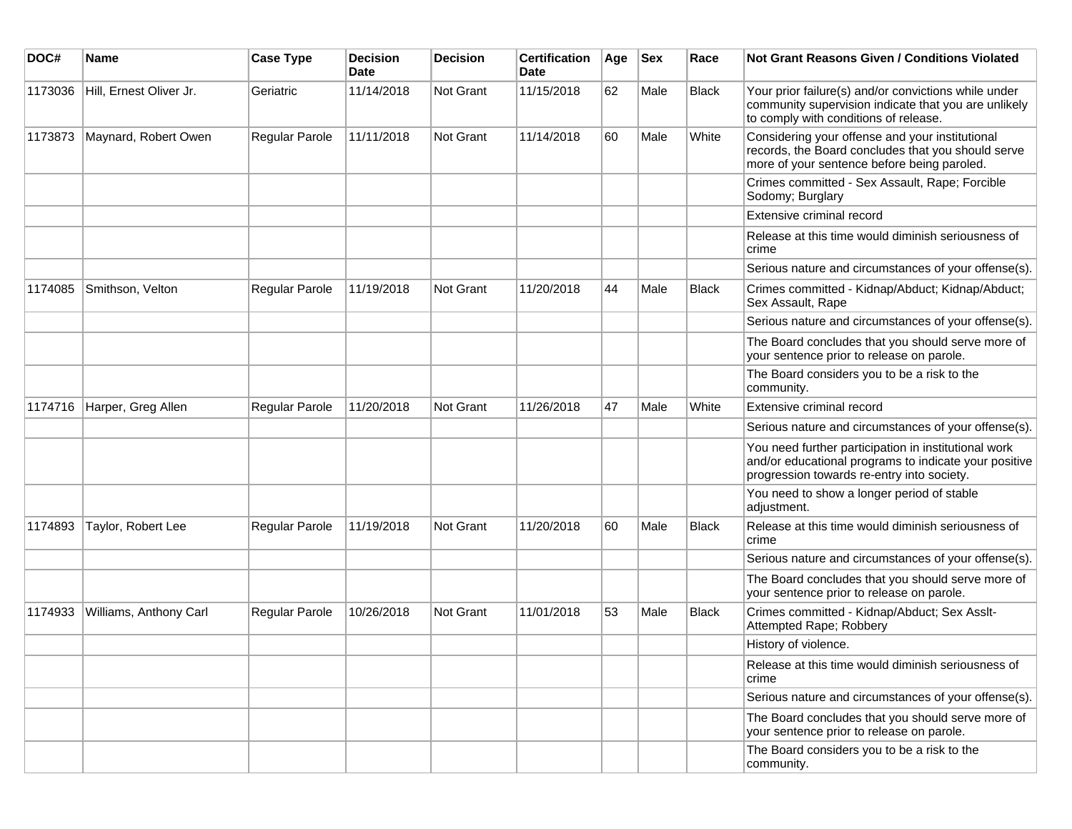| DOC# | Name | Case Type | Decision Date | Decision | Certification Date | Age | Sex | Race | Not Grant Reasons Given / Conditions Violated |
|---|---|---|---|---|---|---|---|---|---|
| 1173036 | Hill, Ernest Oliver Jr. | Geriatric | 11/14/2018 | Not Grant | 11/15/2018 | 62 | Male | Black | Your prior failure(s) and/or convictions while under community supervision indicate that you are unlikely to comply with conditions of release. |
| 1173873 | Maynard, Robert Owen | Regular Parole | 11/11/2018 | Not Grant | 11/14/2018 | 60 | Male | White | Considering your offense and your institutional records, the Board concludes that you should serve more of your sentence before being paroled. |
| | | | | | | | | | Crimes committed - Sex Assault, Rape; Forcible Sodomy; Burglary |
| | | | | | | | | | Extensive criminal record |
| | | | | | | | | | Release at this time would diminish seriousness of crime |
| | | | | | | | | | Serious nature and circumstances of your offense(s). |
| 1174085 | Smithson, Velton | Regular Parole | 11/19/2018 | Not Grant | 11/20/2018 | 44 | Male | Black | Crimes committed - Kidnap/Abduct; Kidnap/Abduct; Sex Assault, Rape |
| | | | | | | | | | Serious nature and circumstances of your offense(s). |
| | | | | | | | | | The Board concludes that you should serve more of your sentence prior to release on parole. |
| | | | | | | | | | The Board considers you to be a risk to the community. |
| 1174716 | Harper, Greg Allen | Regular Parole | 11/20/2018 | Not Grant | 11/26/2018 | 47 | Male | White | Extensive criminal record |
| | | | | | | | | | Serious nature and circumstances of your offense(s). |
| | | | | | | | | | You need further participation in institutional work and/or educational programs to indicate your positive progression towards re-entry into society. |
| | | | | | | | | | You need to show a longer period of stable adjustment. |
| 1174893 | Taylor, Robert Lee | Regular Parole | 11/19/2018 | Not Grant | 11/20/2018 | 60 | Male | Black | Release at this time would diminish seriousness of crime |
| | | | | | | | | | Serious nature and circumstances of your offense(s). |
| | | | | | | | | | The Board concludes that you should serve more of your sentence prior to release on parole. |
| 1174933 | Williams, Anthony Carl | Regular Parole | 10/26/2018 | Not Grant | 11/01/2018 | 53 | Male | Black | Crimes committed - Kidnap/Abduct; Sex Asslt-Attempted Rape; Robbery |
| | | | | | | | | | History of violence. |
| | | | | | | | | | Release at this time would diminish seriousness of crime |
| | | | | | | | | | Serious nature and circumstances of your offense(s). |
| | | | | | | | | | The Board concludes that you should serve more of your sentence prior to release on parole. |
| | | | | | | | | | The Board considers you to be a risk to the community. |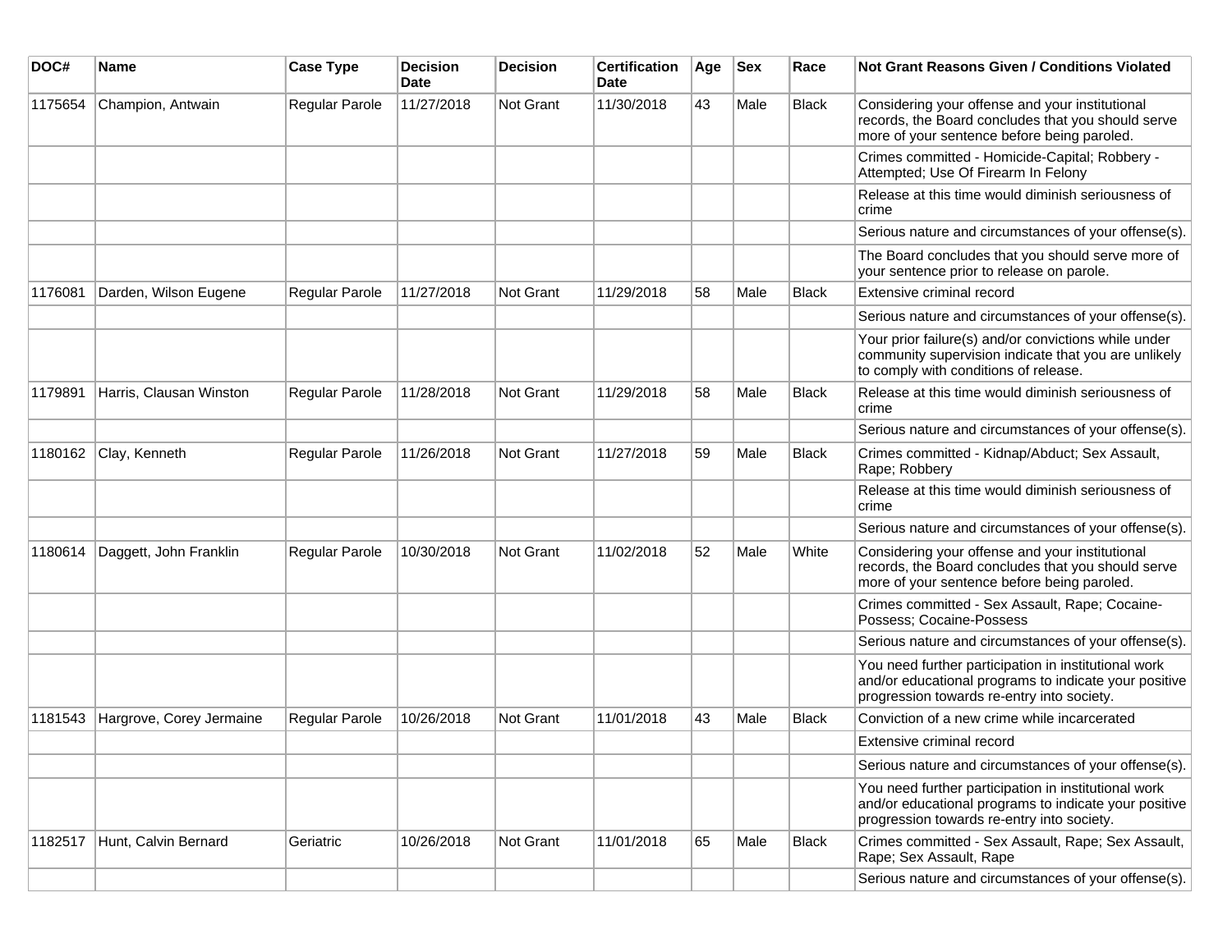| DOC# | Name | Case Type | Decision Date | Decision | Certification Date | Age | Sex | Race | Not Grant Reasons Given / Conditions Violated |
|---|---|---|---|---|---|---|---|---|---|
| 1175654 | Champion, Antwain | Regular Parole | 11/27/2018 | Not Grant | 11/30/2018 | 43 | Male | Black | Considering your offense and your institutional records, the Board concludes that you should serve more of your sentence before being paroled. |
| | | | | | | | | | Crimes committed - Homicide-Capital; Robbery - Attempted; Use Of Firearm In Felony |
| | | | | | | | | | Release at this time would diminish seriousness of crime |
| | | | | | | | | | Serious nature and circumstances of your offense(s). |
| | | | | | | | | | The Board concludes that you should serve more of your sentence prior to release on parole. |
| 1176081 | Darden, Wilson Eugene | Regular Parole | 11/27/2018 | Not Grant | 11/29/2018 | 58 | Male | Black | Extensive criminal record |
| | | | | | | | | | Serious nature and circumstances of your offense(s). |
| | | | | | | | | | Your prior failure(s) and/or convictions while under community supervision indicate that you are unlikely to comply with conditions of release. |
| 1179891 | Harris, Clausan Winston | Regular Parole | 11/28/2018 | Not Grant | 11/29/2018 | 58 | Male | Black | Release at this time would diminish seriousness of crime |
| | | | | | | | | | Serious nature and circumstances of your offense(s). |
| 1180162 | Clay, Kenneth | Regular Parole | 11/26/2018 | Not Grant | 11/27/2018 | 59 | Male | Black | Crimes committed - Kidnap/Abduct; Sex Assault, Rape; Robbery |
| | | | | | | | | | Release at this time would diminish seriousness of crime |
| | | | | | | | | | Serious nature and circumstances of your offense(s). |
| 1180614 | Daggett, John Franklin | Regular Parole | 10/30/2018 | Not Grant | 11/02/2018 | 52 | Male | White | Considering your offense and your institutional records, the Board concludes that you should serve more of your sentence before being paroled. |
| | | | | | | | | | Crimes committed - Sex Assault, Rape; Cocaine-Possess; Cocaine-Possess |
| | | | | | | | | | Serious nature and circumstances of your offense(s). |
| | | | | | | | | | You need further participation in institutional work and/or educational programs to indicate your positive progression towards re-entry into society. |
| 1181543 | Hargrove, Corey Jermaine | Regular Parole | 10/26/2018 | Not Grant | 11/01/2018 | 43 | Male | Black | Conviction of a new crime while incarcerated |
| | | | | | | | | | Extensive criminal record |
| | | | | | | | | | Serious nature and circumstances of your offense(s). |
| | | | | | | | | | You need further participation in institutional work and/or educational programs to indicate your positive progression towards re-entry into society. |
| 1182517 | Hunt, Calvin Bernard | Geriatric | 10/26/2018 | Not Grant | 11/01/2018 | 65 | Male | Black | Crimes committed - Sex Assault, Rape; Sex Assault, Rape; Sex Assault, Rape |
| | | | | | | | | | Serious nature and circumstances of your offense(s). |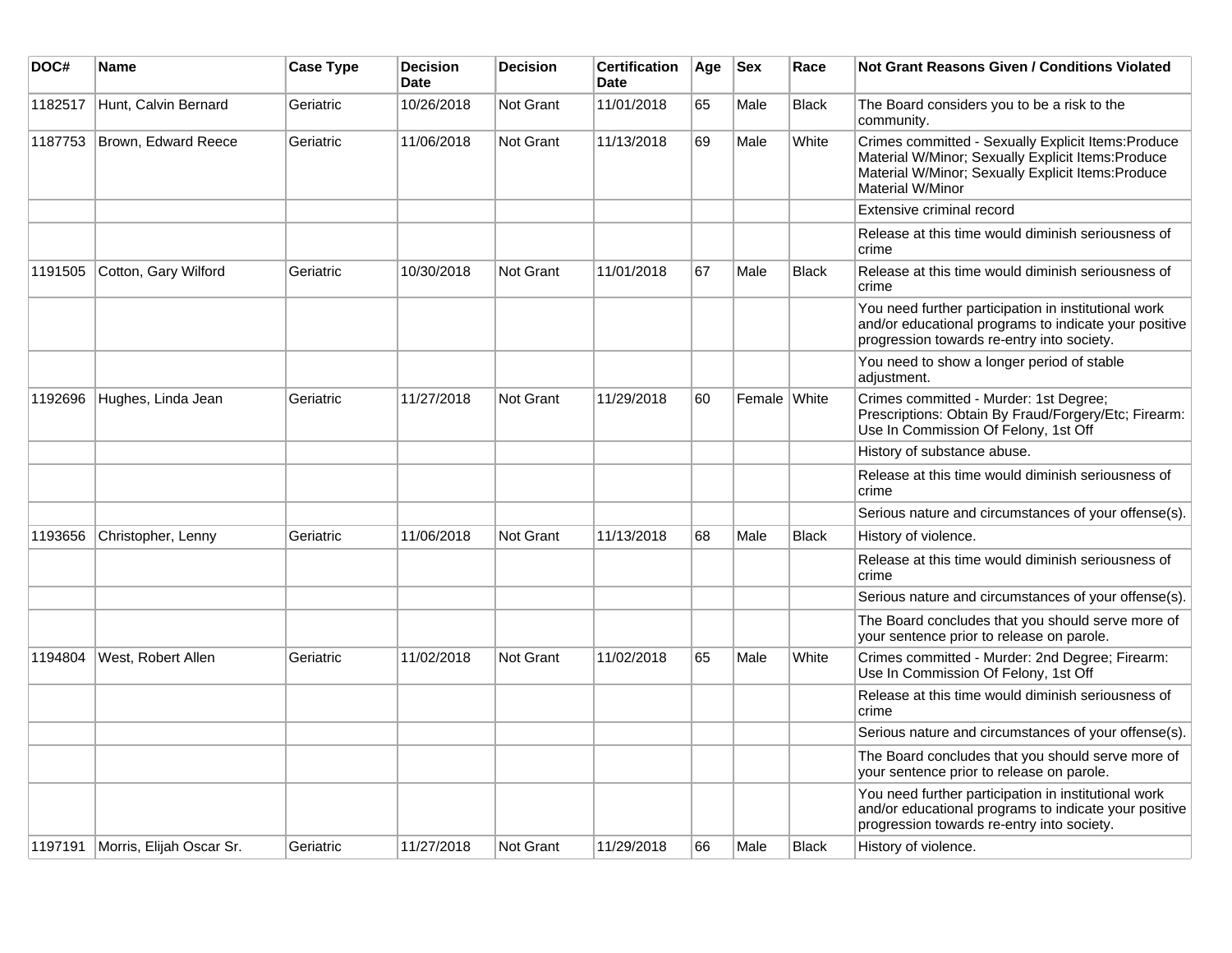| DOC# | Name | Case Type | Decision Date | Decision | Certification Date | Age | Sex | Race | Not Grant Reasons Given / Conditions Violated |
|---|---|---|---|---|---|---|---|---|---|
| 1182517 | Hunt, Calvin Bernard | Geriatric | 10/26/2018 | Not Grant | 11/01/2018 | 65 | Male | Black | The Board considers you to be a risk to the community. |
| 1187753 | Brown, Edward Reece | Geriatric | 11/06/2018 | Not Grant | 11/13/2018 | 69 | Male | White | Crimes committed - Sexually Explicit Items:Produce Material W/Minor; Sexually Explicit Items:Produce Material W/Minor; Sexually Explicit Items:Produce Material W/Minor |
| | | | | | | | | | Extensive criminal record |
| | | | | | | | | | Release at this time would diminish seriousness of crime |
| 1191505 | Cotton, Gary Wilford | Geriatric | 10/30/2018 | Not Grant | 11/01/2018 | 67 | Male | Black | Release at this time would diminish seriousness of crime |
| | | | | | | | | | You need further participation in institutional work and/or educational programs to indicate your positive progression towards re-entry into society. |
| | | | | | | | | | You need to show a longer period of stable adjustment. |
| 1192696 | Hughes, Linda Jean | Geriatric | 11/27/2018 | Not Grant | 11/29/2018 | 60 | Female | White | Crimes committed - Murder: 1st Degree; Prescriptions: Obtain By Fraud/Forgery/Etc; Firearm: Use In Commission Of Felony, 1st Off |
| | | | | | | | | | History of substance abuse. |
| | | | | | | | | | Release at this time would diminish seriousness of crime |
| | | | | | | | | | Serious nature and circumstances of your offense(s). |
| 1193656 | Christopher, Lenny | Geriatric | 11/06/2018 | Not Grant | 11/13/2018 | 68 | Male | Black | History of violence. |
| | | | | | | | | | Release at this time would diminish seriousness of crime |
| | | | | | | | | | Serious nature and circumstances of your offense(s). |
| | | | | | | | | | The Board concludes that you should serve more of your sentence prior to release on parole. |
| 1194804 | West, Robert Allen | Geriatric | 11/02/2018 | Not Grant | 11/02/2018 | 65 | Male | White | Crimes committed - Murder: 2nd Degree; Firearm: Use In Commission Of Felony, 1st Off |
| | | | | | | | | | Release at this time would diminish seriousness of crime |
| | | | | | | | | | Serious nature and circumstances of your offense(s). |
| | | | | | | | | | The Board concludes that you should serve more of your sentence prior to release on parole. |
| | | | | | | | | | You need further participation in institutional work and/or educational programs to indicate your positive progression towards re-entry into society. |
| 1197191 | Morris, Elijah Oscar Sr. | Geriatric | 11/27/2018 | Not Grant | 11/29/2018 | 66 | Male | Black | History of violence. |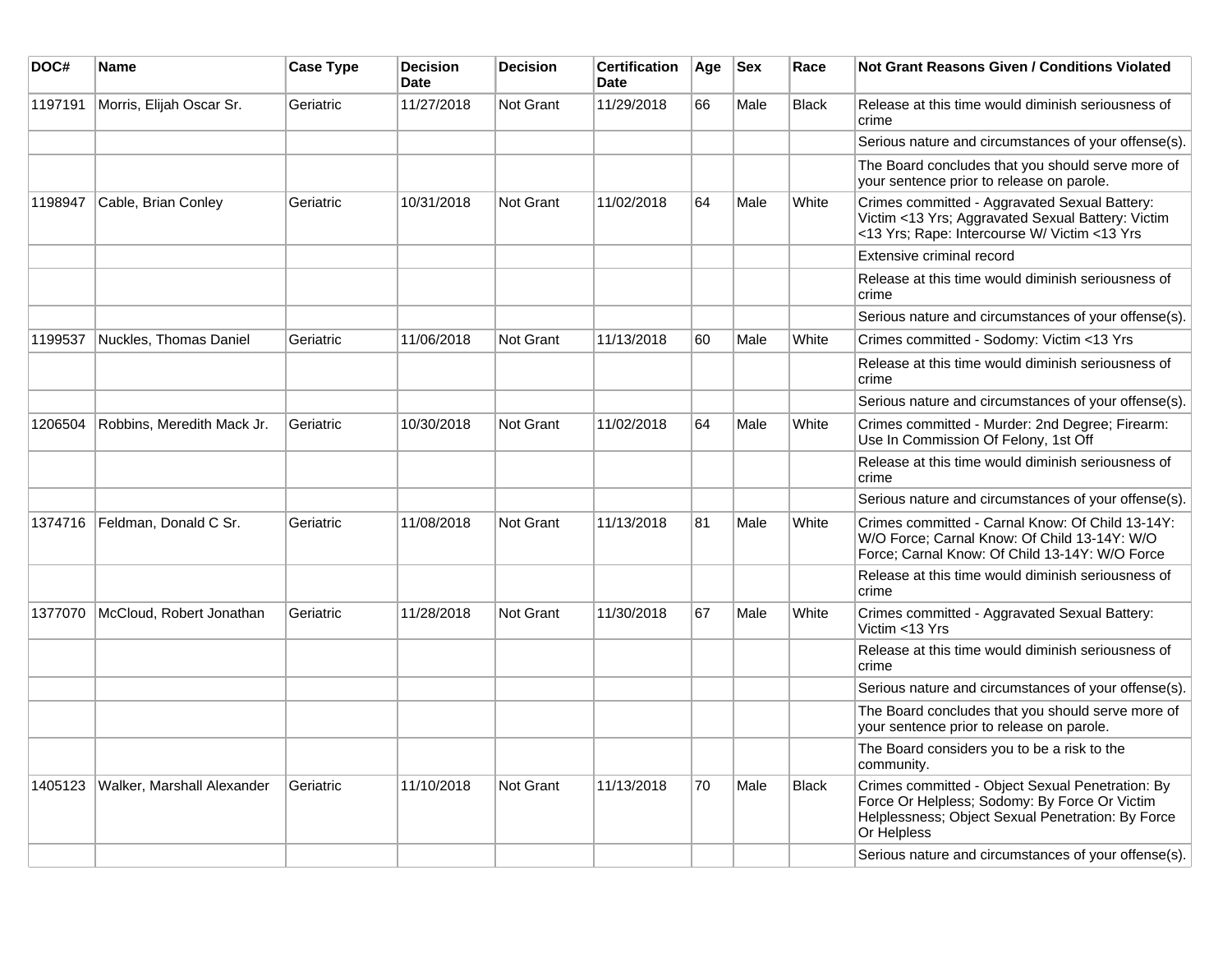| DOC# | Name | Case Type | Decision Date | Decision | Certification Date | Age | Sex | Race | Not Grant Reasons Given / Conditions Violated |
|---|---|---|---|---|---|---|---|---|---|
| 1197191 | Morris, Elijah Oscar Sr. | Geriatric | 11/27/2018 | Not Grant | 11/29/2018 | 66 | Male | Black | Release at this time would diminish seriousness of crime |
| | | | | | | | | | Serious nature and circumstances of your offense(s). |
| | | | | | | | | | The Board concludes that you should serve more of your sentence prior to release on parole. |
| 1198947 | Cable, Brian Conley | Geriatric | 10/31/2018 | Not Grant | 11/02/2018 | 64 | Male | White | Crimes committed - Aggravated Sexual Battery: Victim <13 Yrs; Aggravated Sexual Battery: Victim <13 Yrs; Rape: Intercourse W/ Victim <13 Yrs |
| | | | | | | | | | Extensive criminal record |
| | | | | | | | | | Release at this time would diminish seriousness of crime |
| | | | | | | | | | Serious nature and circumstances of your offense(s). |
| 1199537 | Nuckles, Thomas Daniel | Geriatric | 11/06/2018 | Not Grant | 11/13/2018 | 60 | Male | White | Crimes committed - Sodomy: Victim <13 Yrs |
| | | | | | | | | | Release at this time would diminish seriousness of crime |
| | | | | | | | | | Serious nature and circumstances of your offense(s). |
| 1206504 | Robbins, Meredith Mack Jr. | Geriatric | 10/30/2018 | Not Grant | 11/02/2018 | 64 | Male | White | Crimes committed - Murder: 2nd Degree; Firearm: Use In Commission Of Felony, 1st Off |
| | | | | | | | | | Release at this time would diminish seriousness of crime |
| | | | | | | | | | Serious nature and circumstances of your offense(s). |
| 1374716 | Feldman, Donald C Sr. | Geriatric | 11/08/2018 | Not Grant | 11/13/2018 | 81 | Male | White | Crimes committed - Carnal Know: Of Child 13-14Y: W/O Force; Carnal Know: Of Child 13-14Y: W/O Force; Carnal Know: Of Child 13-14Y: W/O Force |
| | | | | | | | | | Release at this time would diminish seriousness of crime |
| 1377070 | McCloud, Robert Jonathan | Geriatric | 11/28/2018 | Not Grant | 11/30/2018 | 67 | Male | White | Crimes committed - Aggravated Sexual Battery: Victim <13 Yrs |
| | | | | | | | | | Release at this time would diminish seriousness of crime |
| | | | | | | | | | Serious nature and circumstances of your offense(s). |
| | | | | | | | | | The Board concludes that you should serve more of your sentence prior to release on parole. |
| | | | | | | | | | The Board considers you to be a risk to the community. |
| 1405123 | Walker, Marshall Alexander | Geriatric | 11/10/2018 | Not Grant | 11/13/2018 | 70 | Male | Black | Crimes committed - Object Sexual Penetration: By Force Or Helpless; Sodomy: By Force Or Victim Helplessness; Object Sexual Penetration: By Force Or Helpless |
| | | | | | | | | | Serious nature and circumstances of your offense(s). |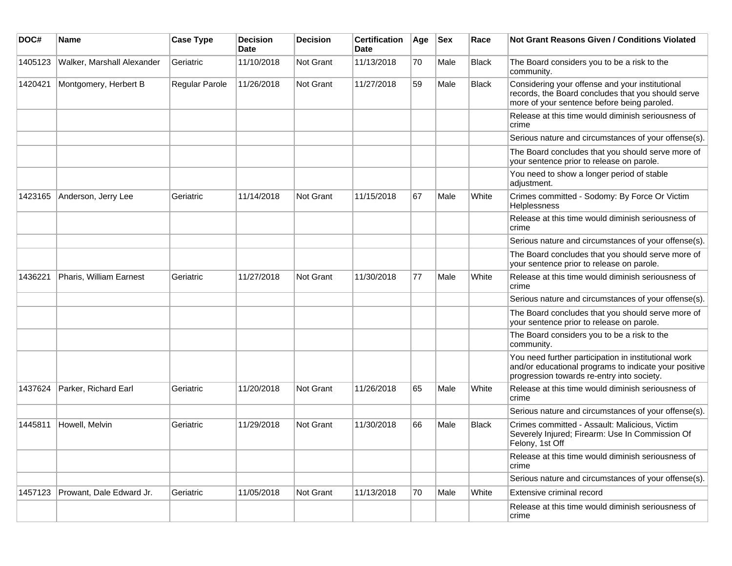| DOC# | Name | Case Type | Decision Date | Decision | Certification Date | Age | Sex | Race | Not Grant Reasons Given / Conditions Violated |
|---|---|---|---|---|---|---|---|---|---|
| 1405123 | Walker, Marshall Alexander | Geriatric | 11/10/2018 | Not Grant | 11/13/2018 | 70 | Male | Black | The Board considers you to be a risk to the community. |
| 1420421 | Montgomery, Herbert B | Regular Parole | 11/26/2018 | Not Grant | 11/27/2018 | 59 | Male | Black | Considering your offense and your institutional records, the Board concludes that you should serve more of your sentence before being paroled. |
| | | | | | | | | | Release at this time would diminish seriousness of crime |
| | | | | | | | | | Serious nature and circumstances of your offense(s). |
| | | | | | | | | | The Board concludes that you should serve more of your sentence prior to release on parole. |
| | | | | | | | | | You need to show a longer period of stable adjustment. |
| 1423165 | Anderson, Jerry Lee | Geriatric | 11/14/2018 | Not Grant | 11/15/2018 | 67 | Male | White | Crimes committed - Sodomy: By Force Or Victim Helplessness |
| | | | | | | | | | Release at this time would diminish seriousness of crime |
| | | | | | | | | | Serious nature and circumstances of your offense(s). |
| | | | | | | | | | The Board concludes that you should serve more of your sentence prior to release on parole. |
| 1436221 | Pharis, William Earnest | Geriatric | 11/27/2018 | Not Grant | 11/30/2018 | 77 | Male | White | Release at this time would diminish seriousness of crime |
| | | | | | | | | | Serious nature and circumstances of your offense(s). |
| | | | | | | | | | The Board concludes that you should serve more of your sentence prior to release on parole. |
| | | | | | | | | | The Board considers you to be a risk to the community. |
| | | | | | | | | | You need further participation in institutional work and/or educational programs to indicate your positive progression towards re-entry into society. |
| 1437624 | Parker, Richard Earl | Geriatric | 11/20/2018 | Not Grant | 11/26/2018 | 65 | Male | White | Release at this time would diminish seriousness of crime |
| | | | | | | | | | Serious nature and circumstances of your offense(s). |
| 1445811 | Howell, Melvin | Geriatric | 11/29/2018 | Not Grant | 11/30/2018 | 66 | Male | Black | Crimes committed - Assault: Malicious, Victim Severely Injured; Firearm: Use In Commission Of Felony, 1st Off |
| | | | | | | | | | Release at this time would diminish seriousness of crime |
| | | | | | | | | | Serious nature and circumstances of your offense(s). |
| 1457123 | Prowant, Dale Edward Jr. | Geriatric | 11/05/2018 | Not Grant | 11/13/2018 | 70 | Male | White | Extensive criminal record |
| | | | | | | | | | Release at this time would diminish seriousness of crime |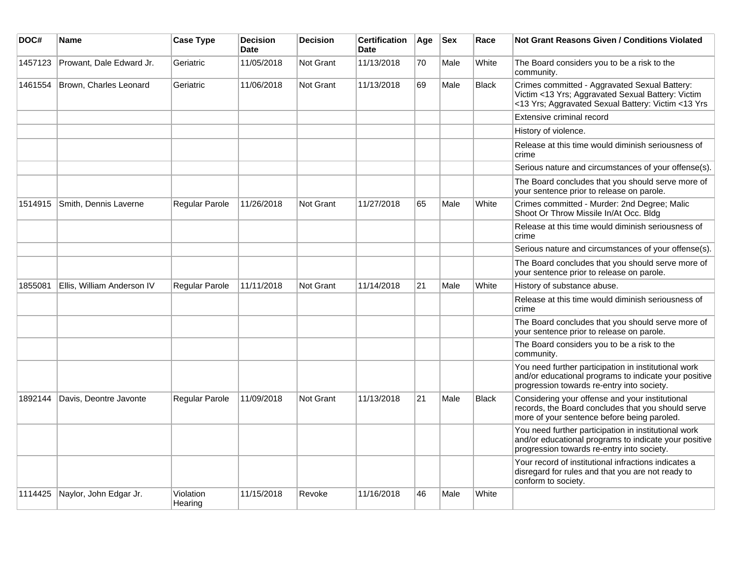| DOC# | Name | Case Type | Decision Date | Decision | Certification Date | Age | Sex | Race | Not Grant Reasons Given / Conditions Violated |
|---|---|---|---|---|---|---|---|---|---|
| 1457123 | Prowant, Dale Edward Jr. | Geriatric | 11/05/2018 | Not Grant | 11/13/2018 | 70 | Male | White | The Board considers you to be a risk to the community. |
| 1461554 | Brown, Charles Leonard | Geriatric | 11/06/2018 | Not Grant | 11/13/2018 | 69 | Male | Black | Crimes committed - Aggravated Sexual Battery: Victim <13 Yrs; Aggravated Sexual Battery: Victim <13 Yrs; Aggravated Sexual Battery: Victim <13 Yrs |
| | | | | | | | | | Extensive criminal record |
| | | | | | | | | | History of violence. |
| | | | | | | | | | Release at this time would diminish seriousness of crime |
| | | | | | | | | | Serious nature and circumstances of your offense(s). |
| | | | | | | | | | The Board concludes that you should serve more of your sentence prior to release on parole. |
| 1514915 | Smith, Dennis Laverne | Regular Parole | 11/26/2018 | Not Grant | 11/27/2018 | 65 | Male | White | Crimes committed - Murder: 2nd Degree; Malic Shoot Or Throw Missile In/At Occ. Bldg |
| | | | | | | | | | Release at this time would diminish seriousness of crime |
| | | | | | | | | | Serious nature and circumstances of your offense(s). |
| | | | | | | | | | The Board concludes that you should serve more of your sentence prior to release on parole. |
| 1855081 | Ellis, William Anderson IV | Regular Parole | 11/11/2018 | Not Grant | 11/14/2018 | 21 | Male | White | History of substance abuse. |
| | | | | | | | | | Release at this time would diminish seriousness of crime |
| | | | | | | | | | The Board concludes that you should serve more of your sentence prior to release on parole. |
| | | | | | | | | | The Board considers you to be a risk to the community. |
| | | | | | | | | | You need further participation in institutional work and/or educational programs to indicate your positive progression towards re-entry into society. |
| 1892144 | Davis, Deontre Javonte | Regular Parole | 11/09/2018 | Not Grant | 11/13/2018 | 21 | Male | Black | Considering your offense and your institutional records, the Board concludes that you should serve more of your sentence before being paroled. |
| | | | | | | | | | You need further participation in institutional work and/or educational programs to indicate your positive progression towards re-entry into society. |
| | | | | | | | | | Your record of institutional infractions indicates a disregard for rules and that you are not ready to conform to society. |
| 1114425 | Naylor, John Edgar Jr. | Violation Hearing | 11/15/2018 | Revoke | 11/16/2018 | 46 | Male | White | |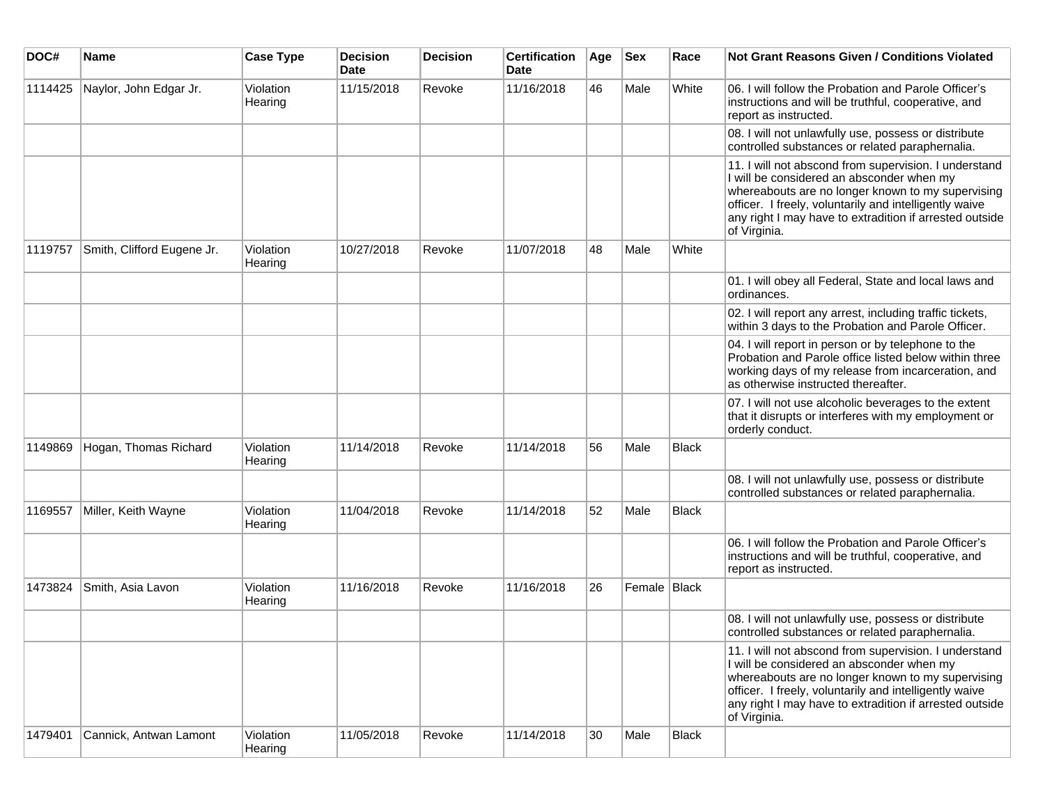| DOC# | Name | Case Type | Decision Date | Decision | Certification Date | Age | Sex | Race | Not Grant Reasons Given / Conditions Violated |
|---|---|---|---|---|---|---|---|---|---|
| 1114425 | Naylor, John Edgar Jr. | Violation Hearing | 11/15/2018 | Revoke | 11/16/2018 | 46 | Male | White | 06. I will follow the Probation and Parole Officer's instructions and will be truthful, cooperative, and report as instructed. |
| | | | | | | | | | 08. I will not unlawfully use, possess or distribute controlled substances or related paraphernalia. |
| | | | | | | | | | 11. I will not abscond from supervision. I understand I will be considered an absconder when my whereabouts are no longer known to my supervising officer. I freely, voluntarily and intelligently waive any right I may have to extradition if arrested outside of Virginia. |
| 1119757 | Smith, Clifford Eugene Jr. | Violation Hearing | 10/27/2018 | Revoke | 11/07/2018 | 48 | Male | White | |
| | | | | | | | | | 01. I will obey all Federal, State and local laws and ordinances. |
| | | | | | | | | | 02. I will report any arrest, including traffic tickets, within 3 days to the Probation and Parole Officer. |
| | | | | | | | | | 04. I will report in person or by telephone to the Probation and Parole office listed below within three working days of my release from incarceration, and as otherwise instructed thereafter. |
| | | | | | | | | | 07. I will not use alcoholic beverages to the extent that it disrupts or interferes with my employment or orderly conduct. |
| 1149869 | Hogan, Thomas Richard | Violation Hearing | 11/14/2018 | Revoke | 11/14/2018 | 56 | Male | Black | |
| | | | | | | | | | 08. I will not unlawfully use, possess or distribute controlled substances or related paraphernalia. |
| 1169557 | Miller, Keith Wayne | Violation Hearing | 11/04/2018 | Revoke | 11/14/2018 | 52 | Male | Black | |
| | | | | | | | | | 06. I will follow the Probation and Parole Officer's instructions and will be truthful, cooperative, and report as instructed. |
| 1473824 | Smith, Asia Lavon | Violation Hearing | 11/16/2018 | Revoke | 11/16/2018 | 26 | Female | Black | |
| | | | | | | | | | 08. I will not unlawfully use, possess or distribute controlled substances or related paraphernalia. |
| | | | | | | | | | 11. I will not abscond from supervision. I understand I will be considered an absconder when my whereabouts are no longer known to my supervising officer. I freely, voluntarily and intelligently waive any right I may have to extradition if arrested outside of Virginia. |
| 1479401 | Cannick, Antwan Lamont | Violation Hearing | 11/05/2018 | Revoke | 11/14/2018 | 30 | Male | Black | |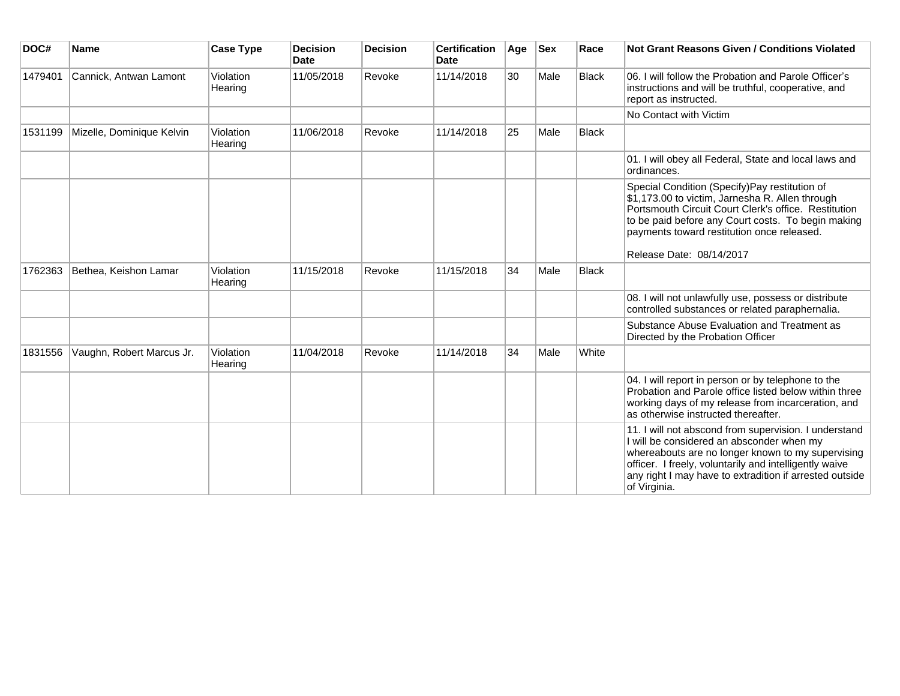| DOC# | Name | Case Type | Decision Date | Decision | Certification Date | Age | Sex | Race | Not Grant Reasons Given / Conditions Violated |
|---|---|---|---|---|---|---|---|---|---|
| 1479401 | Cannick, Antwan Lamont | Violation Hearing | 11/05/2018 | Revoke | 11/14/2018 | 30 | Male | Black | 06. I will follow the Probation and Parole Officer's instructions and will be truthful, cooperative, and report as instructed. |
| | | | | | | | | | No Contact with Victim |
| 1531199 | Mizelle, Dominique Kelvin | Violation Hearing | 11/06/2018 | Revoke | 11/14/2018 | 25 | Male | Black | |
| | | | | | | | | | 01. I will obey all Federal, State and local laws and ordinances. |
| | | | | | | | | | Special Condition (Specify)Pay restitution of $1,173.00 to victim, Jarnesha R. Allen through Portsmouth Circuit Court Clerk's office. Restitution to be paid before any Court costs. To begin making payments toward restitution once released.<br><br>Release Date: 08/14/2017 |
| 1762363 | Bethea, Keishon Lamar | Violation Hearing | 11/15/2018 | Revoke | 11/15/2018 | 34 | Male | Black | |
| | | | | | | | | | 08. I will not unlawfully use, possess or distribute controlled substances or related paraphernalia. |
| | | | | | | | | | Substance Abuse Evaluation and Treatment as Directed by the Probation Officer |
| 1831556 | Vaughn, Robert Marcus Jr. | Violation Hearing | 11/04/2018 | Revoke | 11/14/2018 | 34 | Male | White | |
| | | | | | | | | | 04. I will report in person or by telephone to the Probation and Parole office listed below within three working days of my release from incarceration, and as otherwise instructed thereafter. |
| | | | | | | | | | 11. I will not abscond from supervision. I understand I will be considered an absconder when my whereabouts are no longer known to my supervising officer. I freely, voluntarily and intelligently waive any right I may have to extradition if arrested outside of Virginia. |